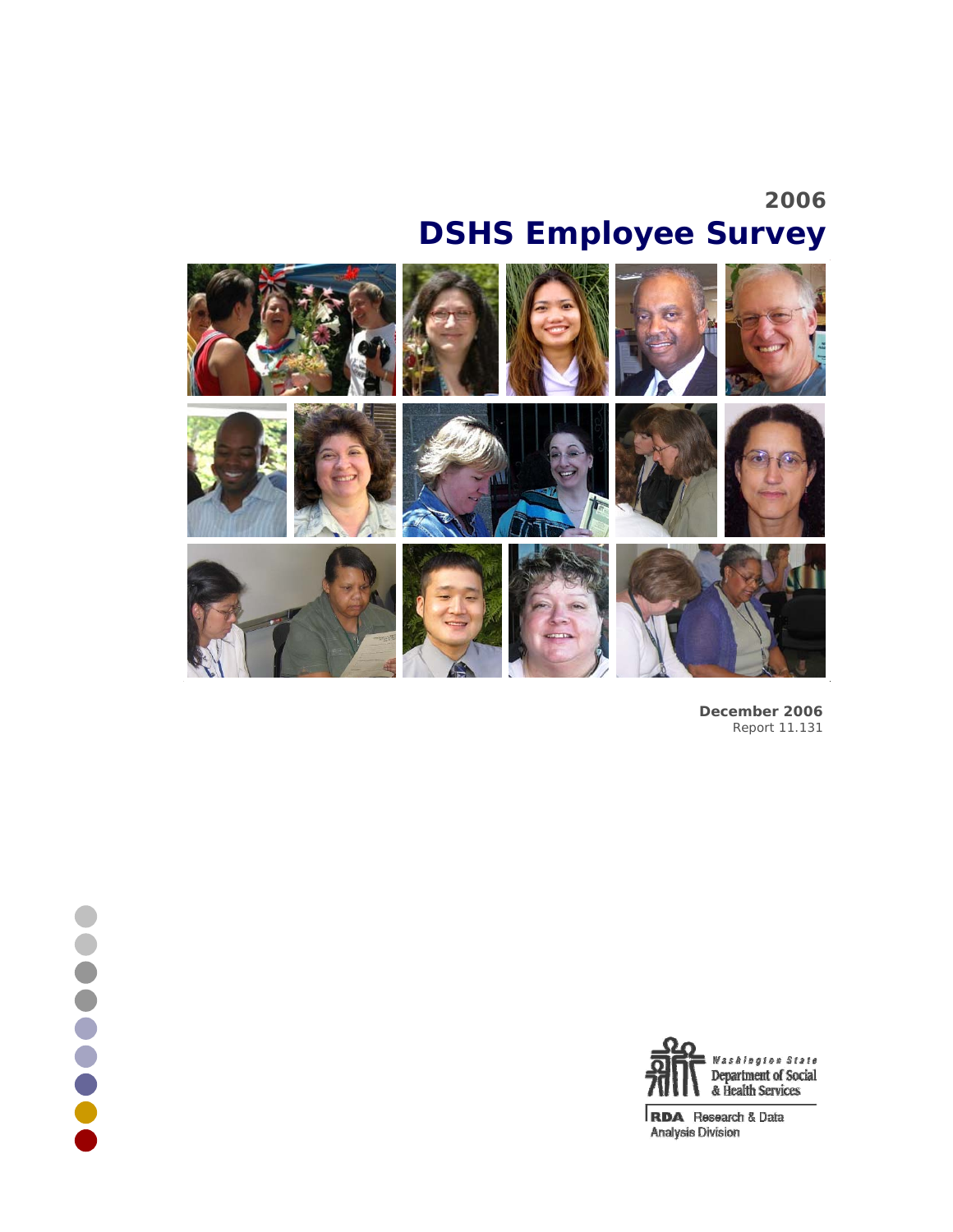# 2006
# DSHS Employee Survey

**December 2006**
Report 11.131

Washington State
Department of Social & Health Services

RDA Research & Data Analysis Division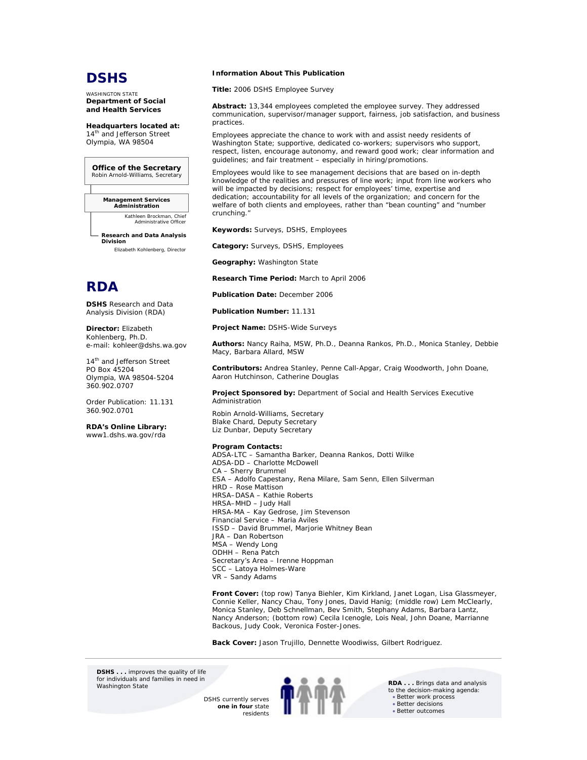# DSHS

WASHINGTON STATE
**Department of Social and Health Services**

**Headquarters located at:**
14th and Jefferson Street
Olympia, WA 98504

**Office of the Secretary**
Robin Arnold-Williams, Secretary

**Management Services Administration**
Kathleen Brockman, Chief Administrative Officer

**Research and Data Analysis Division**
Elizabeth Kohlenberg, Director

# RDA

**DSHS** Research and Data Analysis Division (RDA)

**Director:** Elizabeth Kohlenberg, Ph.D.
e-mail: kohleer@dshs.wa.gov

14th and Jefferson Street
PO Box 45204
Olympia, WA 98504-5204
360.902.0707

Order Publication: 11.131
360.902.0701

**RDA's Online Library:**
www1.dshs.wa.gov/rda

**Information About This Publication**

**Title:** 2006 DSHS Employee Survey

**Abstract:** 13,344 employees completed the employee survey. They addressed communication, supervisor/manager support, fairness, job satisfaction, and business practices.

Employees appreciate the chance to work with and assist needy residents of Washington State; supportive, dedicated co-workers; supervisors who support, respect, listen, encourage autonomy, and reward good work; clear information and guidelines; and fair treatment – especially in hiring/promotions.

Employees would like to see management decisions that are based on in-depth knowledge of the realities and pressures of line work; input from line workers who will be impacted by decisions; respect for employees' time, expertise and dedication; accountability for all levels of the organization; and concern for the welfare of both clients and employees, rather than "bean counting" and "number crunching."

**Keywords:** Surveys, DSHS, Employees

**Category:** Surveys, DSHS, Employees

**Geography:** Washington State

**Research Time Period:** March to April 2006

**Publication Date:** December 2006

**Publication Number:** 11.131

**Project Name:** DSHS-Wide Surveys

**Authors:** Nancy Raiha, MSW, Ph.D., Deanna Rankos, Ph.D., Monica Stanley, Debbie Macy, Barbara Allard, MSW

**Contributors:** Andrea Stanley, Penne Call-Apgar, Craig Woodworth, John Doane, Aaron Hutchinson, Catherine Douglas

**Project Sponsored by:** Department of Social and Health Services Executive Administration

Robin Arnold-Williams, Secretary
Blake Chard, Deputy Secretary
Liz Dunbar, Deputy Secretary

**Program Contacts:**
ADSA-LTC – Samantha Barker, Deanna Rankos, Dotti Wilke
ADSA-DD – Charlotte McDowell
CA – Sherry Brummel
ESA – Adolfo Capestany, Rena Milare, Sam Senn, Ellen Silverman
HRD – Rose Mattison
HRSA–DASA – Kathie Roberts
HRSA–MHD – Judy Hall
HRSA-MA – Kay Gedrose, Jim Stevenson
Financial Service – Maria Aviles
ISSD – David Brummel, Marjorie Whitney Bean
JRA – Dan Robertson
MSA – Wendy Long
ODHH – Rena Patch
Secretary's Area – Irenne Hoppman
SCC – Latoya Holmes-Ware
VR – Sandy Adams

**Front Cover:** (top row) Tanya Biehler, Kim Kirkland, Janet Logan, Lisa Glassmeyer, Connie Keller, Nancy Chau, Tony Jones, David Hanig; (middle row) Lem McClearly, Monica Stanley, Deb Schnellman, Bev Smith, Stephany Adams, Barbara Lantz, Nancy Anderson; (bottom row) Cecila Icenogle, Lois Neal, John Doane, Marrianne Backous, Judy Cook, Veronica Foster-Jones.

**Back Cover:** Jason Trujillo, Dennette Woodiwiss, Gilbert Rodriguez.

**DSHS . . .** improves the quality of life for individuals and families in need in Washington State

DSHS currently serves **one in four** state residents

**RDA . . .** Brings data and analysis to the decision-making agenda:
- Better work process
- Better decisions
- Better outcomes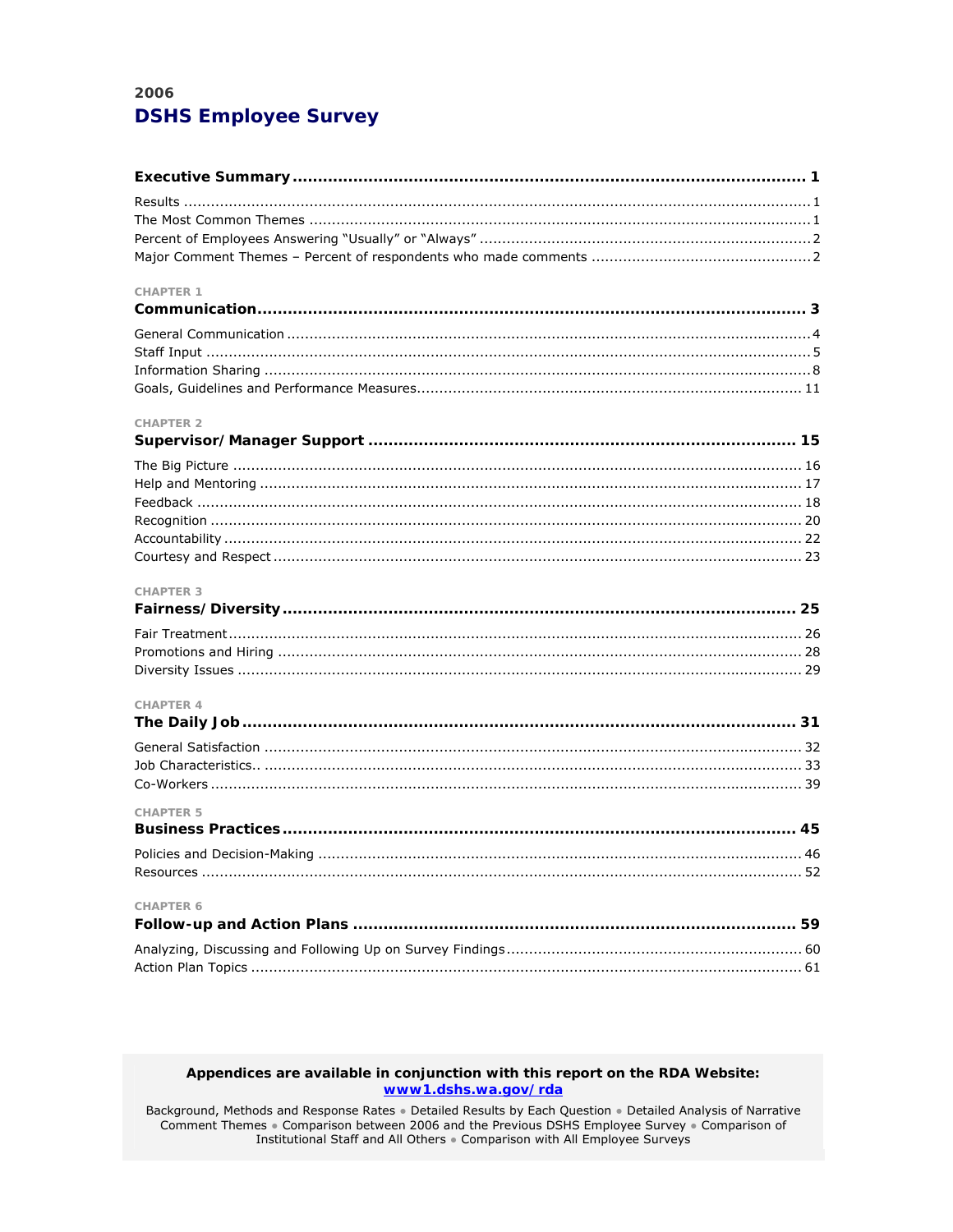2006

# DSHS Employee Survey

**Executive Summary** ........ **1**

- Results ........ 1
- The Most Common Themes ........ 1
- Percent of Employees Answering "Usually" or "Always" ........ 2
- Major Comment Themes – Percent of respondents who made comments ........ 2

CHAPTER 1

**Communication** ........ **3**

- General Communication ........ 4
- Staff Input ........ 5
- Information Sharing ........ 8
- Goals, Guidelines and Performance Measures ........ 11

CHAPTER 2

**Supervisor/Manager Support** ........ **15**

- The Big Picture ........ 16
- Help and Mentoring ........ 17
- Feedback ........ 18
- Recognition ........ 20
- Accountability ........ 22
- Courtesy and Respect ........ 23

CHAPTER 3

**Fairness/Diversity** ........ **25**

- Fair Treatment ........ 26
- Promotions and Hiring ........ 28
- Diversity Issues ........ 29

CHAPTER 4

**The Daily Job** ........ **31**

- General Satisfaction ........ 32
- Job Characteristics.. ........ 33
- Co-Workers ........ 39

CHAPTER 5

**Business Practices** ........ **45**

- Policies and Decision-Making ........ 46
- Resources ........ 52

CHAPTER 6

**Follow-up and Action Plans** ........ **59**

- Analyzing, Discussing and Following Up on Survey Findings ........ 60
- Action Plan Topics ........ 61

**Appendices are available in conjunction with this report on the RDA Website:**
**www1.dshs.wa.gov/rda**

Background, Methods and Response Rates • Detailed Results by Each Question • Detailed Analysis of Narrative Comment Themes • Comparison between 2006 and the Previous DSHS Employee Survey • Comparison of Institutional Staff and All Others • Comparison with All Employee Surveys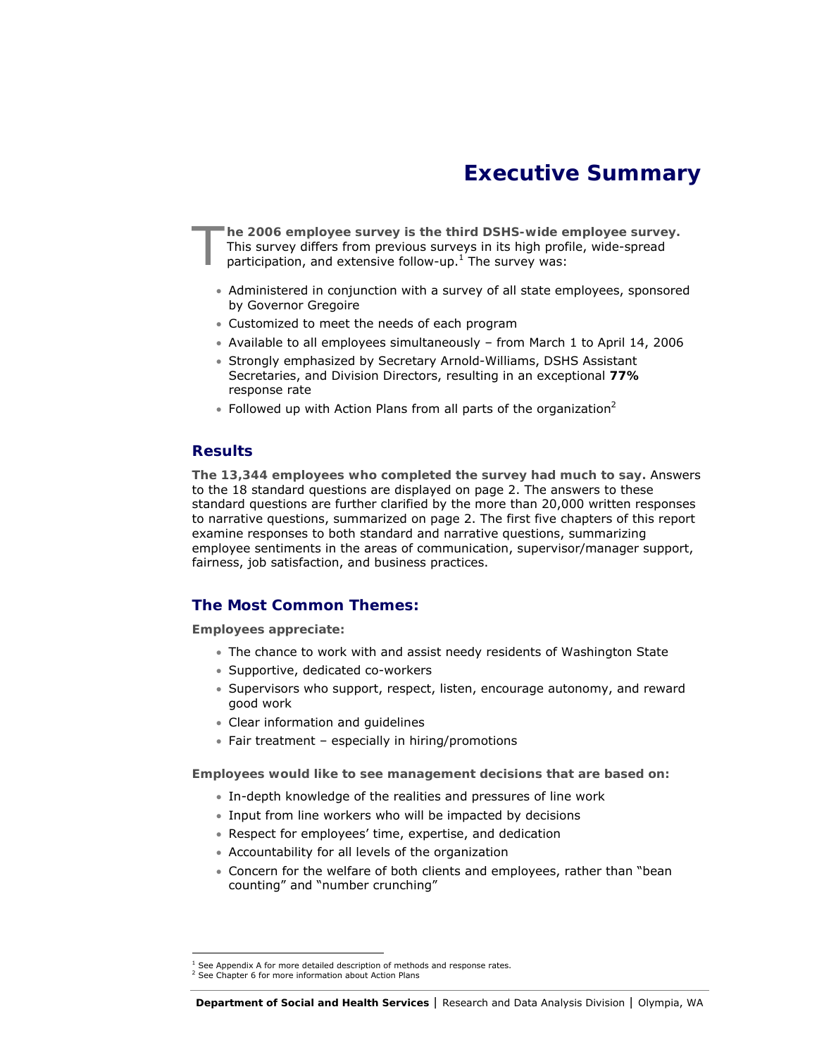# Executive Summary

**The 2006 employee survey is the third DSHS-wide employee survey.** This survey differs from previous surveys in its high profile, wide-spread participation, and extensive follow-up.[1] The survey was:

- Administered in conjunction with a survey of all state employees, sponsored by Governor Gregoire
- Customized to meet the needs of each program
- Available to all employees simultaneously – from March 1 to April 14, 2006
- Strongly emphasized by Secretary Arnold-Williams, DSHS Assistant Secretaries, and Division Directors, resulting in an exceptional **77%** response rate
- Followed up with Action Plans from all parts of the organization[2]

## Results

**The 13,344 employees who completed the survey had much to say.** Answers to the 18 standard questions are displayed on page 2. The answers to these standard questions are further clarified by the more than 20,000 written responses to narrative questions, summarized on page 2. The first five chapters of this report examine responses to both standard and narrative questions, summarizing employee sentiments in the areas of communication, supervisor/manager support, fairness, job satisfaction, and business practices.

## The Most Common Themes:

**Employees appreciate:**

- The chance to work with and assist needy residents of Washington State
- Supportive, dedicated co-workers
- Supervisors who support, respect, listen, encourage autonomy, and reward good work
- Clear information and guidelines
- Fair treatment – especially in hiring/promotions

**Employees would like to see management decisions that are based on:**

- In-depth knowledge of the realities and pressures of line work
- Input from line workers who will be impacted by decisions
- Respect for employees' time, expertise, and dedication
- Accountability for all levels of the organization
- Concern for the welfare of both clients and employees, rather than "bean counting" and "number crunching"

[1] See Appendix A for more detailed description of methods and response rates.
[2] See Chapter 6 for more information about Action Plans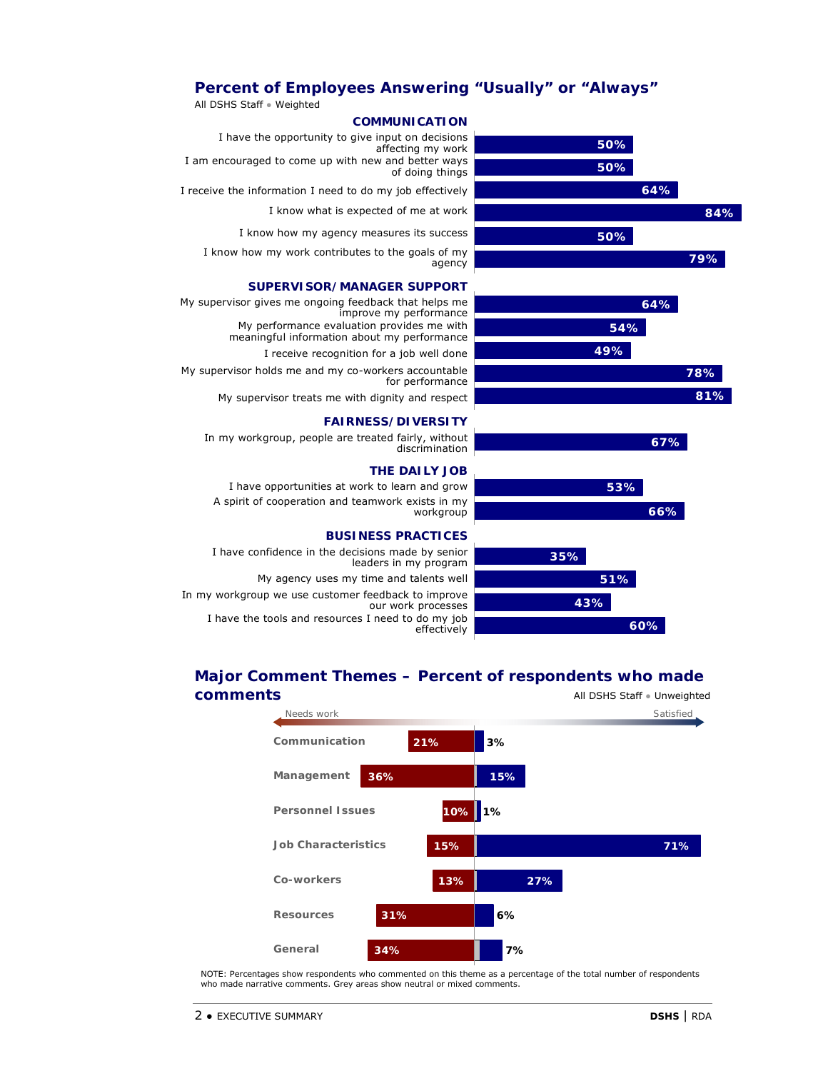## Percent of Employees Answering "Usually" or "Always"

All DSHS Staff • Weighted

| Item | Percent |
|---|---|
| **COMMUNICATION** | |
| I have the opportunity to give input on decisions affecting my work | 50% |
| I am encouraged to come up with new and better ways of doing things | 50% |
| I receive the information I need to do my job effectively | 64% |
| I know what is expected of me at work | 84% |
| I know how my agency measures its success | 50% |
| I know how my work contributes to the goals of my agency | 79% |
| **SUPERVISOR/MANAGER SUPPORT** | |
| My supervisor gives me ongoing feedback that helps me improve my performance | 64% |
| My performance evaluation provides me with meaningful information about my performance | 54% |
| I receive recognition for a job well done | 49% |
| My supervisor holds me and my co-workers accountable for performance | 78% |
| My supervisor treats me with dignity and respect | 81% |
| **FAIRNESS/DIVERSITY** | |
| In my workgroup, people are treated fairly, without discrimination | 67% |
| **THE DAILY JOB** | |
| I have opportunities at work to learn and grow | 53% |
| A spirit of cooperation and teamwork exists in my workgroup | 66% |
| **BUSINESS PRACTICES** | |
| I have confidence in the decisions made by senior leaders in my program | 35% |
| My agency uses my time and talents well | 51% |
| In my workgroup we use customer feedback to improve our work processes | 43% |
| I have the tools and resources I need to do my job effectively | 60% |

## Major Comment Themes – Percent of respondents who made comments

All DSHS Staff • Unweighted

| Theme | Needs work | Satisfied |
|---|---|---|
| Communication | 21% | 3% |
| Management | 36% | 15% |
| Personnel Issues | 10% | 1% |
| Job Characteristics | 15% | 71% |
| Co-workers | 13% | 27% |
| Resources | 31% | 6% |
| General | 34% | 7% |

NOTE: Percentages show respondents who commented on this theme as a percentage of the total number of respondents who made narrative comments. Grey areas show neutral or mixed comments.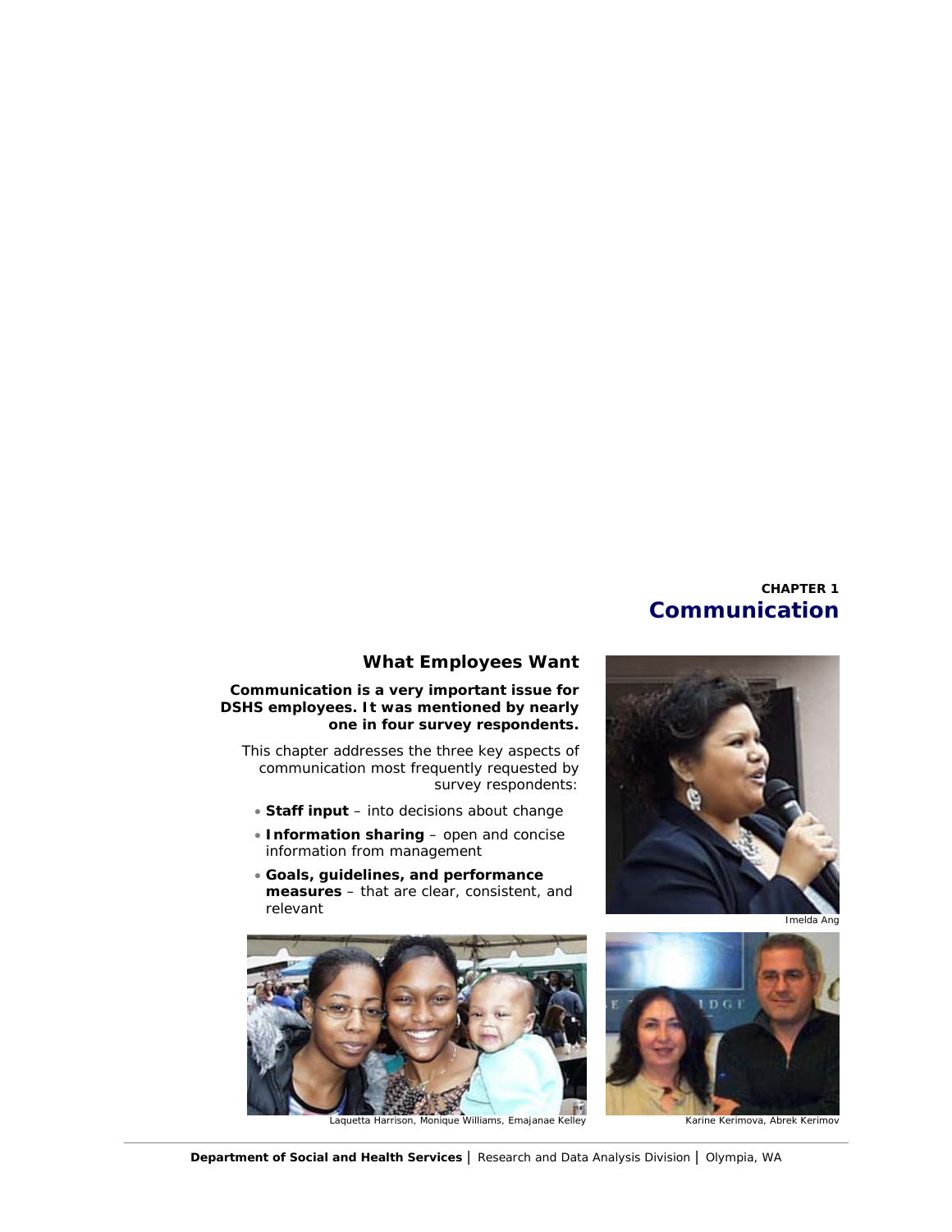CHAPTER 1

# Communication

## What Employees Want

**Communication is a very important issue for DSHS employees. It was mentioned by nearly one in four survey respondents.**

This chapter addresses the three key aspects of communication most frequently requested by survey respondents:

- **Staff input** – into decisions about change
- **Information sharing** – open and concise information from management
- **Goals, guidelines, and performance measures** – that are clear, consistent, and relevant

Imelda Ang

Laquetta Harrison, Monique Williams, Emajanae Kelley

Karine Kerimova, Abrek Kerimov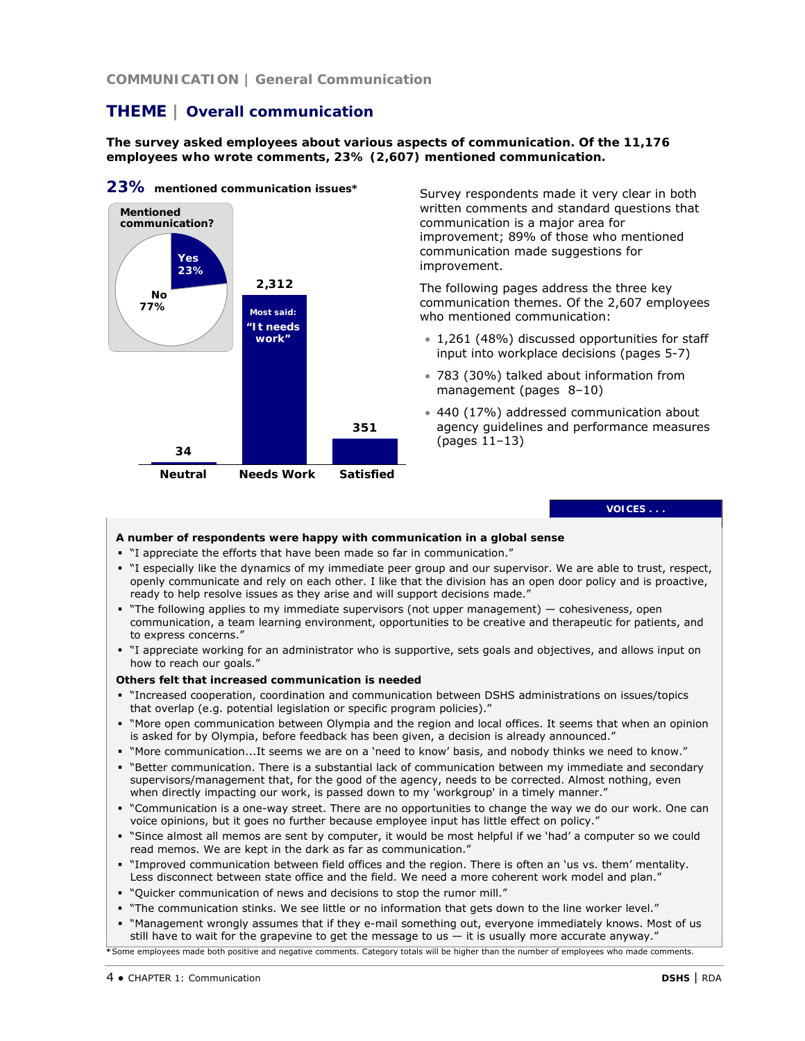COMMUNICATION | General Communication

# THEME | Overall communication

**The survey asked employees about various aspects of communication. Of the 11,176 employees who wrote comments, 23% (2,607) mentioned communication.**

**23%** **mentioned communication issues***

Mentioned communication?
- Yes 23%
- No 77%

| Neutral | Needs Work | Satisfied |
|---|---|---|
| 34 | 2,312 | 351 |

Most said: "It needs work"

Survey respondents made it very clear in both written comments and standard questions that communication is a major area for improvement; 89% of those who mentioned communication made suggestions for improvement.

The following pages address the three key communication themes. Of the 2,607 employees who mentioned communication:

- 1,261 (48%) discussed opportunities for staff input into workplace decisions (pages 5-7)
- 783 (30%) talked about information from management (pages 8–10)
- 440 (17%) addressed communication about agency guidelines and performance measures (pages 11–13)

**VOICES . . .**

**A number of respondents were happy with communication in a global sense**

- "I appreciate the efforts that have been made so far in communication."
- "I especially like the dynamics of my immediate peer group and our supervisor. We are able to trust, respect, openly communicate and rely on each other. I like that the division has an open door policy and is proactive, ready to help resolve issues as they arise and will support decisions made."
- "The following applies to my immediate supervisors (not upper management) — cohesiveness, open communication, a team learning environment, opportunities to be creative and therapeutic for patients, and to express concerns."
- "I appreciate working for an administrator who is supportive, sets goals and objectives, and allows input on how to reach our goals."

**Others felt that increased communication is needed**

- "Increased cooperation, coordination and communication between DSHS administrations on issues/topics that overlap (e.g. potential legislation or specific program policies)."
- "More open communication between Olympia and the region and local offices. It seems that when an opinion is asked for by Olympia, before feedback has been given, a decision is already announced."
- "More communication...It seems we are on a 'need to know' basis, and nobody thinks we need to know."
- "Better communication. There is a substantial lack of communication between my immediate and secondary supervisors/management that, for the good of the agency, needs to be corrected. Almost nothing, even when directly impacting our work, is passed down to my 'workgroup' in a timely manner."
- "Communication is a one-way street. There are no opportunities to change the way we do our work. One can voice opinions, but it goes no further because employee input has little effect on policy."
- "Since almost all memos are sent by computer, it would be most helpful if we 'had' a computer so we could read memos. We are kept in the dark as far as communication."
- "Improved communication between field offices and the region. There is often an 'us vs. them' mentality. Less disconnect between state office and the field. We need a more coherent work model and plan."
- "Quicker communication of news and decisions to stop the rumor mill."
- "The communication stinks. We see little or no information that gets down to the line worker level."
- "Management wrongly assumes that if they e-mail something out, everyone immediately knows. Most of us still have to wait for the grapevine to get the message to us — it is usually more accurate anyway."

*Some employees made both positive and negative comments. Category totals will be higher than the number of employees who made comments.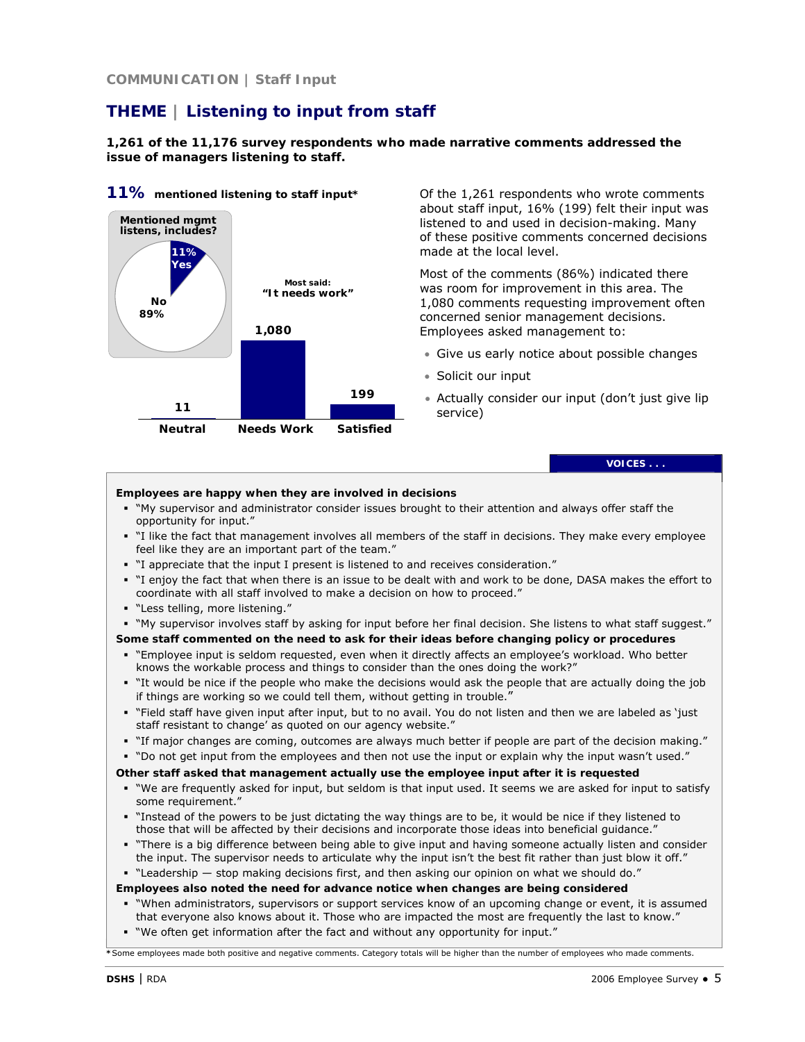COMMUNICATION | Staff Input

# THEME | Listening to input from staff

**1,261 of the 11,176 survey respondents who made narrative comments addressed the issue of managers listening to staff.**

**11%** **mentioned listening to staff input***

Mentioned mgmt listens, includes?

11% Yes

No 89%

Most said: "It needs work"

| Neutral | Needs Work | Satisfied |
|---|---|---|
| 11 | 1,080 | 199 |

Of the 1,261 respondents who wrote comments about staff input, 16% (199) felt their input was listened to and used in decision-making. Many of these positive comments concerned decisions made at the local level.

Most of the comments (86%) indicated there was room for improvement in this area. The 1,080 comments requesting improvement often concerned senior management decisions. Employees asked management to:

- Give us early notice about possible changes
- Solicit our input
- Actually consider our input (don't just give lip service)

**VOICES . . .**

**Employees are happy when they are involved in decisions**

- "My supervisor and administrator consider issues brought to their attention and always offer staff the opportunity for input."
- "I like the fact that management involves all members of the staff in decisions. They make every employee feel like they are an important part of the team."
- "I appreciate that the input I present is listened to and receives consideration."
- "I enjoy the fact that when there is an issue to be dealt with and work to be done, DASA makes the effort to coordinate with all staff involved to make a decision on how to proceed."
- "Less telling, more listening."
- "My supervisor involves staff by asking for input before her final decision. She listens to what staff suggest."

**Some staff commented on the need to ask for their ideas before changing policy or procedures**

- "Employee input is seldom requested, even when it directly affects an employee's workload. Who better knows the workable process and things to consider than the ones doing the work?"
- "It would be nice if the people who make the decisions would ask the people that are actually doing the job if things are working so we could tell them, without getting in trouble."
- "Field staff have given input after input, but to no avail. You do not listen and then we are labeled as 'just staff resistant to change' as quoted on our agency website."
- "If major changes are coming, outcomes are always much better if people are part of the decision making."
- "Do not get input from the employees and then not use the input or explain why the input wasn't used."

**Other staff asked that management actually use the employee input after it is requested**

- "We are frequently asked for input, but seldom is that input used. It seems we are asked for input to satisfy some requirement."
- "Instead of the powers to be just dictating the way things are to be, it would be nice if they listened to those that will be affected by their decisions and incorporate those ideas into beneficial guidance."
- "There is a big difference between being able to give input and having someone actually listen and consider the input. The supervisor needs to articulate why the input isn't the best fit rather than just blow it off."
- "Leadership — stop making decisions first, and then asking our opinion on what we should do."

**Employees also noted the need for advance notice when changes are being considered**

- "When administrators, supervisors or support services know of an upcoming change or event, it is assumed that everyone also knows about it. Those who are impacted the most are frequently the last to know."
- "We often get information after the fact and without any opportunity for input."

*Some employees made both positive and negative comments. Category totals will be higher than the number of employees who made comments.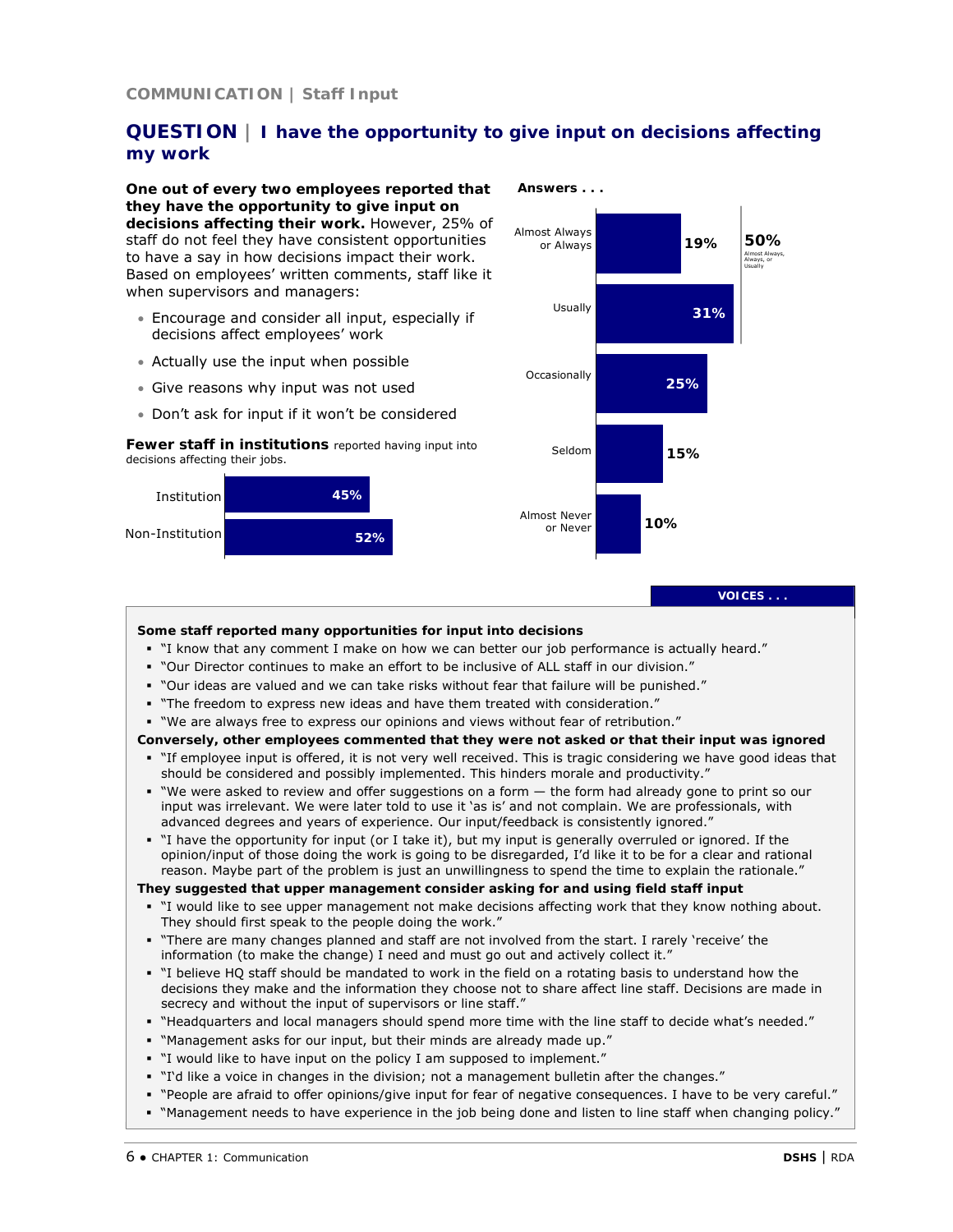COMMUNICATION | Staff Input

## QUESTION | I have the opportunity to give input on decisions affecting my work

**One out of every two employees reported that they have the opportunity to give input on decisions affecting their work.** However, 25% of staff do not feel they have consistent opportunities to have a say in how decisions impact their work. Based on employees' written comments, staff like it when supervisors and managers:

- Encourage and consider all input, especially if decisions affect employees' work
- Actually use the input when possible
- Give reasons why input was not used
- Don't ask for input if it won't be considered

**Fewer staff in institutions** reported having input into decisions affecting their jobs.

| | |
|---|---|
| Institution | 45% |
| Non-Institution | 52% |

**Answers . . .**

| Answer | Percent |
|---|---|
| Almost Always or Always | 19% |
| Usually | 31% |
| Occasionally | 25% |
| Seldom | 15% |
| Almost Never or Never | 10% |

**50%** Almost Always, Always, or Usually

**VOICES . . .**

**Some staff reported many opportunities for input into decisions**

- "I know that any comment I make on how we can better our job performance is actually heard."
- "Our Director continues to make an effort to be inclusive of ALL staff in our division."
- "Our ideas are valued and we can take risks without fear that failure will be punished."
- "The freedom to express new ideas and have them treated with consideration."
- "We are always free to express our opinions and views without fear of retribution."

**Conversely, other employees commented that they were not asked or their input was ignored**

- "If employee input is offered, it is not very well received. This is tragic considering we have good ideas that should be considered and possibly implemented. This hinders morale and productivity."
- "We were asked to review and offer suggestions on a form — the form had already gone to print so our input was irrelevant. We were later told to use it 'as is' and not complain. We are professionals, with advanced degrees and years of experience. Our input/feedback is consistently ignored."
- "I have the opportunity for input (or I take it), but my input is generally overruled or ignored. If the opinion/input of those doing the work is going to be disregarded, I'd like it to be for a clear and rational reason. Maybe part of the problem is just an unwillingness to spend the time to explain the rationale."

**They suggested that upper management consider asking for and using field staff input**

- "I would like to see upper management not make decisions affecting work that they know nothing about. They should first speak to the people doing the work."
- "There are many changes planned and staff are not involved from the start. I rarely 'receive' the information (to make the change) I need and must go out and actively collect it."
- "I believe HQ staff should be mandated to work in the field on a rotating basis to understand how the decisions they make and the information they choose not to share affect line staff. Decisions are made in secrecy and without the input of supervisors or line staff."
- "Headquarters and local managers should spend more time with the line staff to decide what's needed."
- "Management asks for our input, but their minds are already made up."
- "I would like to have input on the policy I am supposed to implement."
- "I'd like a voice in changes in the division; not a management bulletin after the changes."
- "People are afraid to offer opinions/give input for fear of negative consequences. I have to be very careful."
- "Management needs to have experience in the job being done and listen to line staff when changing policy."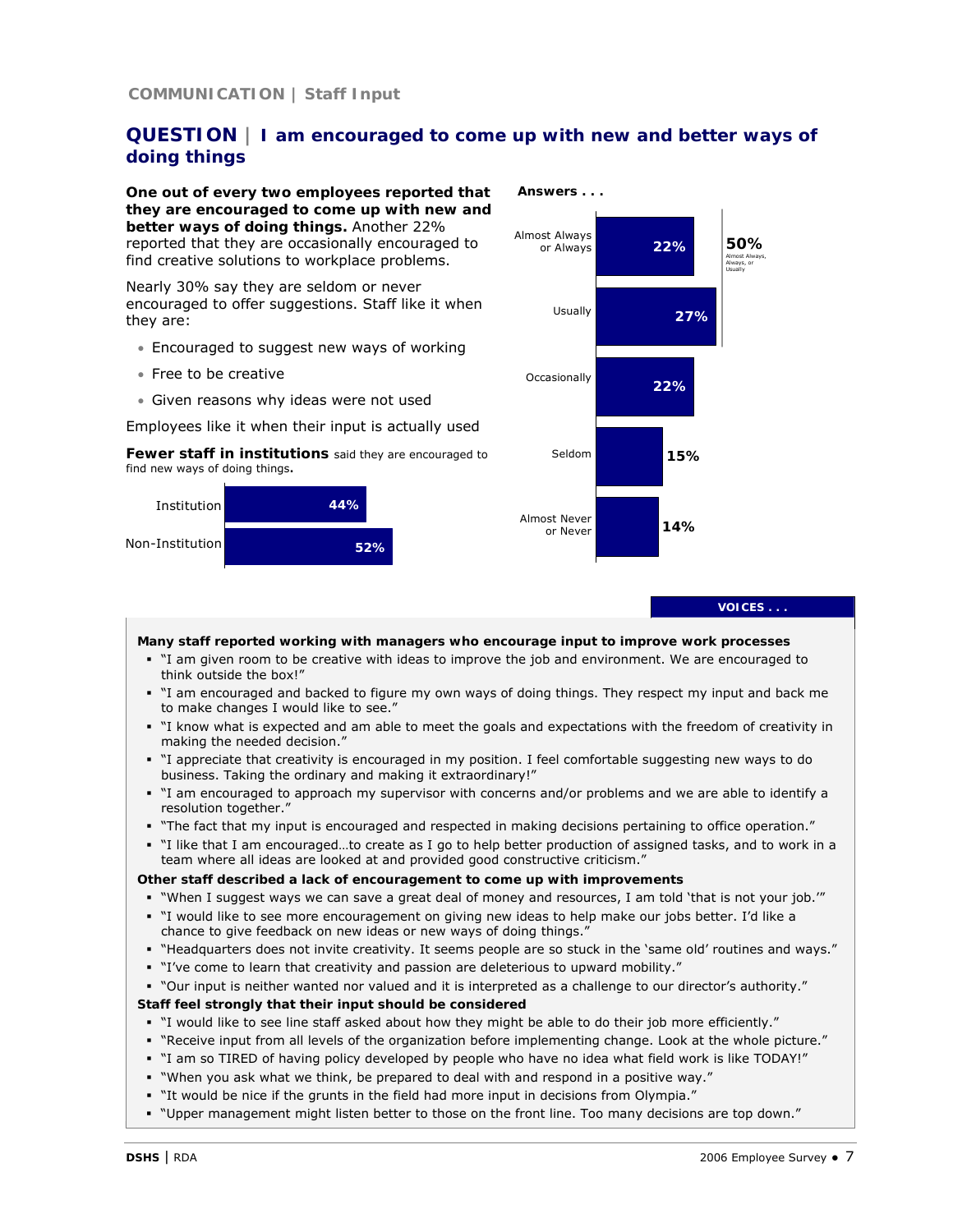COMMUNICATION | Staff Input

## QUESTION | I am encouraged to come up with new and better ways of doing things

**One out of every two employees reported that they are encouraged to come up with new and better ways of doing things.** Another 22% reported that they are occasionally encouraged to find creative solutions to workplace problems.

Nearly 30% say they are seldom or never encouraged to offer suggestions. Staff like it when they are:

- Encouraged to suggest new ways of working
- Free to be creative
- Given reasons why ideas were not used

Employees like it when their input is actually used

**Fewer staff in institutions** said they are encouraged to find new ways of doing things**.**

| | |
|---|---|
| Institution | 44% |
| Non-Institution | 52% |

**Answers . . .**

| Answer | Percent |
|---|---|
| Almost Always or Always | 22% |
| Usually | 27% |
| Occasionally | 22% |
| Seldom | 15% |
| Almost Never or Never | 14% |

50% Almost Always, Always, or Usually

**VOICES . . .**

**Many staff reported working with managers who encourage input to improve work processes**

- "I am given room to be creative with ideas to improve the job and environment. We are encouraged to think outside the box!"
- "I am encouraged and backed to figure my own ways of doing things. They respect my input and back me to make changes I would like to see."
- "I know what is expected and am able to meet the goals and expectations with the freedom of creativity in making the needed decision."
- "I appreciate that creativity is encouraged in my position. I feel comfortable suggesting new ways to do business. Taking the ordinary and making it extraordinary!"
- "I am encouraged to approach my supervisor with concerns and/or problems and we are able to identify a resolution together."
- "The fact that my input is encouraged and respected in making decisions pertaining to office operation."
- "I like that I am encouraged…to create as I go to help better production of assigned tasks, and to work in a team where all ideas are looked at and provided good constructive criticism."

**Other staff described a lack of encouragement to come up with improvements**

- "When I suggest ways we can save a great deal of money and resources, I am told 'that is not your job.'"
- "I would like to see more encouragement on giving new ideas to help make our jobs better. I'd like a chance to give feedback on new ideas or new ways of doing things."
- "Headquarters does not invite creativity. It seems people are so stuck in the 'same old' routines and ways."
- "I've come to learn that creativity and passion are deleterious to upward mobility."
- "Our input is neither wanted nor valued and it is interpreted as a challenge to our director's authority."

**Staff feel strongly that their input should be considered**

- "I would like to see line staff asked about how they might be able to do their job more efficiently."
- "Receive input from all levels of the organization before implementing change. Look at the whole picture."
- "I am so TIRED of having policy developed by people who have no idea what field work is like TODAY!"
- "When you ask what we think, be prepared to deal with and respond in a positive way."
- "It would be nice if the grunts in the field had more input in decisions from Olympia."
- "Upper management might listen better to those on the front line. Too many decisions are top down."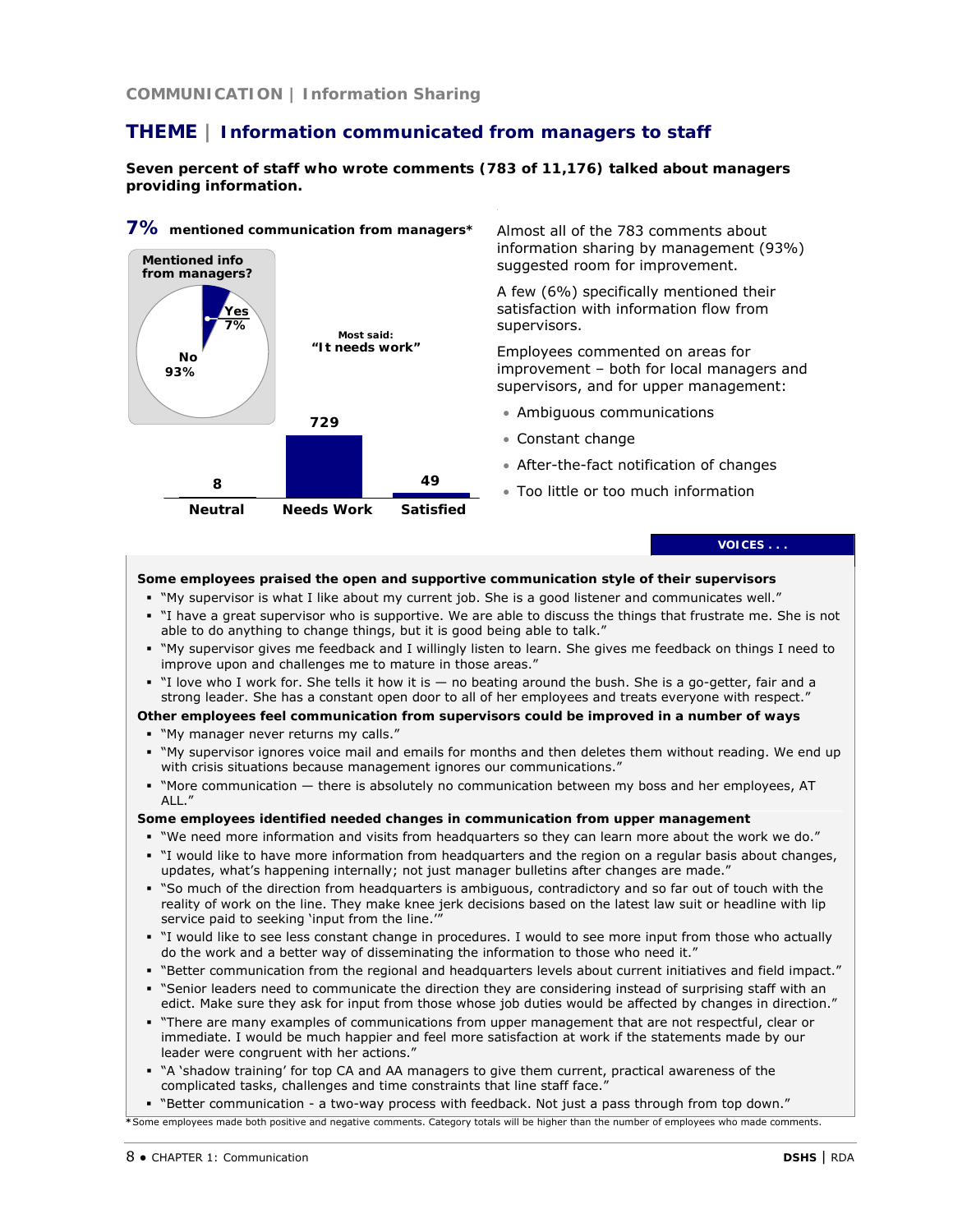COMMUNICATION | Information Sharing

## THEME | Information communicated from managers to staff

**Seven percent of staff who wrote comments (783 of 11,176) talked about managers providing information.**

**7%** **mentioned communication from managers***

**Mentioned info from managers?**

Yes 7%

No 93%

Most said: **"It needs work"**

| Neutral | Needs Work | Satisfied |
|---|---|---|
| 8 | 729 | 49 |

Almost all of the 783 comments about information sharing by management (93%) suggested room for improvement.

A few (6%) specifically mentioned their satisfaction with information flow from supervisors.

Employees commented on areas for improvement – both for local managers and supervisors, and for upper management:

- Ambiguous communications
- Constant change
- After-the-fact notification of changes
- Too little or too much information

**VOICES . . .**

**Some employees praised the open and supportive communication style of their supervisors**

- "My supervisor is what I like about my current job. She is a good listener and communicates well."
- "I have a great supervisor who is supportive. We are able to discuss the things that frustrate me. She is not able to do anything to change things, but it is good being able to talk."
- "My supervisor gives me feedback and I willingly listen to learn. She gives me feedback on things I need to improve upon and challenges me to mature in those areas."
- "I love who I work for. She tells it how it is — no beating around the bush. She is a go-getter, fair and a strong leader. She has a constant open door to all of her employees and treats everyone with respect."

**Other employees feel communication from supervisors could be improved in a number of ways**

- "My manager never returns my calls."
- "My supervisor ignores voice mail and emails for months and then deletes them without reading. We end up with crisis situations because management ignores our communications."
- "More communication — there is absolutely no communication between my boss and her employees, AT ALL."

**Some employees identified needed changes in communication from upper management**

- "We need more information and visits from headquarters so they can learn more about the work we do."
- "I would like to have more information from headquarters and the region on a regular basis about changes, updates, what's happening internally; not just manager bulletins after changes are made."
- "So much of the direction from headquarters is ambiguous, contradictory and so far out of touch with the reality of work on the line. They make knee jerk decisions based on the latest law suit or headline with lip service paid to seeking 'input from the line.'"
- "I would like to see less constant change in procedures. I would to see more input from those who actually do the work and a better way of disseminating the information to those who need it."
- "Better communication from the regional and headquarters levels about current initiatives and field impact."
- "Senior leaders need to communicate the direction they are considering instead of surprising staff with an edict. Make sure they ask for input from those whose job duties would be affected by changes in direction."
- "There are many examples of communications from upper management that are not respectful, clear or immediate. I would be much happier and feel more satisfaction at work if the statements made by our leader were congruent with her actions."
- "A 'shadow training' for top CA and AA managers to give them current, practical awareness of the complicated tasks, challenges and time constraints that line staff face."
- "Better communication - a two-way process with feedback. Not just a pass through from top down."

*Some employees made both positive and negative comments. Category totals will be higher than the number of employees who made comments.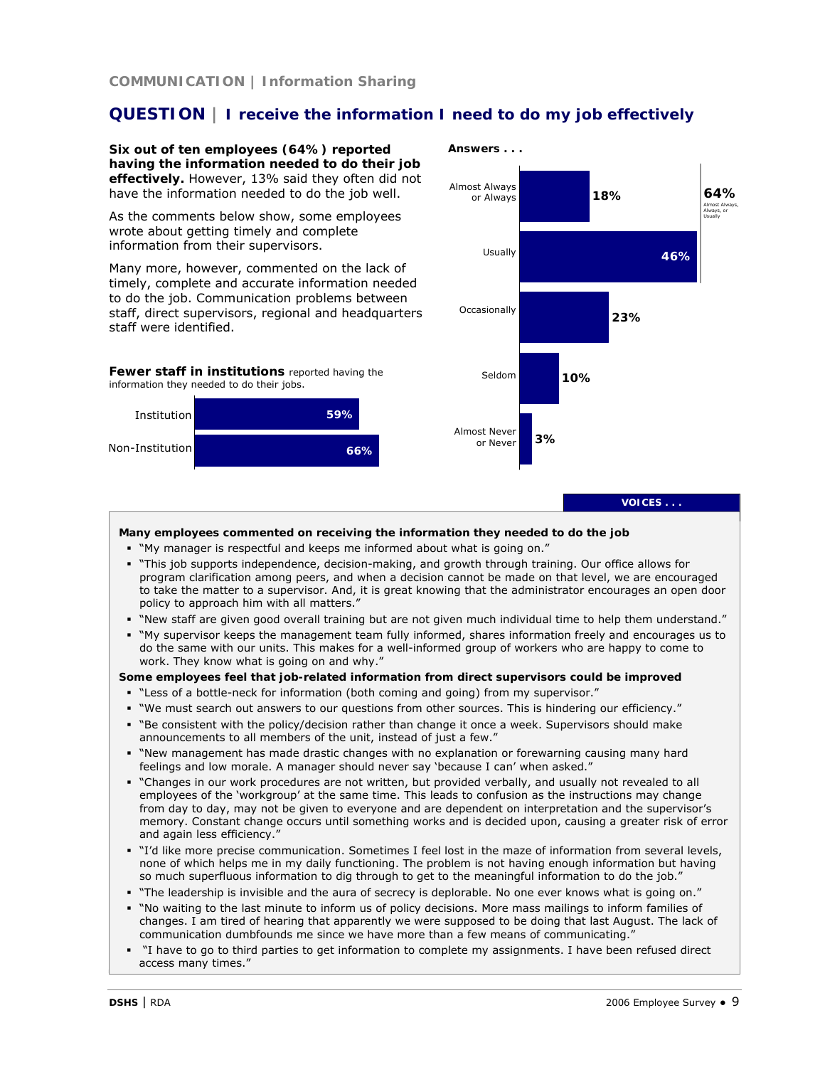**COMMUNICATION | Information Sharing**

## QUESTION | I receive the information I need to do my job effectively

**Six out of ten employees (64%) reported having the information needed to do their job effectively.** However, 13% said they often did not have the information needed to do the job well.

As the comments below show, some employees wrote about getting timely and complete information from their supervisors.

Many more, however, commented on the lack of timely, complete and accurate information needed to do the job. Communication problems between staff, direct supervisors, regional and headquarters staff were identified.

**Answers . . .**

| Answer | Percent |
|---|---|
| Almost Always or Always | 18% |
| Usually | 46% |
| Occasionally | 23% |
| Seldom | 10% |
| Almost Never or Never | 3% |

64% Almost Always, Always, or Usually

**Fewer staff in institutions** reported having the information they needed to do their jobs.

| | Percent |
|---|---|
| Institution | 59% |
| Non-Institution | 66% |

**VOICES . . .**

**Many employees commented on receiving the information they needed to do the job**

- "My manager is respectful and keeps me informed about what is going on."
- "This job supports independence, decision-making, and growth through training. Our office allows for program clarification among peers, and when a decision cannot be made on that level, we are encouraged to take the matter to a supervisor. And, it is great knowing that the administrator encourages an open door policy to approach him with all matters."
- "New staff are given good overall training but are not given much individual time to help them understand."
- "My supervisor keeps the management team fully informed, shares information freely and encourages us to do the same with our units. This makes for a well-informed group of workers who are happy to come to work. They know what is going on and why."

**Some employees feel that job-related information from direct supervisors could be improved**

- "Less of a bottle-neck for information (both coming and going) from my supervisor."
- "We must search out answers to our questions from other sources. This is hindering our efficiency."
- "Be consistent with the policy/decision rather than change it once a week. Supervisors should make announcements to all members of the unit, instead of just a few."
- "New management has made drastic changes with no explanation or forewarning causing many hard feelings and low morale. A manager should never say 'because I can' when asked."
- "Changes in our work procedures are not written, but provided verbally, and usually not revealed to all employees of the 'workgroup' at the same time. This leads to confusion as the instructions may change from day to day, may not be given to everyone and are dependent on interpretation and the supervisor's memory. Constant change occurs until something works and is decided upon, causing a greater risk of error and again less efficiency."
- "I'd like more precise communication. Sometimes I feel lost in the maze of information from several levels, none of which helps me in my daily functioning. The problem is not having enough information but having so much superfluous information to dig through to get to the meaningful information to do the job."
- "The leadership is invisible and the aura of secrecy is deplorable. No one ever knows what is going on."
- "No waiting to the last minute to inform us of policy decisions. More mass mailings to inform families of changes. I am tired of hearing that apparently we were supposed to be doing that last August. The lack of communication dumbfounds me since we have more than a few means of communicating."
- "I have to go to third parties to get information to complete my assignments. I have been refused direct access many times."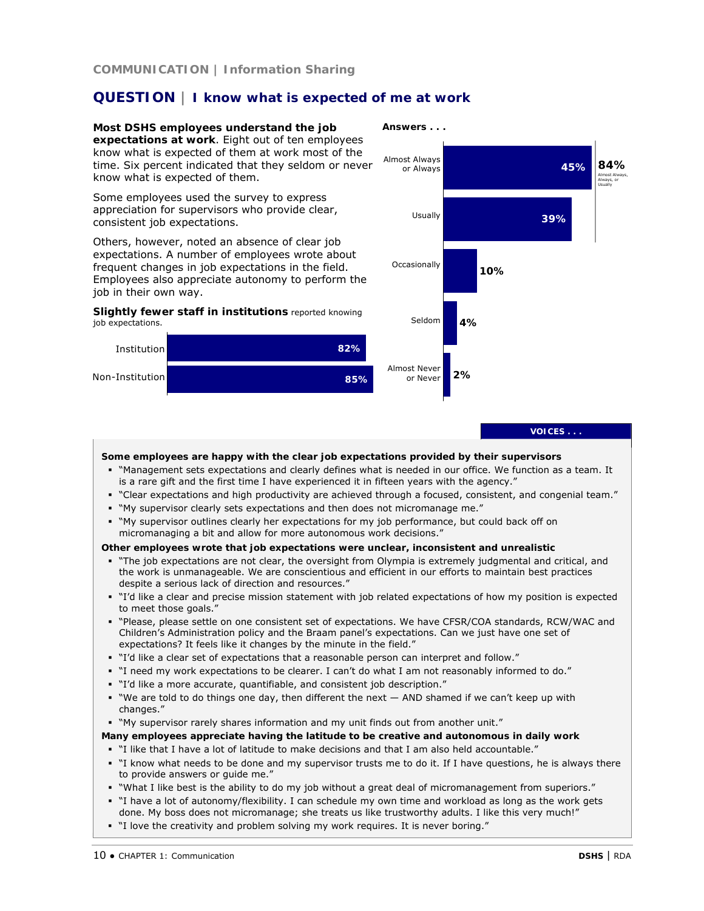COMMUNICATION | Information Sharing

## QUESTION | I know what is expected of me at work

**Most DSHS employees understand the job expectations at work**. Eight out of ten employees know what is expected of them at work most of the time. Six percent indicated that they seldom or never know what is expected of them.

Some employees used the survey to express appreciation for supervisors who provide clear, consistent job expectations.

Others, however, noted an absence of clear job expectations. A number of employees wrote about frequent changes in job expectations in the field. Employees also appreciate autonomy to perform the job in their own way.

**Slightly fewer staff in institutions** reported knowing job expectations.

| | |
|---|---|
| Institution | 82% |
| Non-Institution | 85% |

**Answers . . .**

| Answer | Percent |
|---|---|
| Almost Always or Always | 45% |
| Usually | 39% |
| Occasionally | 10% |
| Seldom | 4% |
| Almost Never or Never | 2% |

84% Almost Always, Always, or Usually

**VOICES . . .**

**Some employees are happy with the clear job expectations provided by their supervisors**

- "Management sets expectations and clearly defines what is needed in our office. We function as a team. It is a rare gift and the first time I have experienced it in fifteen years with the agency."
- "Clear expectations and high productivity are achieved through a focused, consistent, and congenial team."
- "My supervisor clearly sets expectations and then does not micromanage me."
- "My supervisor outlines clearly her expectations for my job performance, but could back off on micromanaging a bit and allow for more autonomous work decisions."

**Other employees wrote that job expectations were unclear, inconsistent and unrealistic**

- "The job expectations are not clear, the oversight from Olympia is extremely judgmental and critical, and the work is unmanageable. We are conscientious and efficient in our efforts to maintain best practices despite a serious lack of direction and resources."
- "I'd like a clear and precise mission statement with job related expectations of how my position is expected to meet those goals."
- "Please, please settle on one consistent set of expectations. We have CFSR/COA standards, RCW/WAC and Children's Administration policy and the Braam panel's expectations. Can we just have one set of expectations? It feels like it changes by the minute in the field."
- "I'd like a clear set of expectations that a reasonable person can interpret and follow."
- "I need my work expectations to be clearer. I can't do what I am not reasonably informed to do."
- "I'd like a more accurate, quantifiable, and consistent job description."
- "We are told to do things one day, then different the next — AND shamed if we can't keep up with changes."
- "My supervisor rarely shares information and my unit finds out from another unit."

**Many employees appreciate having the latitude to be creative and autonomous in daily work**

- "I like that I have a lot of latitude to make decisions and that I am also held accountable."
- "I know what needs to be done and my supervisor trusts me to do it. If I have questions, he is always there to provide answers or guide me."
- "What I like best is the ability to do my job without a great deal of micromanagement from superiors."
- "I have a lot of autonomy/flexibility. I can schedule my own time and workload as long as the work gets done. My boss does not micromanage; she treats us like trustworthy adults. I like this very much!"
- "I love the creativity and problem solving my work requires. It is never boring."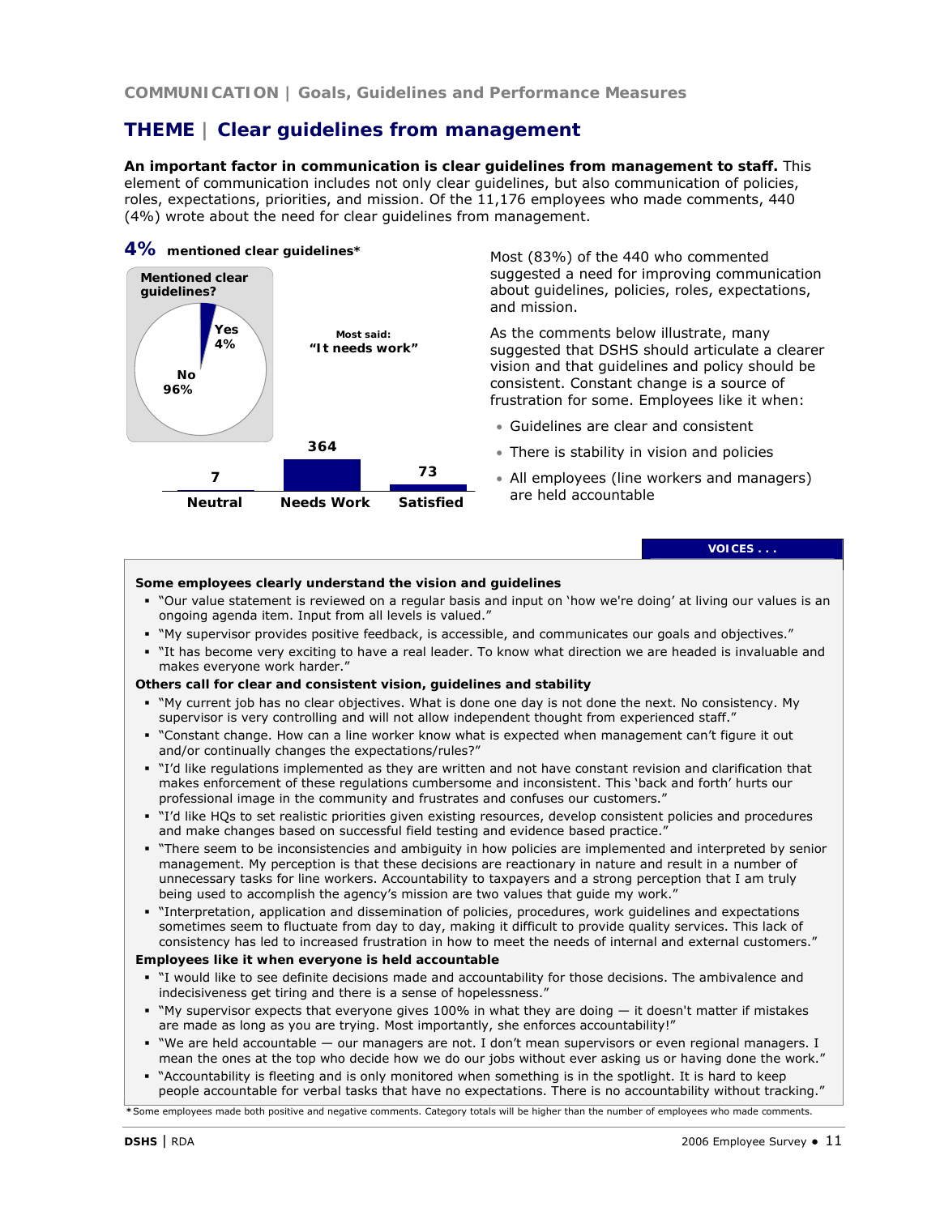COMMUNICATION | Goals, Guidelines and Performance Measures

## THEME | Clear guidelines from management

**An important factor in communication is clear guidelines from management to staff.** This element of communication includes not only clear guidelines, but also communication of policies, roles, expectations, priorities, and mission. Of the 11,176 employees who made comments, 440 (4%) wrote about the need for clear guidelines from management.

**4%** **mentioned clear guidelines***

**Mentioned clear guidelines?**

| Response | Percent |
|---|---|
| Yes | 4% |
| No | 96% |

**Most said: "It needs work"**

| Neutral | Needs Work | Satisfied |
|---|---|---|
| 7 | 364 | 73 |

Most (83%) of the 440 who commented suggested a need for improving communication about guidelines, policies, roles, expectations, and mission.

As the comments below illustrate, many suggested that DSHS should articulate a clearer vision and that guidelines and policy should be consistent. Constant change is a source of frustration for some. Employees like it when:

- Guidelines are clear and consistent
- There is stability in vision and policies
- All employees (line workers and managers) are held accountable

**VOICES . . .**

**Some employees clearly understand the vision and guidelines**

- "Our value statement is reviewed on a regular basis and input on 'how we're doing' at living our values is an ongoing agenda item. Input from all levels is valued."
- "My supervisor provides positive feedback, is accessible, and communicates our goals and objectives."
- "It has become very exciting to have a real leader. To know what direction we are headed is invaluable and makes everyone work harder."

**Others call for clear and consistent vision, guidelines and stability**

- "My current job has no clear objectives. What is done one day is not done the next. No consistency. My supervisor is very controlling and will not allow independent thought from experienced staff."
- "Constant change. How can a line worker know what is expected when management can't figure it out and/or continually changes the expectations/rules?"
- "I'd like regulations implemented as they are written and not have constant revision and clarification that makes enforcement of these regulations cumbersome and inconsistent. This 'back and forth' hurts our professional image in the community and frustrates and confuses our customers."
- "I'd like HQs to set realistic priorities given existing resources, develop consistent policies and procedures and make changes based on successful field testing and evidence based practice."
- "There seem to be inconsistencies and ambiguity in how policies are implemented and interpreted by senior management. My perception is that these decisions are reactionary in nature and result in a number of unnecessary tasks for line workers. Accountability to taxpayers and a strong perception that I am truly being used to accomplish the agency's mission are two values that guide my work."
- "Interpretation, application and dissemination of policies, procedures, work guidelines and expectations sometimes seem to fluctuate from day to day, making it difficult to provide quality services. This lack of consistency has led to increased frustration in how to meet the needs of internal and external customers."

**Employees like it when everyone is held accountable**

- "I would like to see definite decisions made and accountability for those decisions. The ambivalence and indecisiveness get tiring and there is a sense of hopelessness."
- "My supervisor expects that everyone gives 100% in what they are doing — it doesn't matter if mistakes are made as long as you are trying. Most importantly, she enforces accountability!"
- "We are held accountable — our managers are not. I don't mean supervisors or even regional managers. I mean the ones at the top who decide how we do our jobs without ever asking us or having done the work."
- "Accountability is fleeting and is only monitored when something is in the spotlight. It is hard to keep people accountable for verbal tasks that have no expectations. There is no accountability without tracking."

*Some employees made both positive and negative comments. Category totals will be higher than the number of employees who made comments.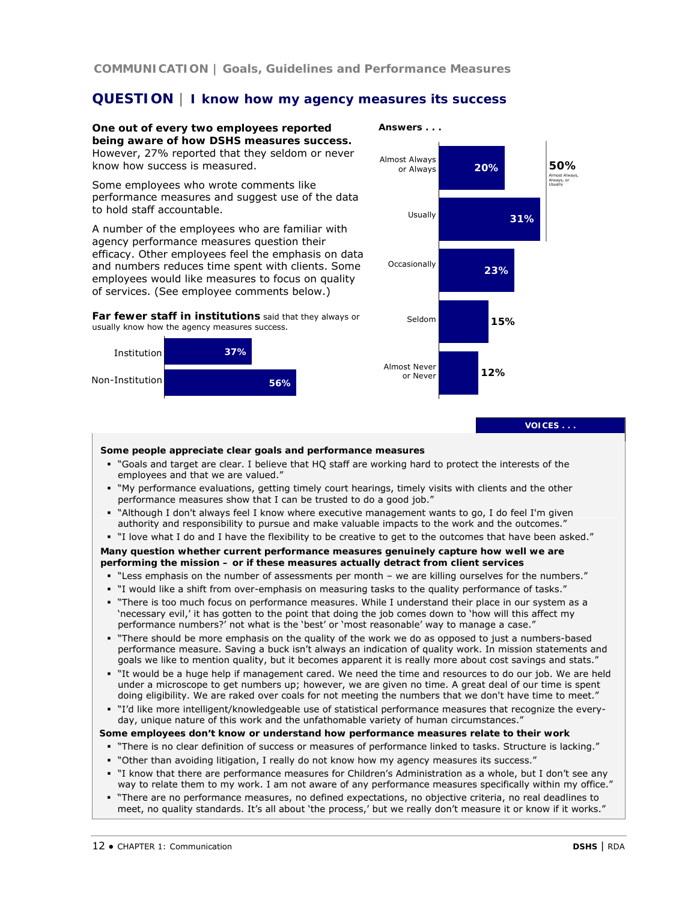COMMUNICATION | Goals, Guidelines and Performance Measures

## QUESTION | I know how my agency measures its success

**One out of every two employees reported being aware of how DSHS measures success.** However, 27% reported that they seldom or never know how success is measured.

Some employees who wrote comments like performance measures and suggest use of the data to hold staff accountable.

A number of the employees who are familiar with agency performance measures question their efficacy. Other employees feel the emphasis on data and numbers reduces time spent with clients. Some employees would like measures to focus on quality of services. (See employee comments below.)

**Far fewer staff in institutions** said that they always or usually know how the agency measures success.

| | |
|---|---|
| Institution | 37% |
| Non-Institution | 56% |

**Answers . . .**

| Answer | Percent |
|---|---|
| Almost Always or Always | 20% |
| Usually | 31% |
| Occasionally | 23% |
| Seldom | 15% |
| Almost Never or Never | 12% |

50% Almost Always, Always, or Usually

**VOICES . . .**

**Some people appreciate clear goals and performance measures**

- "Goals and target are clear. I believe that HQ staff are working hard to protect the interests of the employees and that we are valued."
- "My performance evaluations, getting timely court hearings, timely visits with clients and the other performance measures show that I can be trusted to do a good job."
- "Although I don't always feel I know where executive management wants to go, I do feel I'm given authority and responsibility to pursue and make valuable impacts to the work and the outcomes."
- "I love what I do and I have the flexibility to be creative to get to the outcomes that have been asked."

**Many question whether current performance measures genuinely capture how well we are performing the mission – or if these measures actually detract from client services**

- "Less emphasis on the number of assessments per month – we are killing ourselves for the numbers."
- "I would like a shift from over-emphasis on measuring tasks to the quality performance of tasks."
- "There is too much focus on performance measures. While I understand their place in our system as a 'necessary evil,' it has gotten to the point that doing the job comes down to 'how will this affect my performance numbers?' not what is the 'best' or 'most reasonable' way to manage a case."
- "There should be more emphasis on the quality of the work we do as opposed to just a numbers-based performance measure. Saving a buck isn't always an indication of quality work. In mission statements and goals we like to mention quality, but it becomes apparent it is really more about cost savings and stats."
- "It would be a huge help if management cared. We need the time and resources to do our job. We are held under a microscope to get numbers up; however, we are given no time. A great deal of our time is spent doing eligibility. We are raked over coals for not meeting the numbers that we don't have time to meet."
- "I'd like more intelligent/knowledgeable use of statistical performance measures that recognize the every-day, unique nature of this work and the unfathomable variety of human circumstances."

**Some employees don't know or understand how performance measures relate to their work**

- "There is no clear definition of success or measures of performance linked to tasks. Structure is lacking."
- "Other than avoiding litigation, I really do not know how my agency measures its success."
- "I know that there are performance measures for Children's Administration as a whole, but I don't see any way to relate them to my work. I am not aware of any performance measures specifically within my office."
- "There are no performance measures, no defined expectations, no objective criteria, no real deadlines to meet, no quality standards. It's all about 'the process,' but we really don't measure it or know if it works."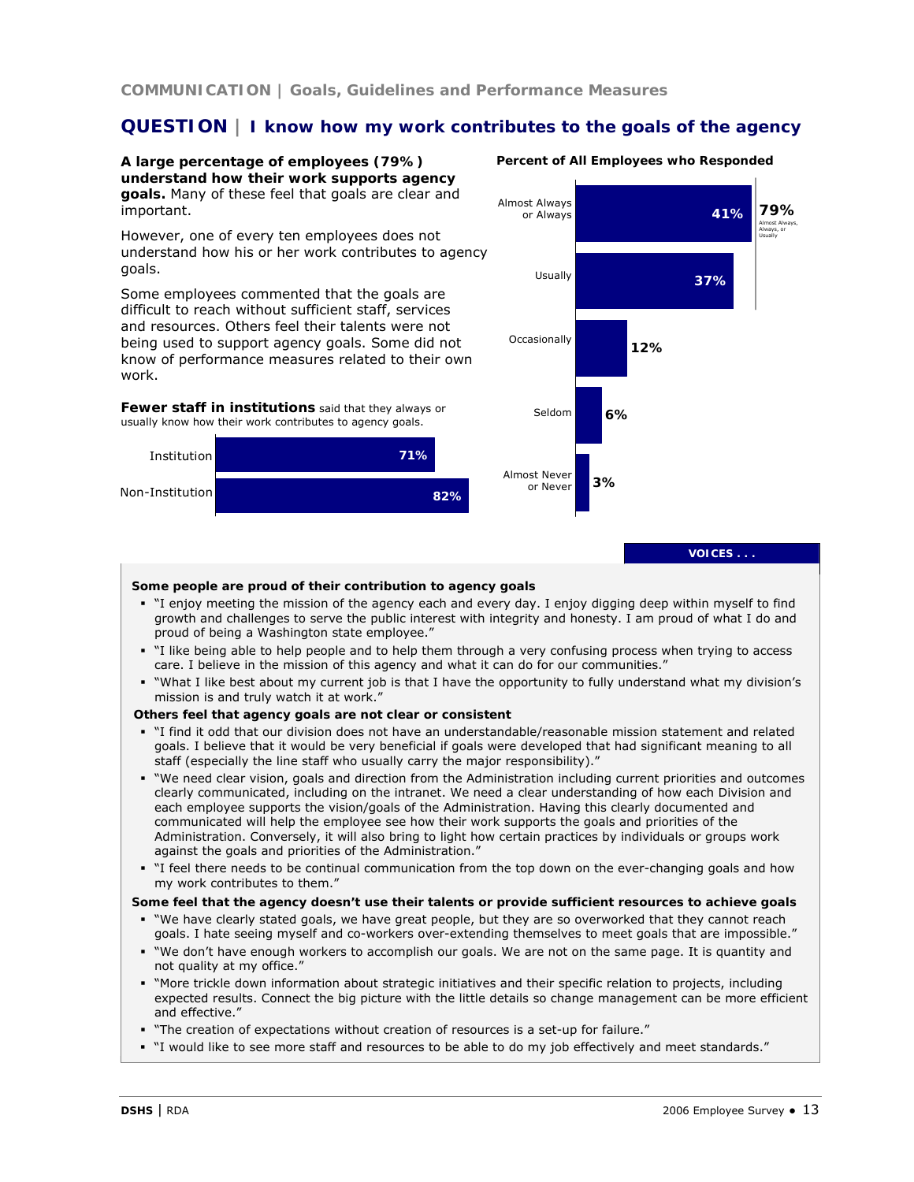## COMMUNICATION | Goals, Guidelines and Performance Measures

## QUESTION | I know how my work contributes to the goals of the agency

**A large percentage of employees (79%) understand how their work supports agency goals.** Many of these feel that goals are clear and important.

However, one of every ten employees does not understand how his or her work contributes to agency goals.

Some employees commented that the goals are difficult to reach without sufficient staff, services and resources. Others feel their talents were not being used to support agency goals. Some did not know of performance measures related to their own work.

**Fewer staff in institutions** said that they always or usually know how their work contributes to agency goals.

| | |
|---|---|
| Institution | 71% |
| Non-Institution | 82% |

**Percent of All Employees who Responded**

| Response | Percent |
|---|---|
| Almost Always or Always | 41% |
| Usually | 37% |
| Occasionally | 12% |
| Seldom | 6% |
| Almost Never or Never | 3% |

79% Almost Always, Always, or Usually

**VOICES . . .**

**Some people are proud of their contribution to agency goals**

- "I enjoy meeting the mission of the agency each and every day. I enjoy digging deep within myself to find growth and challenges to serve the public interest with integrity and honesty. I am proud of what I do and proud of being a Washington state employee."
- "I like being able to help people and to help them through a very confusing process when trying to access care. I believe in the mission of this agency and what it can do for our communities."
- "What I like best about my current job is that I have the opportunity to fully understand what my division's mission is and truly watch it at work."

**Others feel that agency goals are not clear or consistent**

- "I find it odd that our division does not have an understandable/reasonable mission statement and related goals. I believe that it would be very beneficial if goals were developed that had significant meaning to all staff (especially the line staff who usually carry the major responsibility)."
- "We need clear vision, goals and direction from the Administration including current priorities and outcomes clearly communicated, including on the intranet. We need a clear understanding of how each Division and each employee supports the vision/goals of the Administration. Having this clearly documented and communicated will help the employee see how their work supports the goals and priorities of the Administration. Conversely, it will also bring to light how certain practices by individuals or groups work against the goals and priorities of the Administration."
- "I feel there needs to be continual communication from the top down on the ever-changing goals and how my work contributes to them."

**Some feel that the agency doesn't use their talents or provide sufficient resources to achieve goals**

- "We have clearly stated goals, we have great people, but they are so overworked that they cannot reach goals. I hate seeing myself and co-workers over-extending themselves to meet goals that are impossible."
- "We don't have enough workers to accomplish our goals. We are not on the same page. It is quantity and not quality at my office."
- "More trickle down information about strategic initiatives and their specific relation to projects, including expected results. Connect the big picture with the little details so change management can be more efficient and effective."
- "The creation of expectations without creation of resources is a set-up for failure."
- "I would like to see more staff and resources to be able to do my job effectively and meet standards."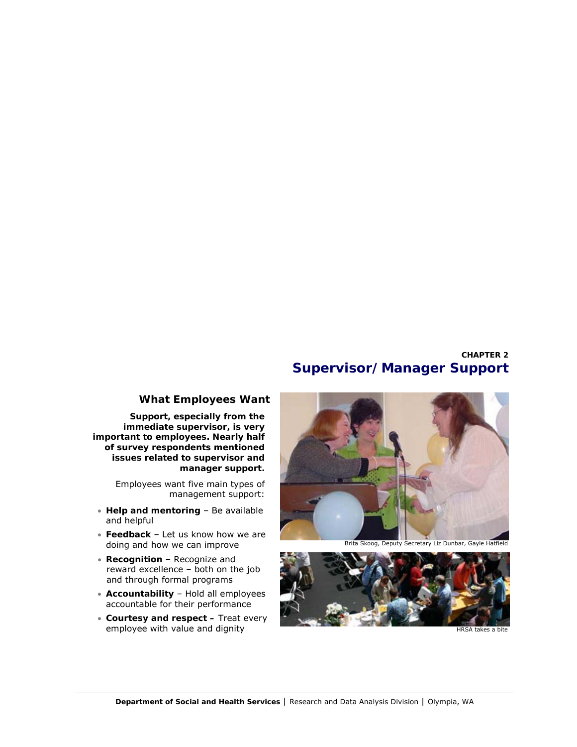CHAPTER 2

# Supervisor/Manager Support

### What Employees Want

**Support, especially from the immediate supervisor, is very important to employees. Nearly half of survey respondents mentioned issues related to supervisor and manager support.**

Employees want five main types of management support:

- **Help and mentoring** – Be available and helpful
- **Feedback** – Let us know how we are doing and how we can improve
- **Recognition** – Recognize and reward excellence – both on the job and through formal programs
- **Accountability** – Hold all employees accountable for their performance
- **Courtesy and respect –** Treat every employee with value and dignity

Brita Skoog, Deputy Secretary Liz Dunbar, Gayle Hatfield

HRSA takes a bite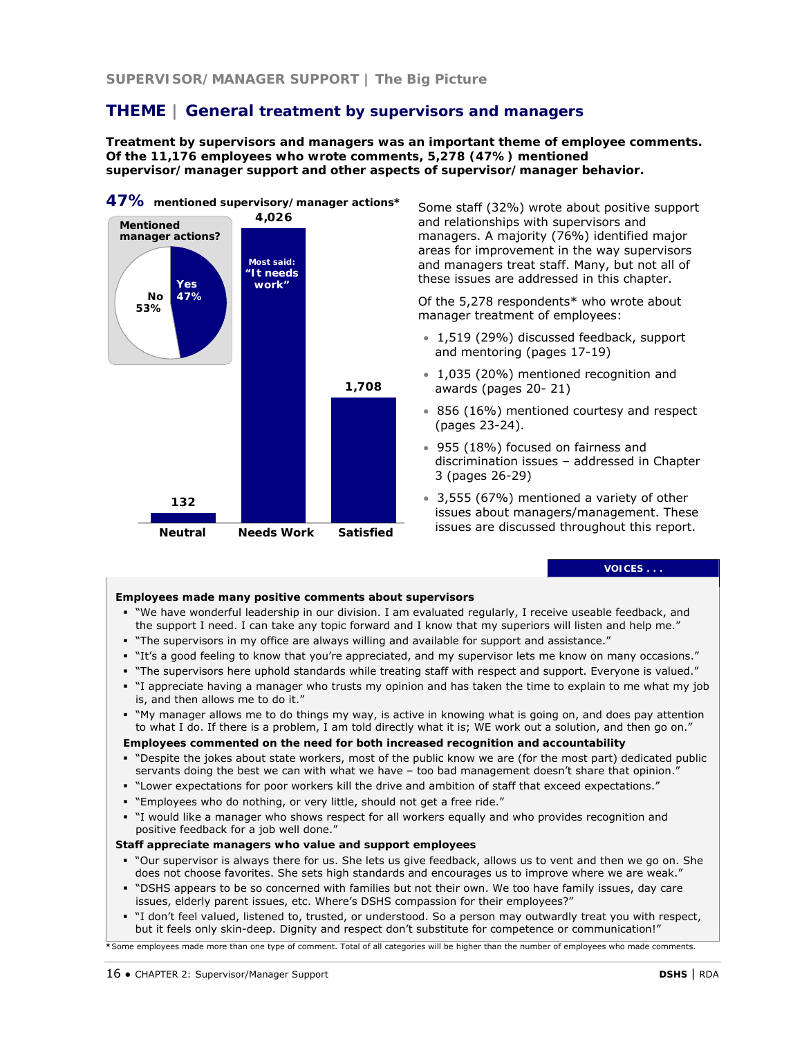SUPERVISOR/MANAGER SUPPORT | The Big Picture

## THEME | General treatment by supervisors and managers

**Treatment by supervisors and managers was an important theme of employee comments. Of the 11,176 employees who wrote comments, 5,278 (47%) mentioned supervisor/manager support and other aspects of supervisor/manager behavior.**

**47% mentioned supervisory/manager actions***

Mentioned manager actions?

| | |
|---|---|
| Yes | 47% |
| No | 53% |

| Neutral | Needs Work | Satisfied |
|---|---|---|
| 132 | 4,026 | 1,708 |

Most said: "It needs work"

Some staff (32%) wrote about positive support and relationships with supervisors and managers. A majority (76%) identified major areas for improvement in the way supervisors and managers treat staff. Many, but not all of these issues are addressed in this chapter.

Of the 5,278 respondents* who wrote about manager treatment of employees:

- 1,519 (29%) discussed feedback, support and mentoring (pages 17-19)
- 1,035 (20%) mentioned recognition and awards (pages 20- 21)
- 856 (16%) mentioned courtesy and respect (pages 23-24).
- 955 (18%) focused on fairness and discrimination issues – addressed in Chapter 3 (pages 26-29)
- 3,555 (67%) mentioned a variety of other issues about managers/management. These issues are discussed throughout this report.

**VOICES . . .**

**Employees made many positive comments about supervisors**

- "We have wonderful leadership in our division. I am evaluated regularly, I receive useable feedback, and the support I need. I can take any topic forward and I know that my superiors will listen and help me."
- "The supervisors in my office are always willing and available for support and assistance."
- "It's a good feeling to know that you're appreciated, and my supervisor lets me know on many occasions."
- "The supervisors here uphold standards while treating staff with respect and support. Everyone is valued."
- "I appreciate having a manager who trusts my opinion and has taken the time to explain to me what my job is, and then allows me to do it."
- "My manager allows me to do things my way, is active in knowing what is going on, and does pay attention to what I do. If there is a problem, I am told directly what it is; WE work out a solution, and then go on."

**Employees commented on the need for both increased recognition and accountability**

- "Despite the jokes about state workers, most of the public know we are (for the most part) dedicated public servants doing the best we can with what we have – too bad management doesn't share that opinion."
- "Lower expectations for poor workers kill the drive and ambition of staff that exceed expectations."
- "Employees who do nothing, or very little, should not get a free ride."
- "I would like a manager who shows respect for all workers equally and who provides recognition and positive feedback for a job well done."

**Staff appreciate managers who value and support employees**

- "Our supervisor is always there for us. She lets us give feedback, allows us to vent and then we go on. She does not choose favorites. She sets high standards and encourages us to improve where we are weak."
- "DSHS appears to be so concerned with families but not their own. We too have family issues, day care issues, elderly parent issues, etc. Where's DSHS compassion for their employees?"
- "I don't feel valued, listened to, trusted, or understood. So a person may outwardly treat you with respect, but it feels only skin-deep. Dignity and respect don't substitute for competence or communication!"

*Some employees made more than one type of comment. Total of all categories will be higher than the number of employees who made comments.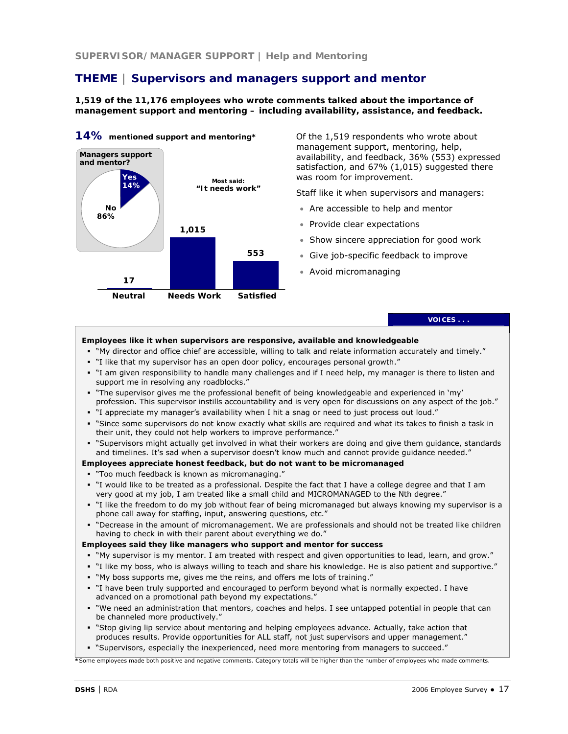SUPERVISOR/MANAGER SUPPORT | Help and Mentoring

# THEME | Supervisors and managers support and mentor

**1,519 of the 11,176 employees who wrote comments talked about the importance of management support and mentoring – including availability, assistance, and feedback.**

**14%** **mentioned support and mentoring***

**Managers support and mentor?**

Yes 14%

No 86%

Most said: **"It needs work"**

| Neutral | Needs Work | Satisfied |
|---|---|---|
| 17 | 1,015 | 553 |

Of the 1,519 respondents who wrote about management support, mentoring, help, availability, and feedback, 36% (553) expressed satisfaction, and 67% (1,015) suggested there was room for improvement.

Staff like it when supervisors and managers:

- Are accessible to help and mentor
- Provide clear expectations
- Show sincere appreciation for good work
- Give job-specific feedback to improve
- Avoid micromanaging

**VOICES . . .**

**Employees like it when supervisors are responsive, available and knowledgeable**

- "My director and office chief are accessible, willing to talk and relate information accurately and timely."
- "I like that my supervisor has an open door policy, encourages personal growth."
- "I am given responsibility to handle many challenges and if I need help, my manager is there to listen and support me in resolving any roadblocks."
- "The supervisor gives me the professional benefit of being knowledgeable and experienced in 'my' profession. This supervisor instills accountability and is very open for discussions on any aspect of the job."
- "I appreciate my manager's availability when I hit a snag or need to just process out loud."
- "Since some supervisors do not know exactly what skills are required and what its takes to finish a task in their unit, they could not help workers to improve performance."
- "Supervisors might actually get involved in what their workers are doing and give them guidance, standards and timelines. It's sad when a supervisor doesn't know much and cannot provide guidance needed."

**Employees appreciate honest feedback, but do not want to be micromanaged**

- "Too much feedback is known as micromanaging."
- "I would like to be treated as a professional. Despite the fact that I have a college degree and that I am very good at my job, I am treated like a small child and MICROMANAGED to the Nth degree."
- "I like the freedom to do my job without fear of being micromanaged but always knowing my supervisor is a phone call away for staffing, input, answering questions, etc."
- "Decrease in the amount of micromanagement. We are professionals and should not be treated like children having to check in with their parent about everything we do."

**Employees said they like managers who support and mentor for success**

- "My supervisor is my mentor. I am treated with respect and given opportunities to lead, learn, and grow."
- "I like my boss, who is always willing to teach and share his knowledge. He is also patient and supportive."
- "My boss supports me, gives me the reins, and offers me lots of training."
- "I have been truly supported and encouraged to perform beyond what is normally expected. I have advanced on a promotional path beyond my expectations."
- "We need an administration that mentors, coaches and helps. I see untapped potential in people that can be channeled more productively."
- "Stop giving lip service about mentoring and helping employees advance. Actually, take action that produces results. Provide opportunities for ALL staff, not just supervisors and upper management."
- "Supervisors, especially the inexperienced, need more mentoring from managers to succeed."

*Some employees made both positive and negative comments. Category totals will be higher than the number of employees who made comments.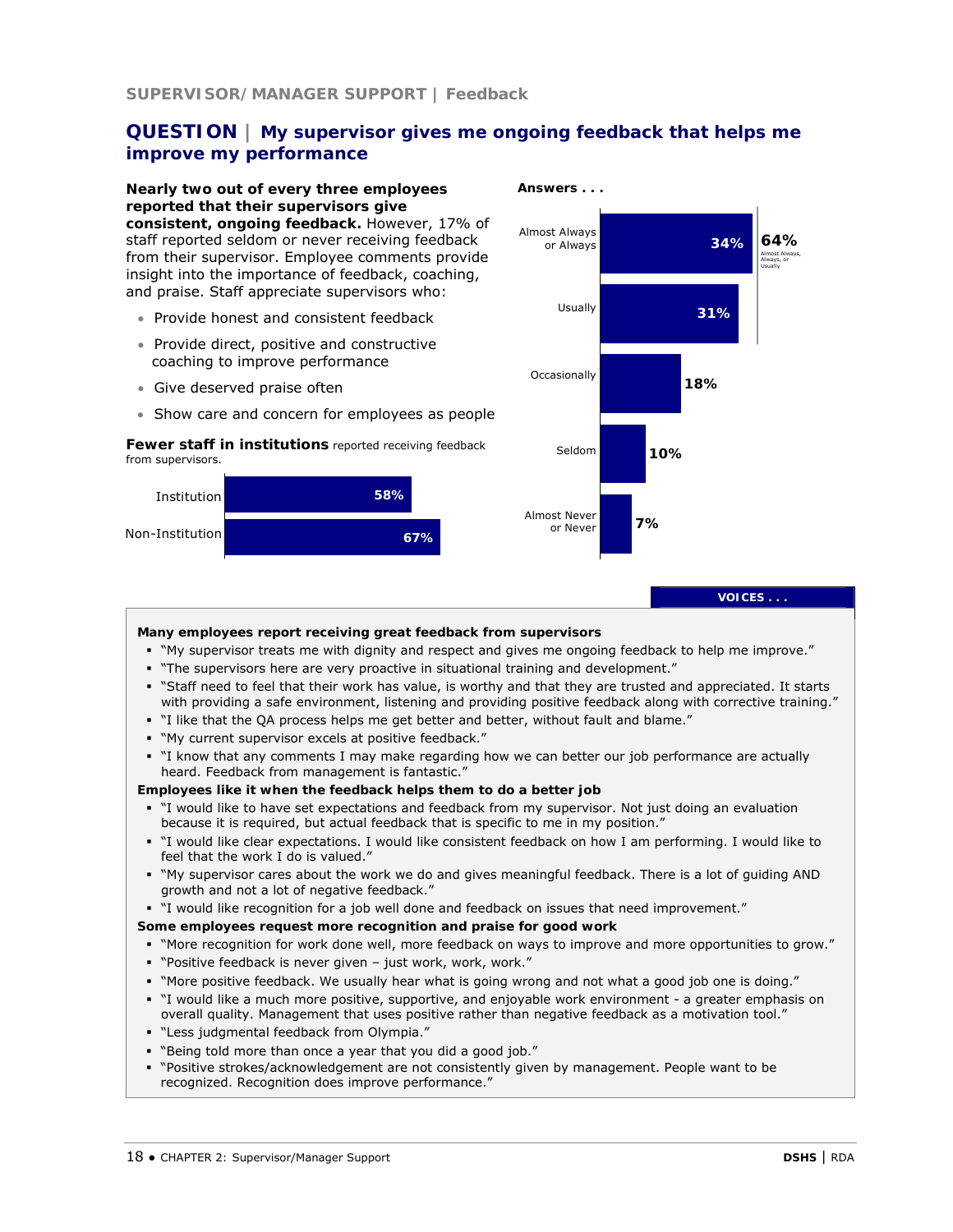**SUPERVISOR/MANAGER SUPPORT | Feedback**

## QUESTION | My supervisor gives me ongoing feedback that helps me improve my performance

**Nearly two out of every three employees reported that their supervisors give consistent, ongoing feedback.** However, 17% of staff reported seldom or never receiving feedback from their supervisor. Employee comments provide insight into the importance of feedback, coaching, and praise. Staff appreciate supervisors who:

- Provide honest and consistent feedback
- Provide direct, positive and constructive coaching to improve performance
- Give deserved praise often
- Show care and concern for employees as people

**Fewer staff in institutions** reported receiving feedback from supervisors.

| | |
|---|---|
| Institution | 58% |
| Non-Institution | 67% |

**Answers . . .**

| Answer | Percent |
|---|---|
| Almost Always or Always | 34% |
| Usually | 31% |
| Occasionally | 18% |
| Seldom | 10% |
| Almost Never or Never | 7% |

64% Almost Always, Always, or Usually

**VOICES . . .**

**Many employees report receiving great feedback from supervisors**

- "My supervisor treats me with dignity and respect and gives me ongoing feedback to help me improve."
- "The supervisors here are very proactive in situational training and development."
- "Staff need to feel that their work has value, is worthy and that they are trusted and appreciated. It starts with providing a safe environment, listening and providing positive feedback along with corrective training."
- "I like that the QA process helps me get better and better, without fault and blame."
- "My current supervisor excels at positive feedback."
- "I know that any comments I may make regarding how we can better our job performance are actually heard. Feedback from management is fantastic."

**Employees like it when the feedback helps them to do a better job**

- "I would like to have set expectations and feedback from my supervisor. Not just doing an evaluation because it is required, but actual feedback that is specific to me in my position."
- "I would like clear expectations. I would like consistent feedback on how I am performing. I would like to feel that the work I do is valued."
- "My supervisor cares about the work we do and gives meaningful feedback. There is a lot of guiding AND growth and not a lot of negative feedback."
- "I would like recognition for a job well done and feedback on issues that need improvement."

**Some employees request more recognition and praise for good work**

- "More recognition for work done well, more feedback on ways to improve and more opportunities to grow."
- "Positive feedback is never given – just work, work, work."
- "More positive feedback. We usually hear what is going wrong and not what a good job one is doing."
- "I would like a much more positive, supportive, and enjoyable work environment - a greater emphasis on overall quality. Management that uses positive rather than negative feedback as a motivation tool."
- "Less judgmental feedback from Olympia."
- "Being told more than once a year that you did a good job."
- "Positive strokes/acknowledgement are not consistently given by management. People want to be recognized. Recognition does improve performance."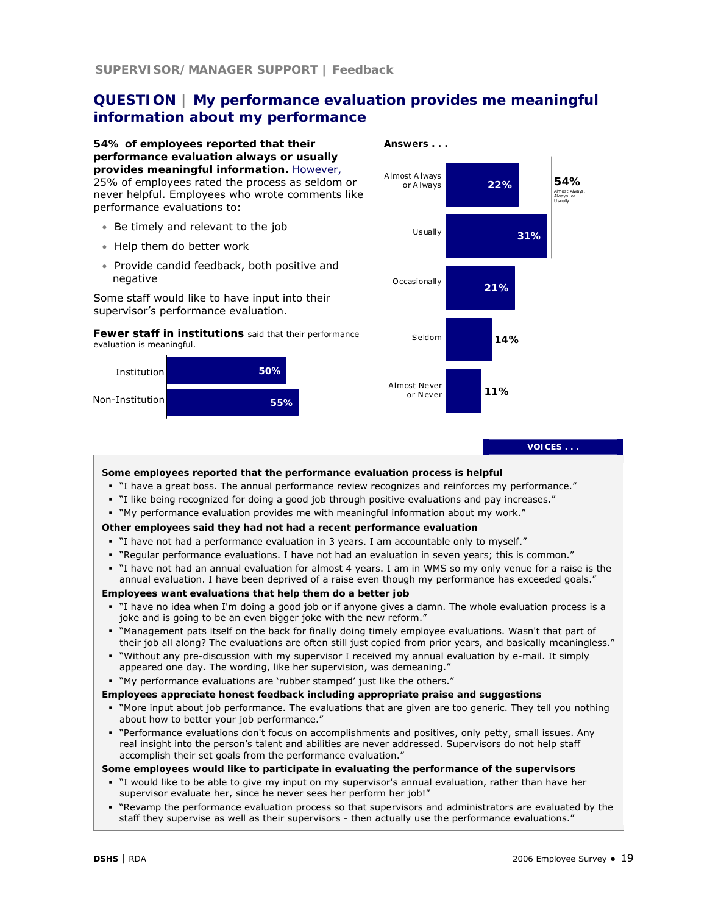**SUPERVISOR/MANAGER SUPPORT | Feedback**

## QUESTION | My performance evaluation provides me meaningful information about my performance

**54% of employees reported that their performance evaluation always or usually provides meaningful information.** However, 25% of employees rated the process as seldom or never helpful. Employees who wrote comments like performance evaluations to:

- Be timely and relevant to the job
- Help them do better work
- Provide candid feedback, both positive and negative

Some staff would like to have input into their supervisor's performance evaluation.

**Fewer staff in institutions** said that their performance evaluation is meaningful.

| | |
|---|---|
| Institution | 50% |
| Non-Institution | 55% |

**Answers . . .**

| Answer | Percent |
|---|---|
| Almost Always or Always | 22% |
| Usually | 31% |
| Occasionally | 21% |
| Seldom | 14% |
| Almost Never or Never | 11% |

54% Almost Always, Always, or Usually

**VOICES . . .**

**Some employees reported that the performance evaluation process is helpful**

- "I have a great boss. The annual performance review recognizes and reinforces my performance."
- "I like being recognized for doing a good job through positive evaluations and pay increases."
- "My performance evaluation provides me with meaningful information about my work."

**Other employees said they had not had a recent performance evaluation**

- "I have not had a performance evaluation in 3 years. I am accountable only to myself."
- "Regular performance evaluations. I have not had an evaluation in seven years; this is common."
- "I have not had an annual evaluation for almost 4 years. I am in WMS so my only venue for a raise is the annual evaluation. I have been deprived of a raise even though my performance has exceeded goals."

**Employees want evaluations that help them do a better job**

- "I have no idea when I'm doing a good job or if anyone gives a damn. The whole evaluation process is a joke and is going to be an even bigger joke with the new reform."
- "Management pats itself on the back for finally doing timely employee evaluations. Wasn't that part of their job all along? The evaluations are often still just copied from prior years, and basically meaningless."
- "Without any pre-discussion with my supervisor I received my annual evaluation by e-mail. It simply appeared one day. The wording, like her supervision, was demeaning."
- "My performance evaluations are 'rubber stamped' just like the others."

**Employees appreciate honest feedback including appropriate praise and suggestions**

- "More input about job performance. The evaluations that are given are too generic. They tell you nothing about how to better your job performance."
- "Performance evaluations don't focus on accomplishments and positives, only petty, small issues. Any real insight into the person's talent and abilities are never addressed. Supervisors do not help staff accomplish their set goals from the performance evaluation."

**Some employees would like to participate in evaluating the performance of the supervisors**

- "I would like to be able to give my input on my supervisor's annual evaluation, rather than have her supervisor evaluate her, since he never sees her perform her job!"
- "Revamp the performance evaluation process so that supervisors and administrators are evaluated by the staff they supervise as well as their supervisors - then actually use the performance evaluations."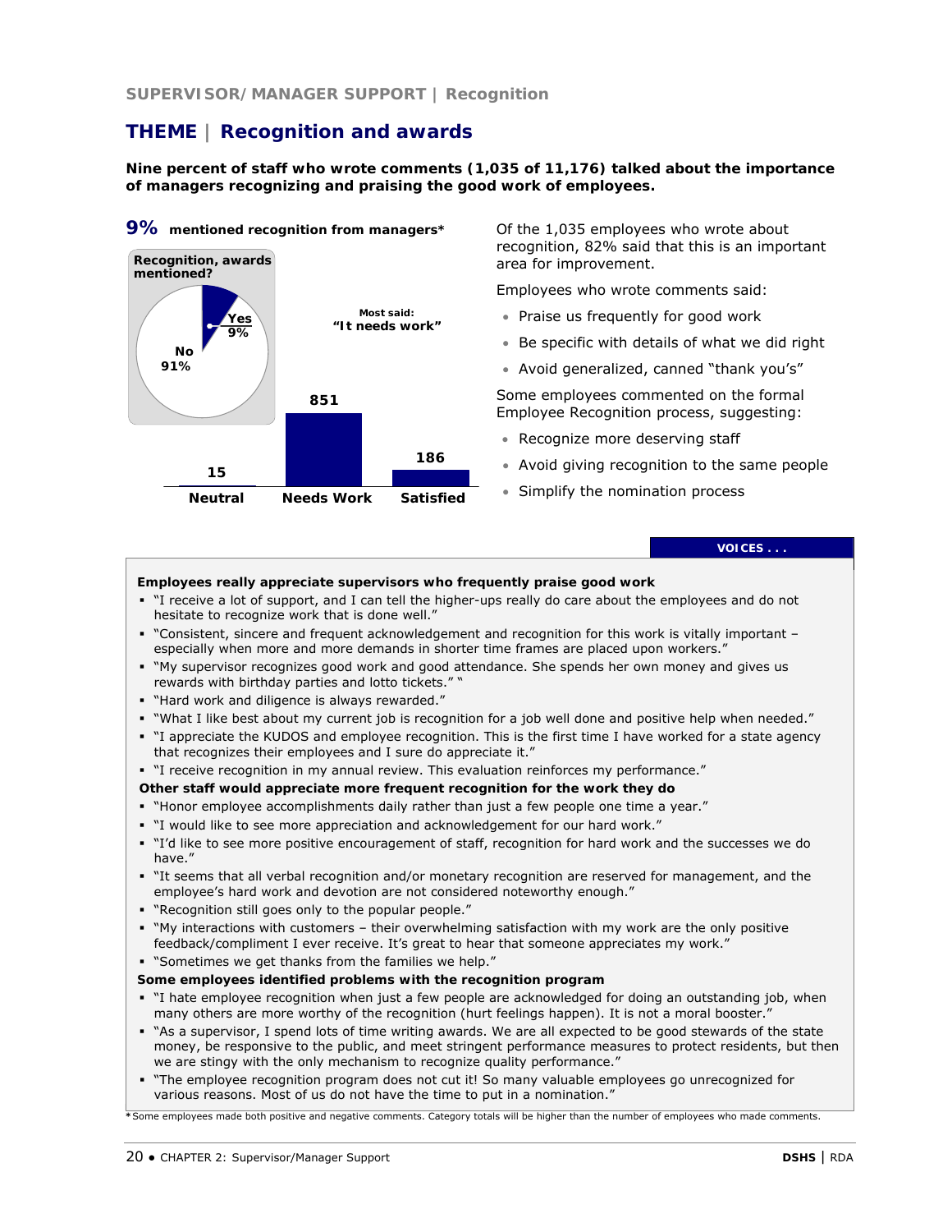SUPERVISOR/MANAGER SUPPORT | Recognition

# THEME | Recognition and awards

**Nine percent of staff who wrote comments (1,035 of 11,176) talked about the importance of managers recognizing and praising the good work of employees.**

**9%** **mentioned recognition from managers***

Recognition, awards mentioned?

- Yes 9%
- No 91%

Most said: "It needs work"

| Neutral | Needs Work | Satisfied |
|---|---|---|
| 15 | 851 | 186 |

Of the 1,035 employees who wrote about recognition, 82% said that this is an important area for improvement.

Employees who wrote comments said:

- Praise us frequently for good work
- Be specific with details of what we did right
- Avoid generalized, canned "thank you's"

Some employees commented on the formal Employee Recognition process, suggesting:

- Recognize more deserving staff
- Avoid giving recognition to the same people
- Simplify the nomination process

**VOICES . . .**

**Employees really appreciate supervisors who frequently praise good work**

- "I receive a lot of support, and I can tell the higher-ups really do care about the employees and do not hesitate to recognize work that is done well."
- "Consistent, sincere and frequent acknowledgement and recognition for this work is vitally important – especially when more and more demands in shorter time frames are placed upon workers."
- "My supervisor recognizes good work and good attendance. She spends her own money and gives us rewards with birthday parties and lotto tickets." "
- "Hard work and diligence is always rewarded."
- "What I like best about my current job is recognition for a job well done and positive help when needed."
- "I appreciate the KUDOS and employee recognition. This is the first time I have worked for a state agency that recognizes their employees and I sure do appreciate it."
- "I receive recognition in my annual review. This evaluation reinforces my performance."

**Other staff would appreciate more frequent recognition for the work they do**

- "Honor employee accomplishments daily rather than just a few people one time a year."
- "I would like to see more appreciation and acknowledgement for our hard work."
- "I'd like to see more positive encouragement of staff, recognition for hard work and the successes we do have."
- "It seems that all verbal recognition and/or monetary recognition are reserved for management, and the employee's hard work and devotion are not considered noteworthy enough."
- "Recognition still goes only to the popular people."
- "My interactions with customers – their overwhelming satisfaction with my work are the only positive feedback/compliment I ever receive. It's great to hear that someone appreciates my work."
- "Sometimes we get thanks from the families we help."

**Some employees identified problems with the recognition program**

- "I hate employee recognition when just a few people are acknowledged for doing an outstanding job, when many others are more worthy of the recognition (hurt feelings happen). It is not a moral booster."
- "As a supervisor, I spend lots of time writing awards. We are all expected to be good stewards of the state money, be responsive to the public, and meet stringent performance measures to protect residents, but then we are stingy with the only mechanism to recognize quality performance."
- "The employee recognition program does not cut it! So many valuable employees go unrecognized for various reasons. Most of us do not have the time to put in a nomination."

*Some employees made both positive and negative comments. Category totals will be higher than the number of employees who made comments.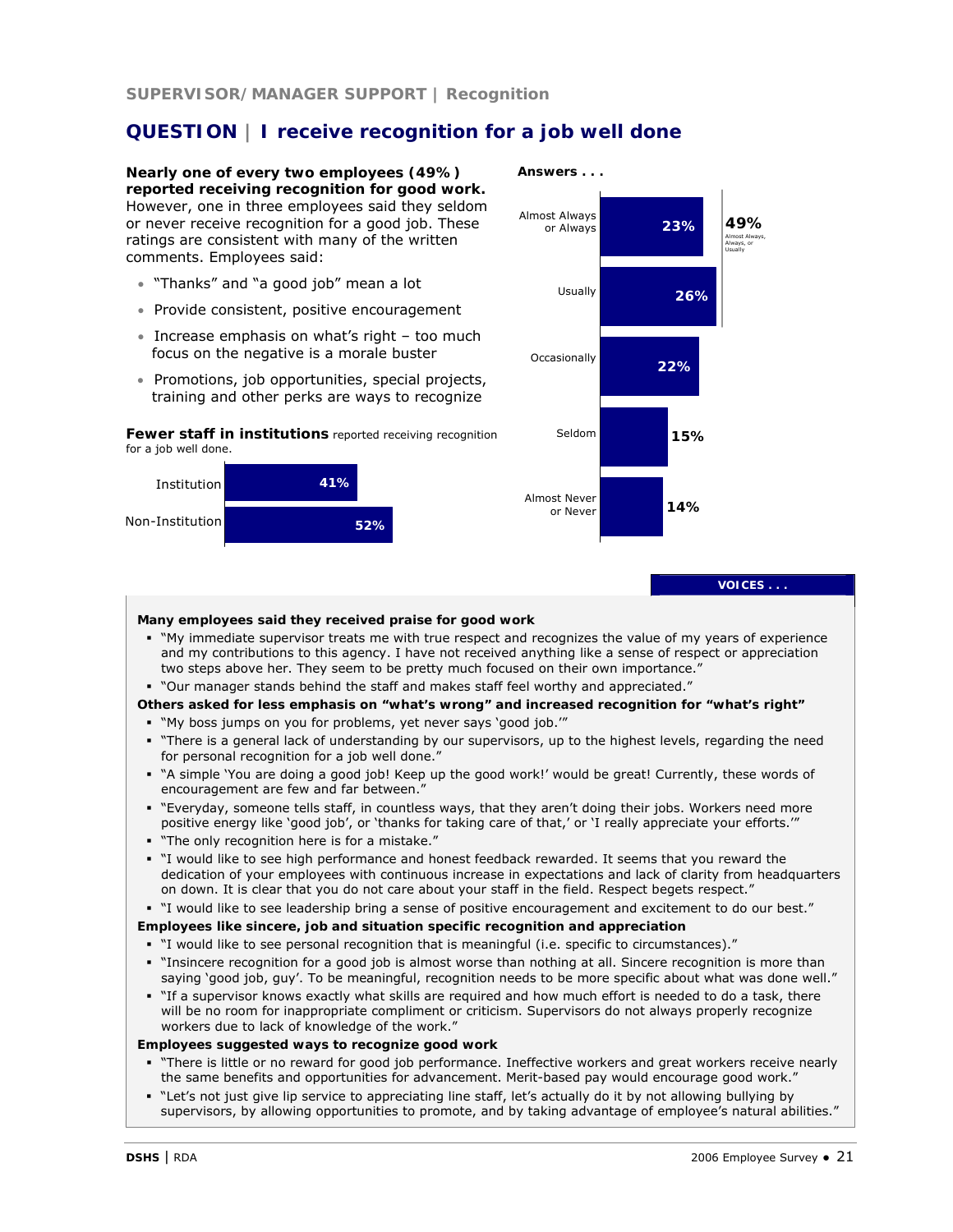SUPERVISOR/MANAGER SUPPORT | Recognition

# QUESTION | I receive recognition for a job well done

**Nearly one of every two employees (49%) reported receiving recognition for good work.** However, one in three employees said they seldom or never receive recognition for a good job. These ratings are consistent with many of the written comments. Employees said:

- "Thanks" and "a good job" mean a lot
- Provide consistent, positive encouragement
- Increase emphasis on what's right – too much focus on the negative is a morale buster
- Promotions, job opportunities, special projects, training and other perks are ways to recognize

**Fewer staff in institutions** reported receiving recognition for a job well done.

| | |
|---|---|
| Institution | 41% |
| Non-Institution | 52% |

**Answers . . .**

| Answer | Percent |
|---|---|
| Almost Always or Always | 23% |
| Usually | 26% |
| Occasionally | 22% |
| Seldom | 15% |
| Almost Never or Never | 14% |

49% Almost Always, Always, or Usually

**VOICES . . .**

**Many employees said they received praise for good work**

- "My immediate supervisor treats me with true respect and recognizes the value of my years of experience and my contributions to this agency. I have not received anything like a sense of respect or appreciation two steps above her. They seem to be pretty much focused on their own importance."
- "Our manager stands behind the staff and makes staff feel worthy and appreciated."

**Others asked for less emphasis on "what's wrong" and increased recognition for "what's right"**

- "My boss jumps on you for problems, yet never says 'good job.'"
- "There is a general lack of understanding by our supervisors, up to the highest levels, regarding the need for personal recognition for a job well done."
- "A simple 'You are doing a good job! Keep up the good work!' would be great! Currently, these words of encouragement are few and far between."
- "Everyday, someone tells staff, in countless ways, that they aren't doing their jobs. Workers need more positive energy like 'good job', or 'thanks for taking care of that,' or 'I really appreciate your efforts.'"
- "The only recognition here is for a mistake."
- "I would like to see high performance and honest feedback rewarded. It seems that you reward the dedication of your employees with continuous increase in expectations and lack of clarity from headquarters on down. It is clear that you do not care about your staff in the field. Respect begets respect."
- "I would like to see leadership bring a sense of positive encouragement and excitement to do our best."

**Employees like sincere, job and situation specific recognition and appreciation**

- "I would like to see personal recognition that is meaningful (i.e. specific to circumstances)."
- "Insincere recognition for a good job is almost worse than nothing at all. Sincere recognition is more than saying 'good job, guy'. To be meaningful, recognition needs to be more specific about what was done well."
- "If a supervisor knows exactly what skills are required and how much effort is needed to do a task, there will be no room for inappropriate compliment or criticism. Supervisors do not always properly recognize workers due to lack of knowledge of the work."

**Employees suggested ways to recognize good work**

- "There is little or no reward for good job performance. Ineffective workers and great workers receive nearly the same benefits and opportunities for advancement. Merit-based pay would encourage good work."
- "Let's not just give lip service to appreciating line staff, let's actually do it by not allowing bullying by supervisors, by allowing opportunities to promote, and by taking advantage of employee's natural abilities."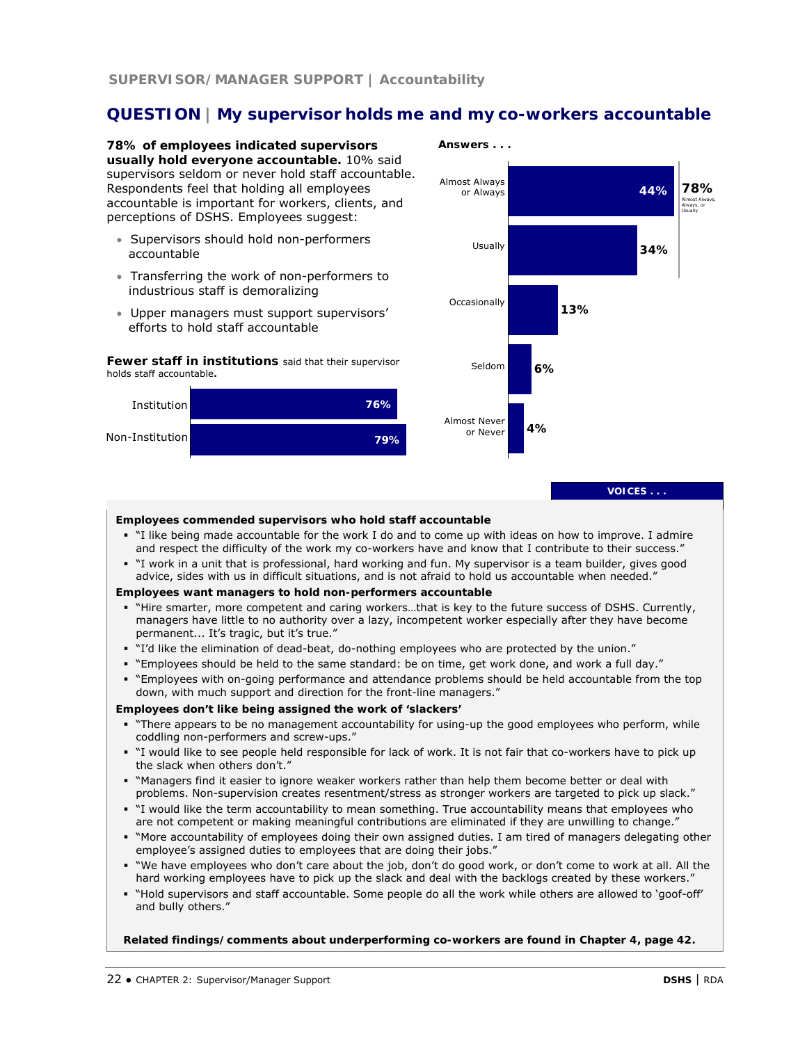## SUPERVISOR/MANAGER SUPPORT | Accountability

# QUESTION | My supervisor holds me and my co-workers accountable

**78% of employees indicated supervisors usually hold everyone accountable.** 10% said supervisors seldom or never hold staff accountable. Respondents feel that holding all employees accountable is important for workers, clients, and perceptions of DSHS. Employees suggest:

- Supervisors should hold non-performers accountable
- Transferring the work of non-performers to industrious staff is demoralizing
- Upper managers must support supervisors' efforts to hold staff accountable

**Fewer staff in institutions** said that their supervisor holds staff accountable**.**

| | |
|---|---|
| Institution | 76% |
| Non-Institution | 79% |

**Answers . . .**

| Answer | Percent |
|---|---|
| Almost Always or Always | 44% |
| Usually | 34% |
| Occasionally | 13% |
| Seldom | 6% |
| Almost Never or Never | 4% |

78% Almost Always, Always, or Usually

**VOICES . . .**

**Employees commended supervisors who hold staff accountable**

- "I like being made accountable for the work I do and to come up with ideas on how to improve. I admire and respect the difficulty of the work my co-workers have and know that I contribute to their success."
- "I work in a unit that is professional, hard working and fun. My supervisor is a team builder, gives good advice, sides with us in difficult situations, and is not afraid to hold us accountable when needed."

**Employees want managers to hold non-performers accountable**

- "Hire smarter, more competent and caring workers…that is key to the future success of DSHS. Currently, managers have little to no authority over a lazy, incompetent worker especially after they have become permanent... It's tragic, but it's true."
- "I'd like the elimination of dead-beat, do-nothing employees who are protected by the union."
- "Employees should be held to the same standard: be on time, get work done, and work a full day."
- "Employees with on-going performance and attendance problems should be held accountable from the top down, with much support and direction for the front-line managers."

**Employees don't like being assigned the work of 'slackers'**

- "There appears to be no management accountability for using-up the good employees who perform, while coddling non-performers and screw-ups."
- "I would like to see people held responsible for lack of work. It is not fair that co-workers have to pick up the slack when others don't."
- "Managers find it easier to ignore weaker workers rather than help them become better or deal with problems. Non-supervision creates resentment/stress as stronger workers are targeted to pick up slack."
- "I would like the term accountability to mean something. True accountability means that employees who are not competent or making meaningful contributions are eliminated if they are unwilling to change."
- "More accountability of employees doing their own assigned duties. I am tired of managers delegating other employee's assigned duties to employees that are doing their jobs."
- "We have employees who don't care about the job, don't do good work, or don't come to work at all. All the hard working employees have to pick up the slack and deal with the backlogs created by these workers."
- "Hold supervisors and staff accountable. Some people do all the work while others are allowed to 'goof-off' and bully others."

**Related findings/comments about underperforming co-workers are found in Chapter 4, page 42.**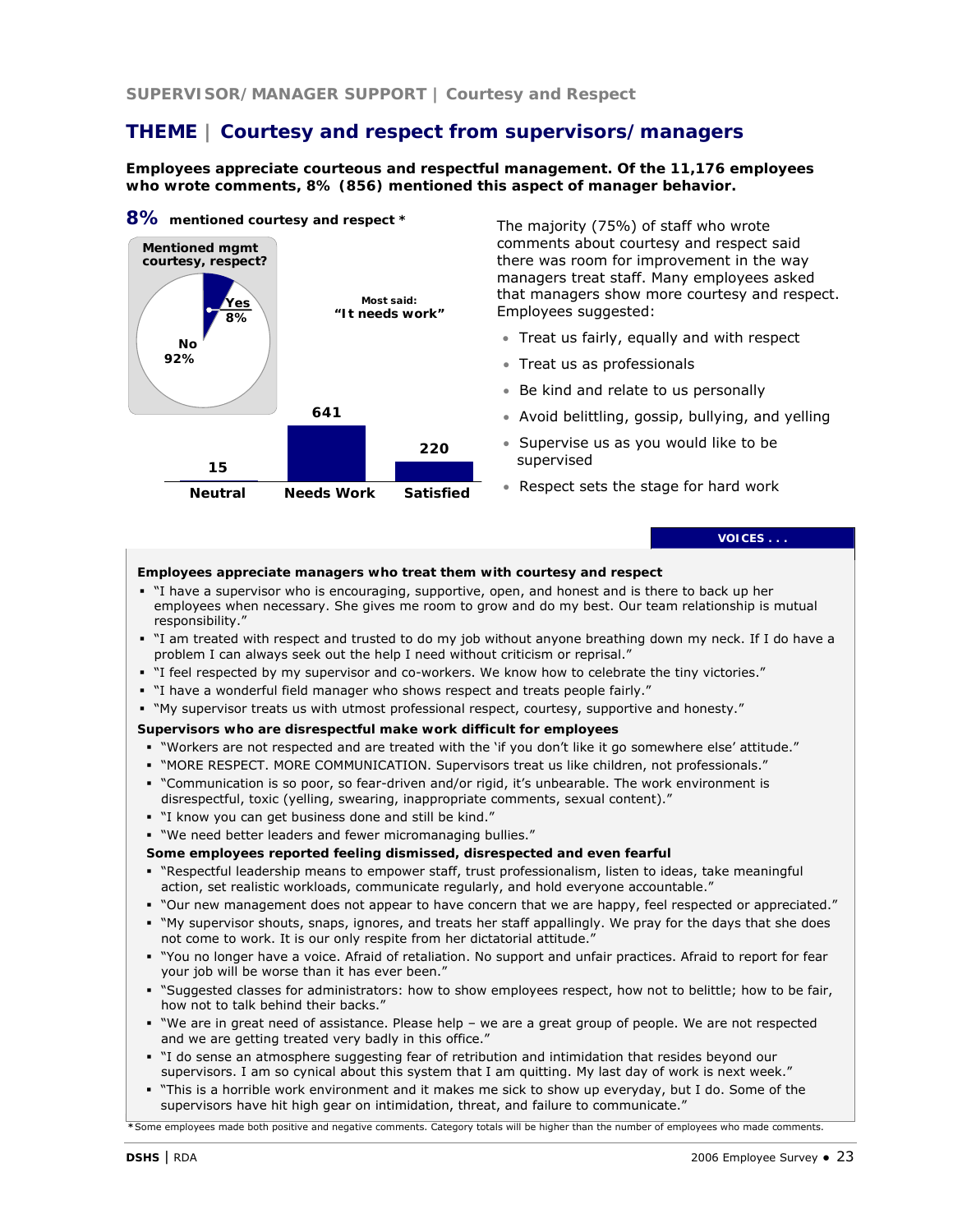SUPERVISOR/MANAGER SUPPORT | Courtesy and Respect

# THEME | Courtesy and respect from supervisors/managers

**Employees appreciate courteous and respectful management. Of the 11,176 employees who wrote comments, 8% (856) mentioned this aspect of manager behavior.**

**8%** **mentioned courtesy and respect ***

**Mentioned mgmt courtesy, respect?**

- Yes 8%
- No 92%

**Most said: "It needs work"**

| Neutral | Needs Work | Satisfied |
|---|---|---|
| 15 | 641 | 220 |

The majority (75%) of staff who wrote comments about courtesy and respect said there was room for improvement in the way managers treat staff. Many employees asked that managers show more courtesy and respect. Employees suggested:

- Treat us fairly, equally and with respect
- Treat us as professionals
- Be kind and relate to us personally
- Avoid belittling, gossip, bullying, and yelling
- Supervise us as you would like to be supervised
- Respect sets the stage for hard work

**VOICES . . .**

**Employees appreciate managers who treat them with courtesy and respect**

- "I have a supervisor who is encouraging, supportive, open, and honest and is there to back up her employees when necessary. She gives me room to grow and do my best. Our team relationship is mutual responsibility."
- "I am treated with respect and trusted to do my job without anyone breathing down my neck. If I do have a problem I can always seek out the help I need without criticism or reprisal."
- "I feel respected by my supervisor and co-workers. We know how to celebrate the tiny victories."
- "I have a wonderful field manager who shows respect and treats people fairly."
- "My supervisor treats us with utmost professional respect, courtesy, supportive and honesty."

**Supervisors who are disrespectful make work difficult for employees**

- "Workers are not respected and are treated with the 'if you don't like it go somewhere else' attitude."
- "MORE RESPECT. MORE COMMUNICATION. Supervisors treat us like children, not professionals."
- "Communication is so poor, so fear-driven and/or rigid, it's unbearable. The work environment is disrespectful, toxic (yelling, swearing, inappropriate comments, sexual content)."
- "I know you can get business done and still be kind."
- "We need better leaders and fewer micromanaging bullies."

**Some employees reported feeling dismissed, disrespected and even fearful**

- "Respectful leadership means to empower staff, trust professionalism, listen to ideas, take meaningful action, set realistic workloads, communicate regularly, and hold everyone accountable."
- "Our new management does not appear to have concern that we are happy, feel respected or appreciated."
- "My supervisor shouts, snaps, ignores, and treats her staff appallingly. We pray for the days that she does not come to work. It is our only respite from her dictatorial attitude."
- "You no longer have a voice. Afraid of retaliation. No support and unfair practices. Afraid to report for fear your job will be worse than it has ever been."
- "Suggested classes for administrators: how to show employees respect, how not to belittle; how to be fair, how not to talk behind their backs."
- "We are in great need of assistance. Please help – we are a great group of people. We are not respected and we are getting treated very badly in this office."
- "I do sense an atmosphere suggesting fear of retribution and intimidation that resides beyond our supervisors. I am so cynical about this system that I am quitting. My last day of work is next week."
- "This is a horrible work environment and it makes me sick to show up everyday, but I do. Some of the supervisors have hit high gear on intimidation, threat, and failure to communicate."

*Some employees made both positive and negative comments. Category totals will be higher than the number of employees who made comments.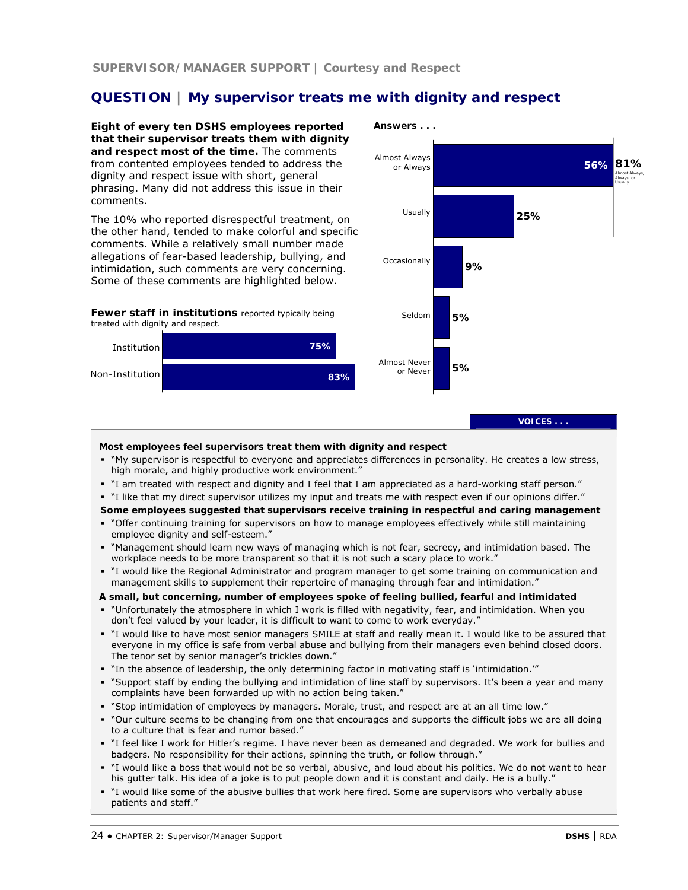SUPERVISOR/MANAGER SUPPORT | Courtesy and Respect

## QUESTION | My supervisor treats me with dignity and respect

**Eight of every ten DSHS employees reported that their supervisor treats them with dignity and respect most of the time.** The comments from contented employees tended to address the dignity and respect issue with short, general phrasing. Many did not address this issue in their comments.

The 10% who reported disrespectful treatment, on the other hand, tended to make colorful and specific comments. While a relatively small number made allegations of fear-based leadership, bullying, and intimidation, such comments are very concerning. Some of these comments are highlighted below.

**Fewer staff in institutions** reported typically being treated with dignity and respect.

| | |
|---|---|
| Institution | 75% |
| Non-Institution | 83% |

**Answers . . .**

| Answer | Percent |
|---|---|
| Almost Always or Always | 56% |
| Usually | 25% |
| Occasionally | 9% |
| Seldom | 5% |
| Almost Never or Never | 5% |

81% Almost Always, Always, or Usually

**VOICES . . .**

**Most employees feel supervisors treat them with dignity and respect**

- "My supervisor is respectful to everyone and appreciates differences in personality. He creates a low stress, high morale, and highly productive work environment."
- "I am treated with respect and dignity and I feel that I am appreciated as a hard-working staff person."
- "I like that my direct supervisor utilizes my input and treats me with respect even if our opinions differ."

**Some employees suggested that supervisors receive training in respectful and caring management**

- "Offer continuing training for supervisors on how to manage employees effectively while still maintaining employee dignity and self-esteem."
- "Management should learn new ways of managing which is not fear, secrecy, and intimidation based. The workplace needs to be more transparent so that it is not such a scary place to work."
- "I would like the Regional Administrator and program manager to get some training on communication and management skills to supplement their repertoire of managing through fear and intimidation."

**A small, but concerning, number of employees spoke of feeling bullied, fearful and intimidated**

- "Unfortunately the atmosphere in which I work is filled with negativity, fear, and intimidation. When you don't feel valued by your leader, it is difficult to want to come to work everyday."
- "I would like to have most senior managers SMILE at staff and really mean it. I would like to be assured that everyone in my office is safe from verbal abuse and bullying from their managers even behind closed doors. The tenor set by senior manager's trickles down."
- "In the absence of leadership, the only determining factor in motivating staff is 'intimidation.'"
- "Support staff by ending the bullying and intimidation of line staff by supervisors. It's been a year and many complaints have been forwarded up with no action being taken."
- "Stop intimidation of employees by managers. Morale, trust, and respect are at an all time low."
- "Our culture seems to be changing from one that encourages and supports the difficult jobs we are all doing to a culture that is fear and rumor based."
- "I feel like I work for Hitler's regime. I have never been as demeaned and degraded. We work for bullies and badgers. No responsibility for their actions, spinning the truth, or follow through."
- "I would like a boss that would not be so verbal, abusive, and loud about his politics. We do not want to hear his gutter talk. His idea of a joke is to put people down and it is constant and daily. He is a bully."
- "I would like some of the abusive bullies that work here fired. Some are supervisors who verbally abuse patients and staff."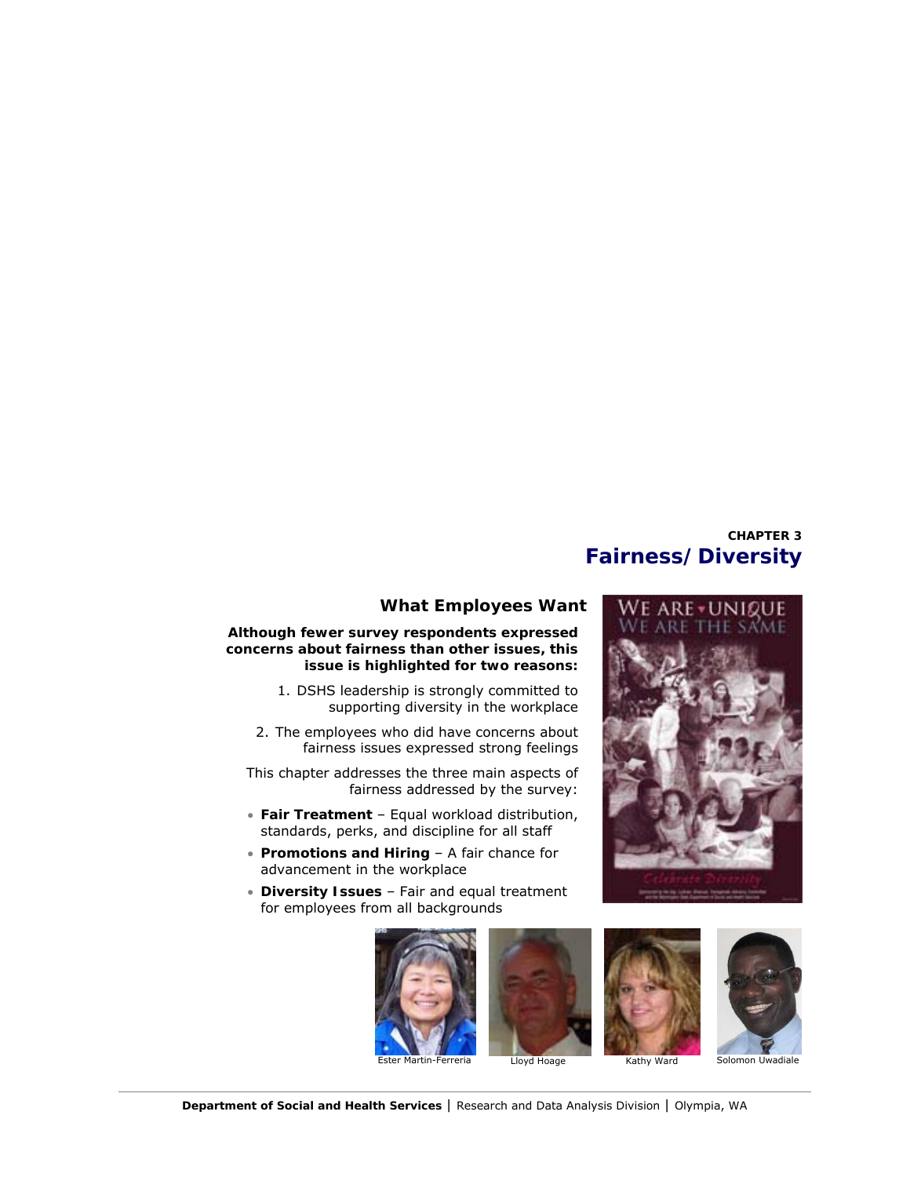CHAPTER 3

# Fairness/Diversity

## What Employees Want

**Although fewer survey respondents expressed concerns about fairness than other issues, this issue is highlighted for two reasons:**

1. DSHS leadership is strongly committed to supporting diversity in the workplace
2. The employees who did have concerns about fairness issues expressed strong feelings

This chapter addresses the three main aspects of fairness addressed by the survey:

- **Fair Treatment** – Equal workload distribution, standards, perks, and discipline for all staff
- **Promotions and Hiring** – A fair chance for advancement in the workplace
- **Diversity Issues** – Fair and equal treatment for employees from all backgrounds

Ester Martin-Ferreria

Lloyd Hoage

Kathy Ward

Solomon Uwadiale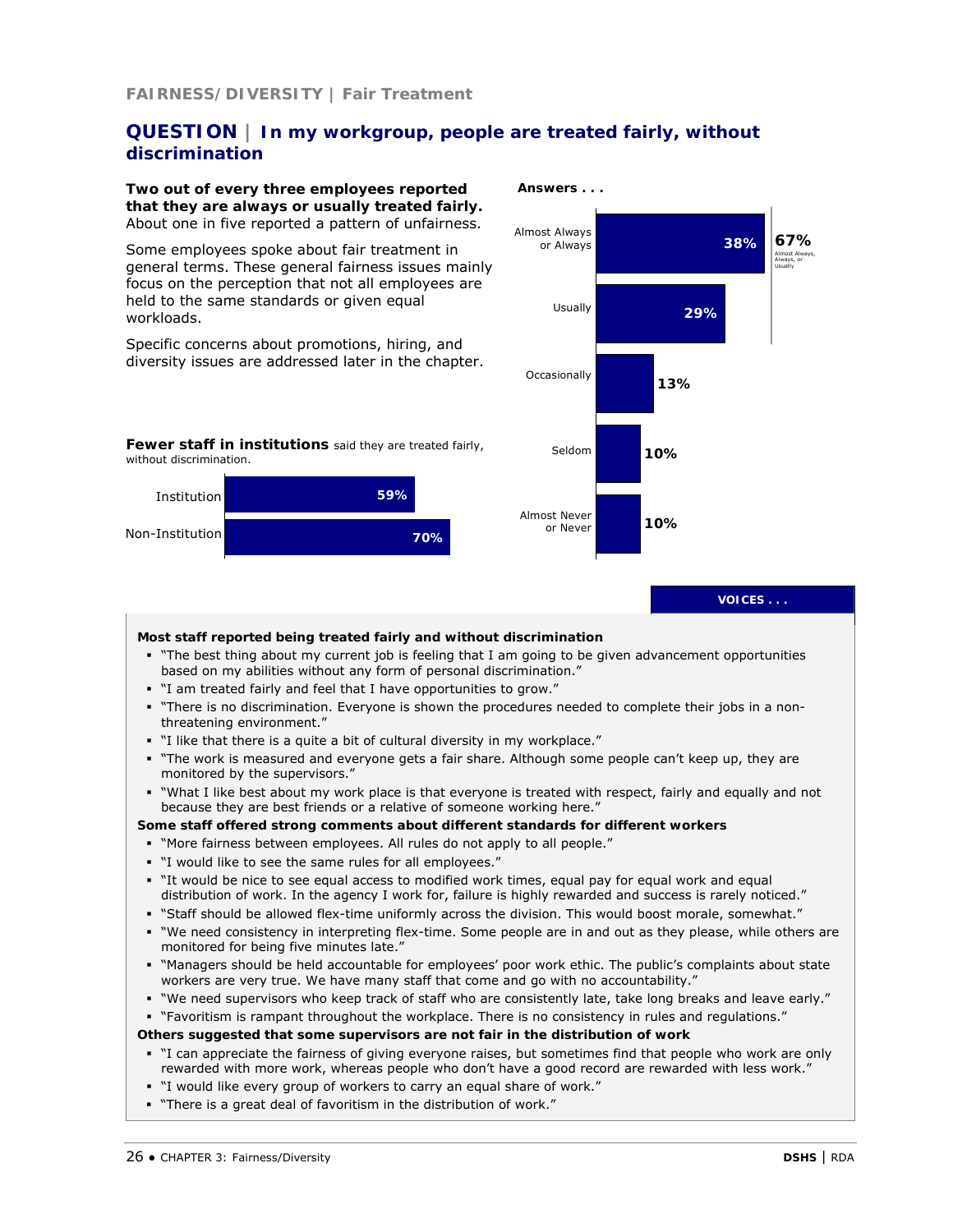FAIRNESS/DIVERSITY | Fair Treatment

## QUESTION | In my workgroup, people are treated fairly, without discrimination

**Two out of every three employees reported that they are always or usually treated fairly.** About one in five reported a pattern of unfairness.

Some employees spoke about fair treatment in general terms. These general fairness issues mainly focus on the perception that not all employees are held to the same standards or given equal workloads.

Specific concerns about promotions, hiring, and diversity issues are addressed later in the chapter.

**Answers . . .**

| Answer | Percent |
|---|---|
| Almost Always or Always | 38% |
| Usually | 29% |
| Occasionally | 13% |
| Seldom | 10% |
| Almost Never or Never | 10% |

67% Almost Always, Always, or Usually

**Fewer staff in institutions** said they are treated fairly, without discrimination.

| Group | Percent |
|---|---|
| Institution | 59% |
| Non-Institution | 70% |

**VOICES . . .**

**Most staff reported being treated fairly and without discrimination**

- "The best thing about my current job is feeling that I am going to be given advancement opportunities based on my abilities without any form of personal discrimination."
- "I am treated fairly and feel that I have opportunities to grow."
- "There is no discrimination. Everyone is shown the procedures needed to complete their jobs in a non-threatening environment."
- "I like that there is a quite a bit of cultural diversity in my workplace."
- "The work is measured and everyone gets a fair share. Although some people can't keep up, they are monitored by the supervisors."
- "What I like best about my work place is that everyone is treated with respect, fairly and equally and not because they are best friends or a relative of someone working here."

**Some staff offered strong comments about different standards for different workers**

- "More fairness between employees. All rules do not apply to all people."
- "I would like to see the same rules for all employees."
- "It would be nice to see equal access to modified work times, equal pay for equal work and equal distribution of work. In the agency I work for, failure is highly rewarded and success is rarely noticed."
- "Staff should be allowed flex-time uniformly across the division. This would boost morale, somewhat."
- "We need consistency in interpreting flex-time. Some people are in and out as they please, while others are monitored for being five minutes late."
- "Managers should be held accountable for employees' poor work ethic. The public's complaints about state workers are very true. We have many staff that come and go with no accountability."
- "We need supervisors who keep track of staff who are consistently late, take long breaks and leave early."
- "Favoritism is rampant throughout the workplace. There is no consistency in rules and regulations."

**Others suggested that some supervisors are not fair in the distribution of work**

- "I can appreciate the fairness of giving everyone raises, but sometimes find that people who work are only rewarded with more work, whereas people who don't have a good record are rewarded with less work."
- "I would like every group of workers to carry an equal share of work."
- "There is a great deal of favoritism in the distribution of work."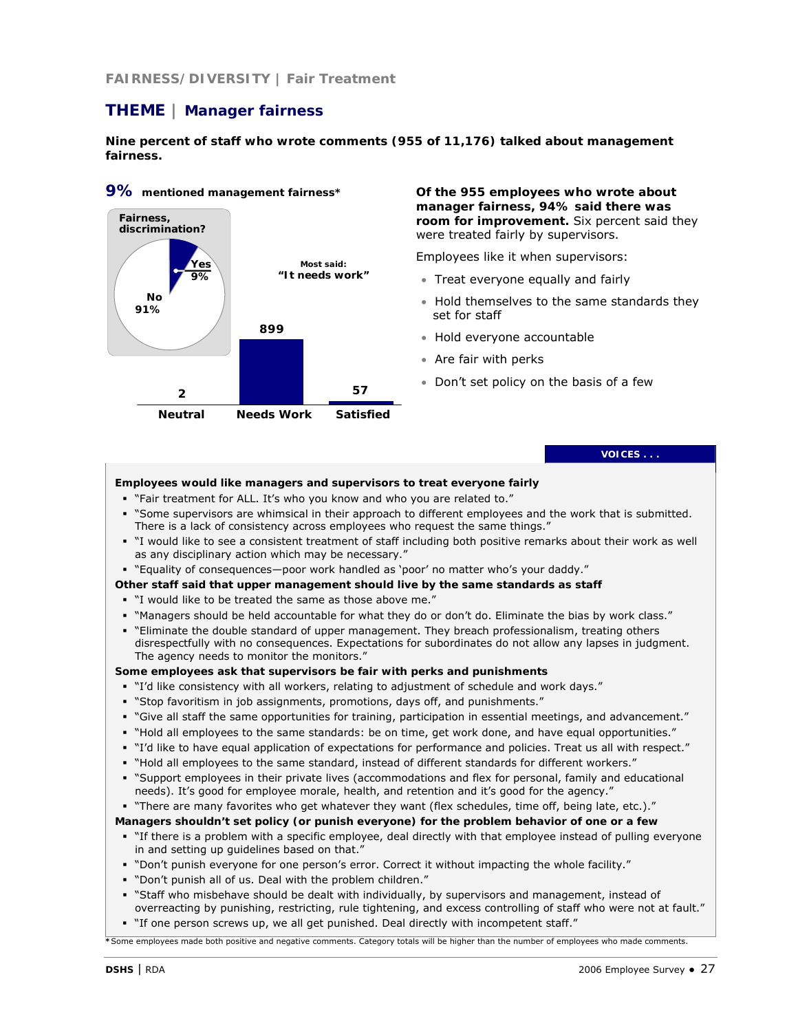FAIRNESS/DIVERSITY | Fair Treatment

# THEME | Manager fairness

**Nine percent of staff who wrote comments (955 of 11,176) talked about management fairness.**

**9%** **mentioned management fairness***

**Fairness, discrimination?**

Yes 9%

No 91%

Most said: "It needs work"

| Neutral | Needs Work | Satisfied |
|---|---|---|
| 2 | 899 | 57 |

**Of the 955 employees who wrote about manager fairness, 94% said there was room for improvement.** Six percent said they were treated fairly by supervisors.

Employees like it when supervisors:

- Treat everyone equally and fairly
- Hold themselves to the same standards they set for staff
- Hold everyone accountable
- Are fair with perks
- Don't set policy on the basis of a few

**VOICES . . .**

**Employees would like managers and supervisors to treat everyone fairly**

- "Fair treatment for ALL. It's who you know and who you are related to."
- "Some supervisors are whimsical in their approach to different employees and the work that is submitted. There is a lack of consistency across employees who request the same things."
- "I would like to see a consistent treatment of staff including both positive remarks about their work as well as any disciplinary action which may be necessary."
- "Equality of consequences—poor work handled as 'poor' no matter who's your daddy."

**Other staff said that upper management should live by the same standards as staff**

- "I would like to be treated the same as those above me."
- "Managers should be held accountable for what they do or don't do. Eliminate the bias by work class."
- "Eliminate the double standard of upper management. They breach professionalism, treating others disrespectfully with no consequences. Expectations for subordinates do not allow any lapses in judgment. The agency needs to monitor the monitors."

**Some employees ask that supervisors be fair with perks and punishments**

- "I'd like consistency with all workers, relating to adjustment of schedule and work days."
- "Stop favoritism in job assignments, promotions, days off, and punishments."
- "Give all staff the same opportunities for training, participation in essential meetings, and advancement."
- "Hold all employees to the same standards: be on time, get work done, and have equal opportunities."
- "I'd like to have equal application of expectations for performance and policies. Treat us all with respect."
- "Hold all employees to the same standard, instead of different standards for different workers."
- "Support employees in their private lives (accommodations and flex for personal, family and educational needs). It's good for employee morale, health, and retention and it's good for the agency."
- "There are many favorites who get whatever they want (flex schedules, time off, being late, etc.)."

**Managers shouldn't set policy (or punish everyone) for the problem behavior of one or a few**

- "If there is a problem with a specific employee, deal directly with that employee instead of pulling everyone in and setting up guidelines based on that."
- "Don't punish everyone for one person's error. Correct it without impacting the whole facility."
- "Don't punish all of us. Deal with the problem children."
- "Staff who misbehave should be dealt with individually, by supervisors and management, instead of overreacting by punishing, restricting, rule tightening, and excess controlling of staff who were not at fault."
- "If one person screws up, we all get punished. Deal directly with incompetent staff."

*Some employees made both positive and negative comments. Category totals will be higher than the number of employees who made comments.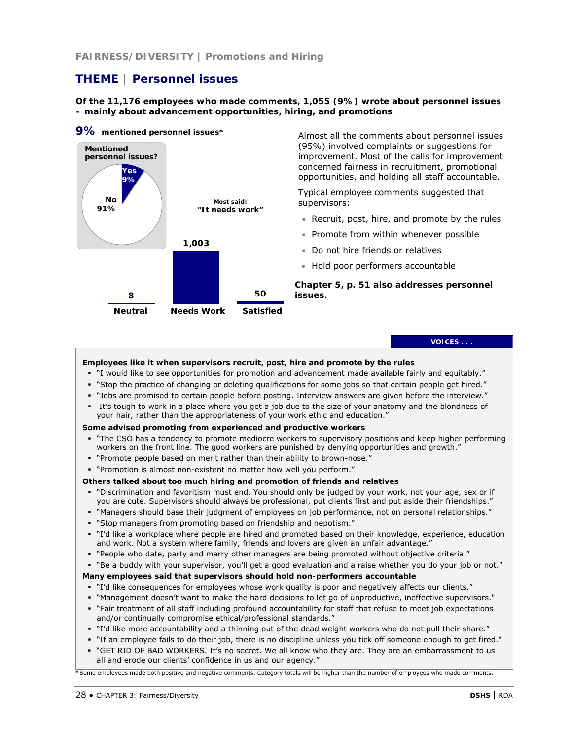FAIRNESS/DIVERSITY | Promotions and Hiring

# THEME | Personnel issues

**Of the 11,176 employees who made comments, 1,055 (9%) wrote about personnel issues – mainly about advancement opportunities, hiring, and promotions**

**9%** **mentioned personnel issues***

**Mentioned personnel issues?**

Yes 9%
No 91%

Most said: **"It needs work"**

| Neutral | Needs Work | Satisfied |
| --- | --- | --- |
| 8 | 1,003 | 50 |

Almost all the comments about personnel issues (95%) involved complaints or suggestions for improvement. Most of the calls for improvement concerned fairness in recruitment, promotional opportunities, and holding all staff accountable.

Typical employee comments suggested that supervisors:

- Recruit, post, hire, and promote by the rules
- Promote from within whenever possible
- Do not hire friends or relatives
- Hold poor performers accountable

**Chapter 5, p. 51 also addresses personnel issues**.

**VOICES . . .**

**Employees like it when supervisors recruit, post, hire and promote by the rules**

- "I would like to see opportunities for promotion and advancement made available fairly and equitably."
- "Stop the practice of changing or deleting qualifications for some jobs so that certain people get hired."
- "Jobs are promised to certain people before posting. Interview answers are given before the interview."
- It's tough to work in a place where you get a job due to the size of your anatomy and the blondness of your hair, rather than the appropriateness of your work ethic and education."

**Some advised promoting from experienced and productive workers**

- "The CSO has a tendency to promote mediocre workers to supervisory positions and keep higher performing workers on the front line. The good workers are punished by denying opportunities and growth."
- "Promote people based on merit rather than their ability to brown-nose."
- "Promotion is almost non-existent no matter how well you perform."

**Others talked about too much hiring and promotion of friends and relatives**

- "Discrimination and favoritism must end. You should only be judged by your work, not your age, sex or if you are cute. Supervisors should always be professional, put clients first and put aside their friendships."
- "Managers should base their judgment of employees on job performance, not on personal relationships."
- "Stop managers from promoting based on friendship and nepotism."
- "I'd like a workplace where people are hired and promoted based on their knowledge, experience, education and work. Not a system where family, friends and lovers are given an unfair advantage."
- "People who date, party and marry other managers are being promoted without objective criteria."
- "Be a buddy with your supervisor, you'll get a good evaluation and a raise whether you do your job or not."

**Many employees said that supervisors should hold non-performers accountable**

- "I'd like consequences for employees whose work quality is poor and negatively affects our clients."
- "Management doesn't want to make the hard decisions to let go of unproductive, ineffective supervisors."
- "Fair treatment of all staff including profound accountability for staff that refuse to meet job expectations and/or continually compromise ethical/professional standards."
- "I'd like more accountability and a thinning out of the dead weight workers who do not pull their share."
- "If an employee fails to do their job, there is no discipline unless you tick off someone enough to get fired."
- "GET RID OF BAD WORKERS. It's no secret. We all know who they are. They are an embarrassment to us all and erode our clients' confidence in us and our agency."

*Some employees made both positive and negative comments. Category totals will be higher than the number of employees who made comments.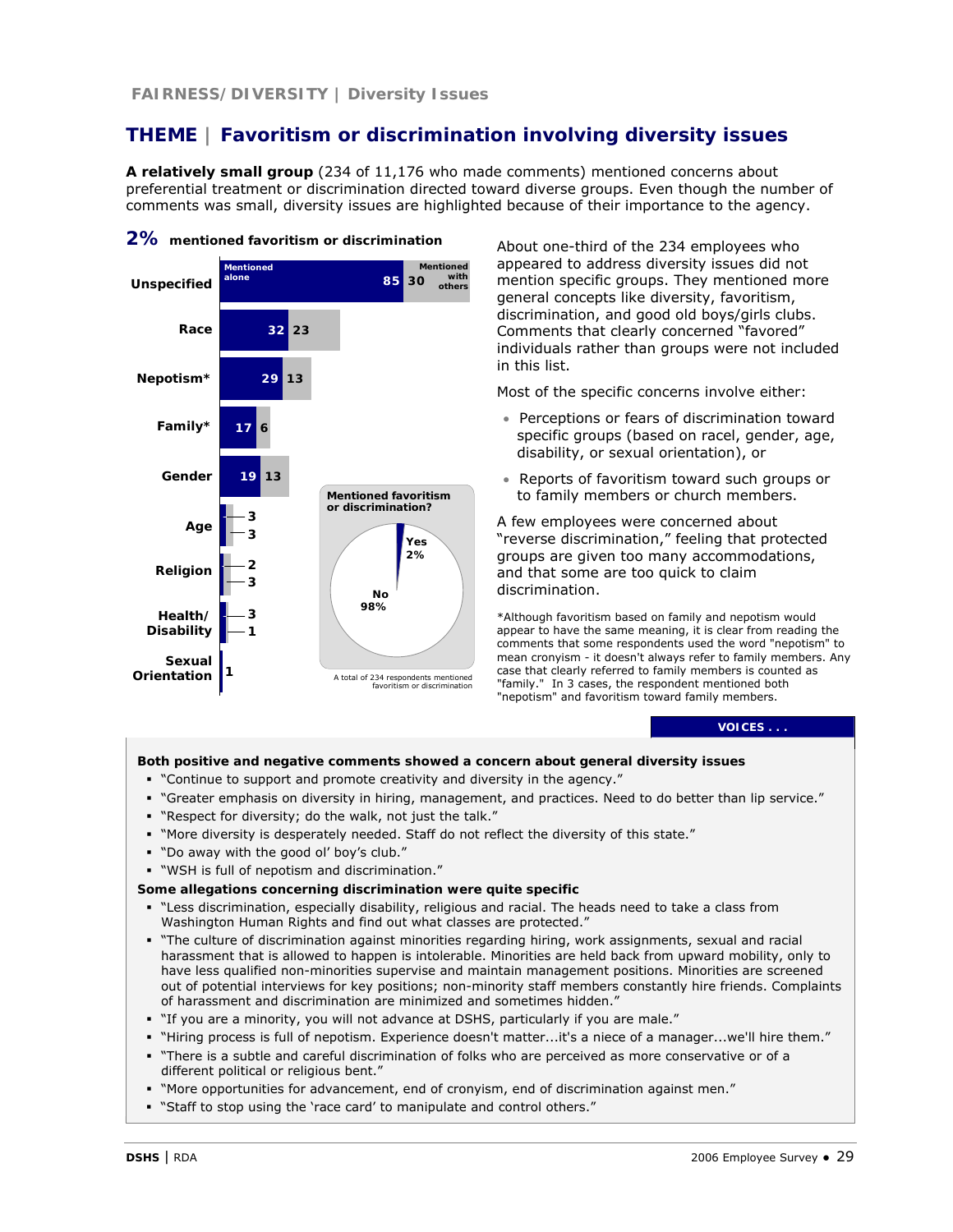FAIRNESS/DIVERSITY | Diversity Issues

# THEME | Favoritism or discrimination involving diversity issues

**A relatively small group** (234 of 11,176 who made comments) mentioned concerns about preferential treatment or discrimination directed toward diverse groups. Even though the number of comments was small, diversity issues are highlighted because of their importance to the agency.

**2% mentioned favoritism or discrimination**

| | Mentioned alone | Mentioned with others |
|---|---|---|
| Unspecified | 85 | 30 |
| Race | 32 | 23 |
| Nepotism* | 29 | 13 |
| Family* | 17 | 6 |
| Gender | 19 | 13 |
| Age | 3 | 3 |
| Religion | 2 | 3 |
| Health/ Disability | 3 | 1 |
| Sexual Orientation | 1 | |

**Mentioned favoritism or discrimination?**

| | |
|---|---|
| Yes | 2% |
| No | 98% |

A total of 234 respondents mentioned favoritism or discrimination

About one-third of the 234 employees who appeared to address diversity issues did not mention specific groups. They mentioned more general concepts like diversity, favoritism, discrimination, and good old boys/girls clubs. Comments that clearly concerned "favored" individuals rather than groups were not included in this list.

Most of the specific concerns involve either:

- Perceptions or fears of discrimination toward specific groups (based on racel, gender, age, disability, or sexual orientation), or
- Reports of favoritism toward such groups or to family members or church members.

A few employees were concerned about "reverse discrimination," feeling that protected groups are given too many accommodations, and that some are too quick to claim discrimination.

*Although favoritism based on family and nepotism would appear to have the same meaning, it is clear from reading the comments that some respondents used the word "nepotism" to mean cronyism - it doesn't always refer to family members. Any case that clearly referred to family members is counted as "family." In 3 cases, the respondent mentioned both "nepotism" and favoritism toward family members.

**VOICES . . .**

**Both positive and negative comments showed a concern about general diversity issues**

- "Continue to support and promote creativity and diversity in the agency."
- "Greater emphasis on diversity in hiring, management, and practices. Need to do better than lip service."
- "Respect for diversity; do the walk, not just the talk."
- "More diversity is desperately needed. Staff do not reflect the diversity of this state."
- "Do away with the good ol' boy's club."
- "WSH is full of nepotism and discrimination."

**Some allegations concerning discrimination were quite specific**

- "Less discrimination, especially disability, religious and racial. The heads need to take a class from Washington Human Rights and find out what classes are protected."
- "The culture of discrimination against minorities regarding hiring, work assignments, sexual and racial harassment that is allowed to happen is intolerable. Minorities are held back from upward mobility, only to have less qualified non-minorities supervise and maintain management positions. Minorities are screened out of potential interviews for key positions; non-minority staff members constantly hire friends. Complaints of harassment and discrimination are minimized and sometimes hidden."
- "If you are a minority, you will not advance at DSHS, particularly if you are male."
- "Hiring process is full of nepotism. Experience doesn't matter...it's a niece of a manager...we'll hire them."
- "There is a subtle and careful discrimination of folks who are perceived as more conservative or of a different political or religious bent."
- "More opportunities for advancement, end of cronyism, end of discrimination against men."
- "Staff to stop using the 'race card' to manipulate and control others."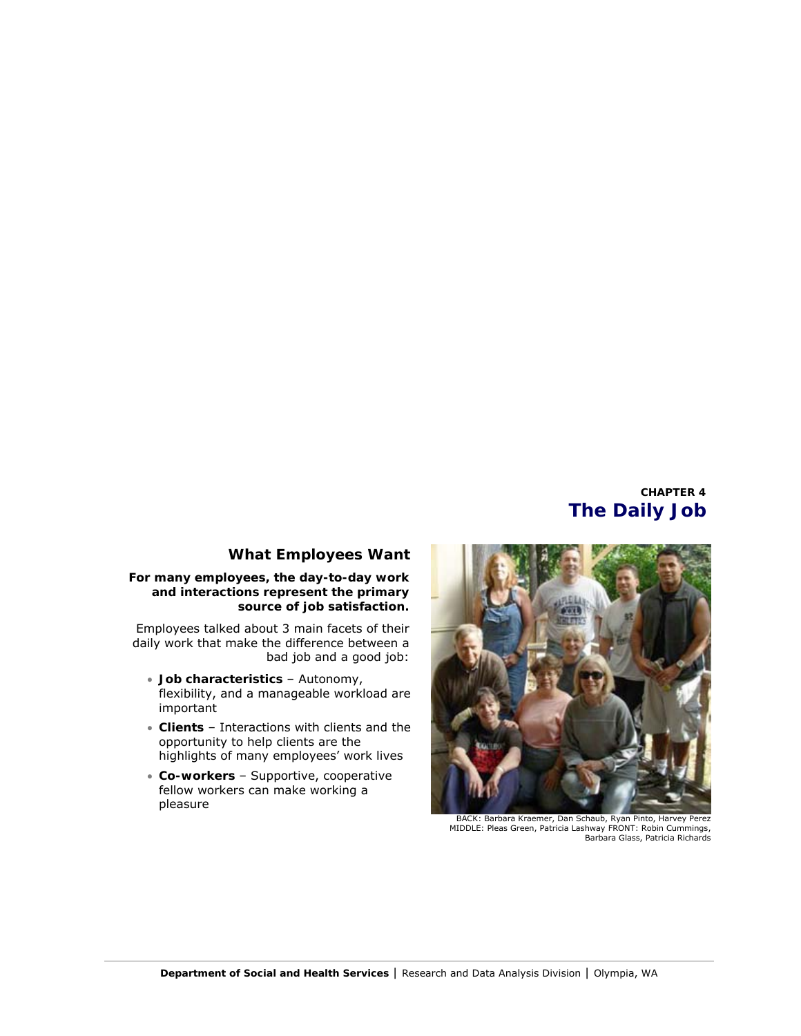CHAPTER 4

# The Daily Job

## What Employees Want

**For many employees, the day-to-day work and interactions represent the primary source of job satisfaction.**

Employees talked about 3 main facets of their daily work that make the difference between a bad job and a good job:

- **Job characteristics** – Autonomy, flexibility, and a manageable workload are important
- **Clients** – Interactions with clients and the opportunity to help clients are the highlights of many employees' work lives
- **Co-workers** – Supportive, cooperative fellow workers can make working a pleasure

BACK: Barbara Kraemer, Dan Schaub, Ryan Pinto, Harvey Perez
MIDDLE: Pleas Green, Patricia Lashway FRONT: Robin Cummings, Barbara Glass, Patricia Richards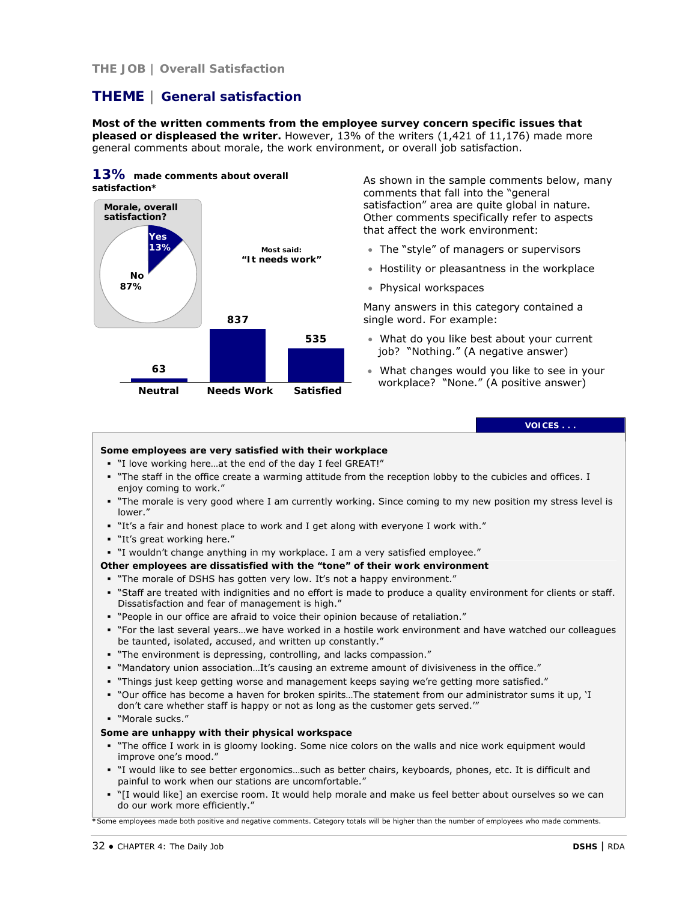THE JOB | Overall Satisfaction

## THEME | General satisfaction

**Most of the written comments from the employee survey concern specific issues that pleased or displeased the writer.** However, 13% of the writers (1,421 of 11,176) made more general comments about morale, the work environment, or overall job satisfaction.

**13% made comments about overall satisfaction***

Morale, overall satisfaction?

| Response | Percent |
|---|---|
| Yes | 13% |
| No | 87% |

Most said: **"It needs work"**

| Neutral | Needs Work | Satisfied |
|---|---|---|
| 63 | 837 | 535 |

As shown in the sample comments below, many comments that fall into the "general satisfaction" area are quite global in nature. Other comments specifically refer to aspects that affect the work environment:

- The "style" of managers or supervisors
- Hostility or pleasantness in the workplace
- Physical workspaces

Many answers in this category contained a single word. For example:

- What do you like best about your current job? "Nothing." (A negative answer)
- What changes would you like to see in your workplace? "None." (A positive answer)

**VOICES . . .**

**Some employees are very satisfied with their workplace**

- "I love working here…at the end of the day I feel GREAT!"
- "The staff in the office create a warming attitude from the reception lobby to the cubicles and offices. I enjoy coming to work."
- "The morale is very good where I am currently working. Since coming to my new position my stress level is lower."
- "It's a fair and honest place to work and I get along with everyone I work with."
- "It's great working here."
- "I wouldn't change anything in my workplace. I am a very satisfied employee."

**Other employees are dissatisfied with the "tone" of their work environment**

- "The morale of DSHS has gotten very low. It's not a happy environment."
- "Staff are treated with indignities and no effort is made to produce a quality environment for clients or staff. Dissatisfaction and fear of management is high."
- "People in our office are afraid to voice their opinion because of retaliation."
- "For the last several years…we have worked in a hostile work environment and have watched our colleagues be taunted, isolated, accused, and written up constantly."
- "The environment is depressing, controlling, and lacks compassion."
- "Mandatory union association…It's causing an extreme amount of divisiveness in the office."
- "Things just keep getting worse and management keeps saying we're getting more satisfied."
- "Our office has become a haven for broken spirits…The statement from our administrator sums it up, 'I don't care whether staff is happy or not as long as the customer gets served.'"
- "Morale sucks."

**Some are unhappy with their physical workspace**

- "The office I work in is gloomy looking. Some nice colors on the walls and nice work equipment would improve one's mood."
- "I would like to see better ergonomics…such as better chairs, keyboards, phones, etc. It is difficult and painful to work when our stations are uncomfortable."
- "[I would like] an exercise room. It would help morale and make us feel better about ourselves so we can do our work more efficiently."

*Some employees made both positive and negative comments. Category totals will be higher than the number of employees who made comments.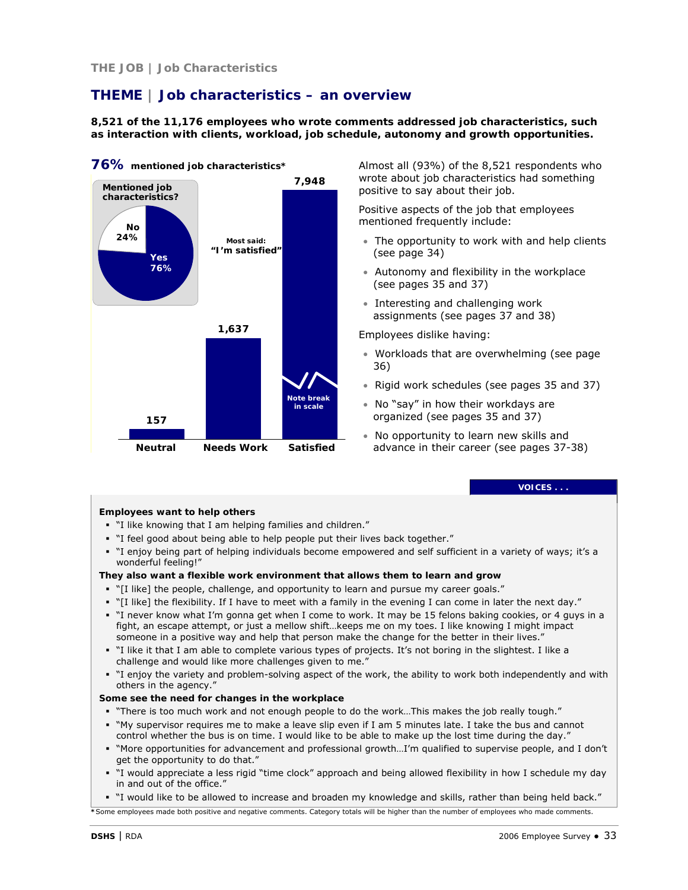THE JOB | Job Characteristics

# THEME | Job characteristics – an overview

**8,521 of the 11,176 employees who wrote comments addressed job characteristics, such as interaction with clients, workload, job schedule, autonomy and growth opportunities.**

**76%** **mentioned job characteristics***

Mentioned job characteristics?

- No 24%
- Yes 76%

Most said: "I'm satisfied"

| Neutral | Needs Work | Satisfied |
|---|---|---|
| 157 | 1,637 | 7,948 |

Note break in scale

Almost all (93%) of the 8,521 respondents who wrote about job characteristics had something positive to say about their job.

Positive aspects of the job that employees mentioned frequently include:

- The opportunity to work with and help clients (see page 34)
- Autonomy and flexibility in the workplace (see pages 35 and 37)
- Interesting and challenging work assignments (see pages 37 and 38)

Employees dislike having:

- Workloads that are overwhelming (see page 36)
- Rigid work schedules (see pages 35 and 37)
- No "say" in how their workdays are organized (see pages 35 and 37)
- No opportunity to learn new skills and advance in their career (see pages 37-38)

**VOICES . . .**

**Employees want to help others**

- "I like knowing that I am helping families and children."
- "I feel good about being able to help people put their lives back together."
- "I enjoy being part of helping individuals become empowered and self sufficient in a variety of ways; it's a wonderful feeling!"

**They also want a flexible work environment that allows them to learn and grow**

- "[I like] the people, challenge, and opportunity to learn and pursue my career goals."
- "[I like] the flexibility. If I have to meet with a family in the evening I can come in later the next day."
- "I never know what I'm gonna get when I come to work. It may be 15 felons baking cookies, or 4 guys in a fight, an escape attempt, or just a mellow shift…keeps me on my toes. I like knowing I might impact someone in a positive way and help that person make the change for the better in their lives."
- "I like it that I am able to complete various types of projects. It's not boring in the slightest. I like a challenge and would like more challenges given to me."
- "I enjoy the variety and problem-solving aspect of the work, the ability to work both independently and with others in the agency."

**Some see the need for changes in the workplace**

- "There is too much work and not enough people to do the work…This makes the job really tough."
- "My supervisor requires me to make a leave slip even if I am 5 minutes late. I take the bus and cannot control whether the bus is on time. I would like to be able to make up the lost time during the day."
- "More opportunities for advancement and professional growth…I'm qualified to supervise people, and I don't get the opportunity to do that."
- "I would appreciate a less rigid "time clock" approach and being allowed flexibility in how I schedule my day in and out of the office."
- "I would like to be allowed to increase and broaden my knowledge and skills, rather than being held back."

*Some employees made both positive and negative comments. Category totals will be higher than the number of employees who made comments.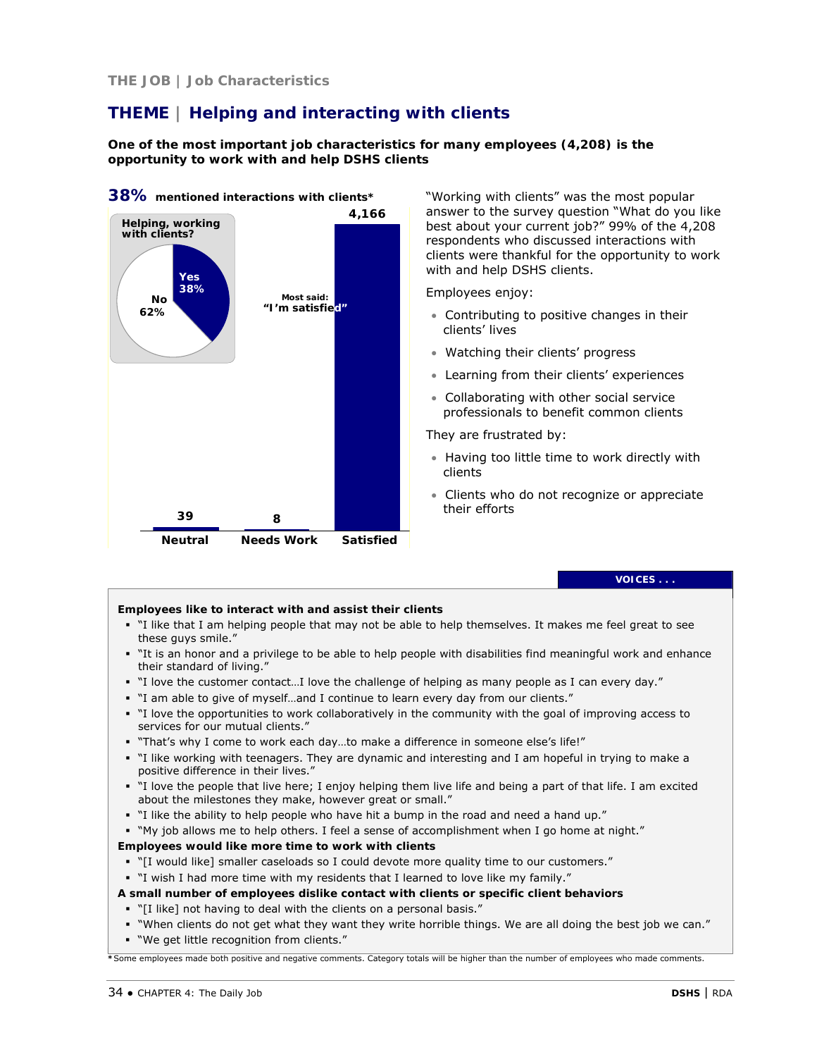THE JOB | Job Characteristics

# THEME | Helping and interacting with clients

**One of the most important job characteristics for many employees (4,208) is the opportunity to work with and help DSHS clients**

**38%** **mentioned interactions with clients***

Helping, working with clients?

| Yes | No |
|---|---|
| 38% | 62% |

Most said: "I'm satisfied"

| Neutral | Needs Work | Satisfied |
|---|---|---|
| 39 | 8 | 4,166 |

"Working with clients" was the most popular answer to the survey question "What do you like best about your current job?" 99% of the 4,208 respondents who discussed interactions with clients were thankful for the opportunity to work with and help DSHS clients.

Employees enjoy:

- Contributing to positive changes in their clients' lives
- Watching their clients' progress
- Learning from their clients' experiences
- Collaborating with other social service professionals to benefit common clients

They are frustrated by:

- Having too little time to work directly with clients
- Clients who do not recognize or appreciate their efforts

**VOICES . . .**

**Employees like to interact with and assist their clients**

- "I like that I am helping people that may not be able to help themselves. It makes me feel great to see these guys smile."
- "It is an honor and a privilege to be able to help people with disabilities find meaningful work and enhance their standard of living."
- "I love the customer contact…I love the challenge of helping as many people as I can every day."
- "I am able to give of myself…and I continue to learn every day from our clients."
- "I love the opportunities to work collaboratively in the community with the goal of improving access to services for our mutual clients."
- "That's why I come to work each day…to make a difference in someone else's life!"
- "I like working with teenagers. They are dynamic and interesting and I am hopeful in trying to make a positive difference in their lives."
- "I love the people that live here; I enjoy helping them live life and being a part of that life. I am excited about the milestones they make, however great or small."
- "I like the ability to help people who have hit a bump in the road and need a hand up."
- "My job allows me to help others. I feel a sense of accomplishment when I go home at night."

**Employees would like more time to work with clients**

- "[I would like] smaller caseloads so I could devote more quality time to our customers."
- "I wish I had more time with my residents that I learned to love like my family."

**A small number of employees dislike contact with clients or specific client behaviors**

- "[I like] not having to deal with the clients on a personal basis."
- "When clients do not get what they want they write horrible things. We are all doing the best job we can."
- "We get little recognition from clients."

*Some employees made both positive and negative comments. Category totals will be higher than the number of employees who made comments.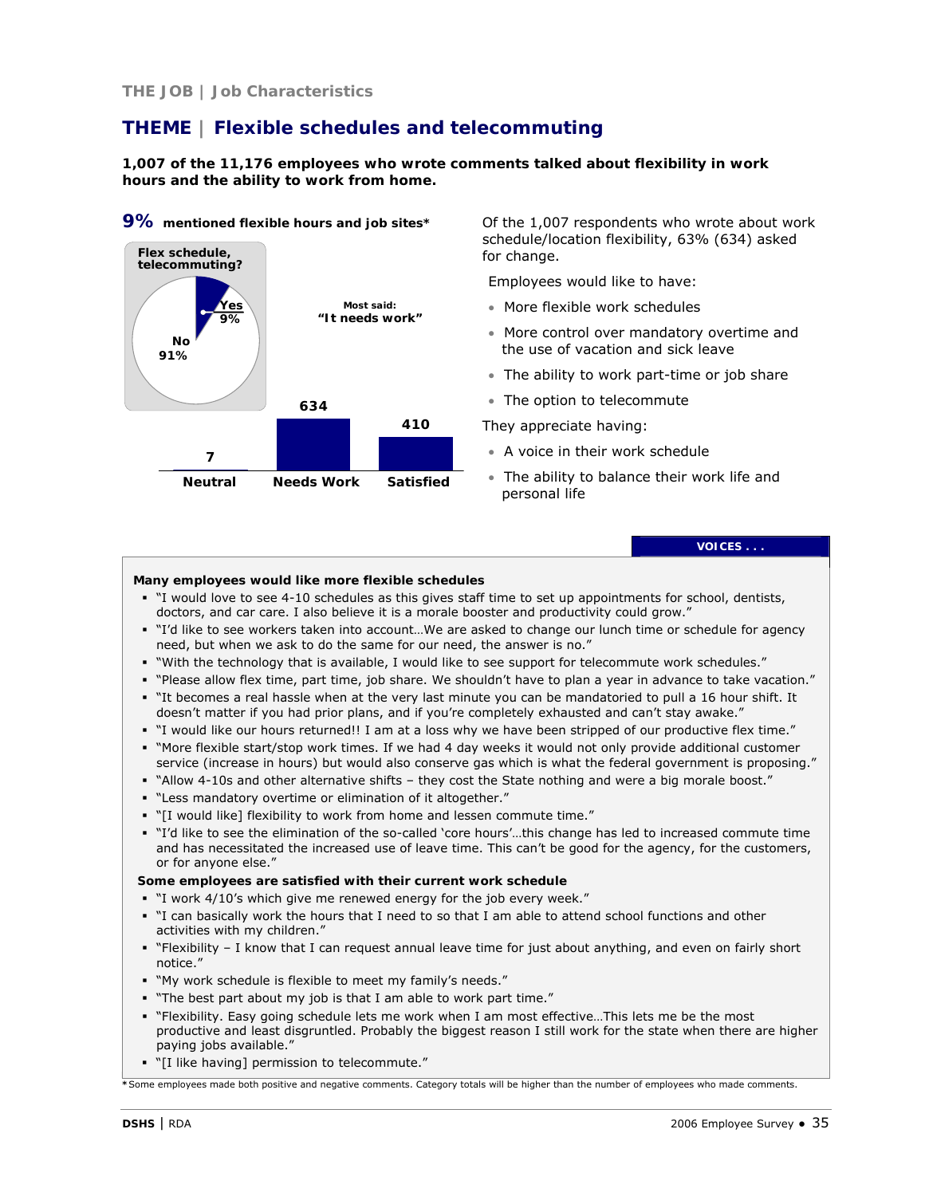THE JOB | Job Characteristics

# THEME | Flexible schedules and telecommuting

**1,007 of the 11,176 employees who wrote comments talked about flexibility in work hours and the ability to work from home.**

**9%** **mentioned flexible hours and job sites***

Flex schedule, telecommuting?

- Yes 9%
- No 91%

Most said: **"It needs work"**

| Neutral | Needs Work | Satisfied |
|---|---|---|
| 7 | 634 | 410 |

Of the 1,007 respondents who wrote about work schedule/location flexibility, 63% (634) asked for change.

Employees would like to have:

- More flexible work schedules
- More control over mandatory overtime and the use of vacation and sick leave
- The ability to work part-time or job share
- The option to telecommute

They appreciate having:

- A voice in their work schedule
- The ability to balance their work life and personal life

**VOICES . . .**

**Many employees would like more flexible schedules**

- "I would love to see 4-10 schedules as this gives staff time to set up appointments for school, dentists, doctors, and car care. I also believe it is a morale booster and productivity could grow."
- "I'd like to see workers taken into account…We are asked to change our lunch time or schedule for agency need, but when we ask to do the same for our need, the answer is no."
- "With the technology that is available, I would like to see support for telecommute work schedules."
- "Please allow flex time, part time, job share. We shouldn't have to plan a year in advance to take vacation."
- "It becomes a real hassle when at the very last minute you can be mandatoried to pull a 16 hour shift. It doesn't matter if you had prior plans, and if you're completely exhausted and can't stay awake."
- "I would like our hours returned!! I am at a loss why we have been stripped of our productive flex time."
- "More flexible start/stop work times. If we had 4 day weeks it would not only provide additional customer service (increase in hours) but would also conserve gas which is what the federal government is proposing."
- "Allow 4-10s and other alternative shifts – they cost the State nothing and were a big morale boost."
- "Less mandatory overtime or elimination of it altogether."
- "[I would like] flexibility to work from home and lessen commute time."
- "I'd like to see the elimination of the so-called 'core hours'…this change has led to increased commute time and has necessitated the increased use of leave time. This can't be good for the agency, for the customers, or for anyone else."

**Some employees are satisfied with their current work schedule**

- "I work 4/10's which give me renewed energy for the job every week."
- "I can basically work the hours that I need to so that I am able to attend school functions and other activities with my children."
- "Flexibility – I know that I can request annual leave time for just about anything, and even on fairly short notice."
- "My work schedule is flexible to meet my family's needs."
- "The best part about my job is that I am able to work part time."
- "Flexibility. Easy going schedule lets me work when I am most effective…This lets me be the most productive and least disgruntled. Probably the biggest reason I still work for the state when there are higher paying jobs available."
- "[I like having] permission to telecommute."

*Some employees made both positive and negative comments. Category totals will be higher than the number of employees who made comments.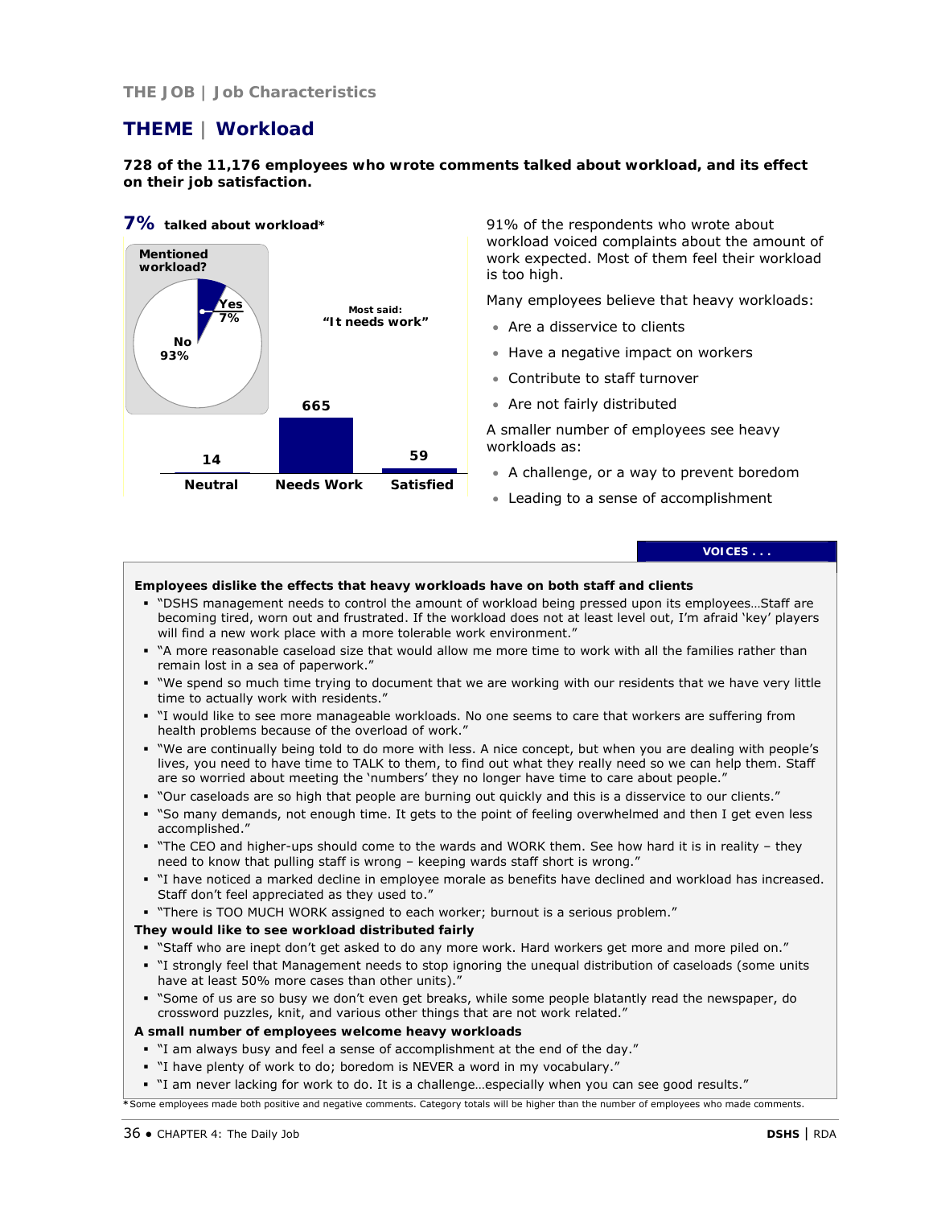THE JOB | Job Characteristics

# THEME | Workload

**728 of the 11,176 employees who wrote comments talked about workload, and its effect on their job satisfaction.**

**7%** **talked about workload***

**Mentioned workload?**

Yes 7%

No 93%

Most said: **"It needs work"**

| Neutral | Needs Work | Satisfied |
|---|---|---|
| 14 | 665 | 59 |

91% of the respondents who wrote about workload voiced complaints about the amount of work expected. Most of them feel their workload is too high.

Many employees believe that heavy workloads:

- Are a disservice to clients
- Have a negative impact on workers
- Contribute to staff turnover
- Are not fairly distributed

A smaller number of employees see heavy workloads as:

- A challenge, or a way to prevent boredom
- Leading to a sense of accomplishment

**VOICES . . .**

**Employees dislike the effects that heavy workloads have on both staff and clients**

- "DSHS management needs to control the amount of workload being pressed upon its employees…Staff are becoming tired, worn out and frustrated. If the workload does not at least level out, I'm afraid 'key' players will find a new work place with a more tolerable work environment."
- "A more reasonable caseload size that would allow me more time to work with all the families rather than remain lost in a sea of paperwork."
- "We spend so much time trying to document that we are working with our residents that we have very little time to actually work with residents."
- "I would like to see more manageable workloads. No one seems to care that workers are suffering from health problems because of the overload of work."
- "We are continually being told to do more with less. A nice concept, but when you are dealing with people's lives, you need to have time to TALK to them, to find out what they really need so we can help them. Staff are so worried about meeting the 'numbers' they no longer have time to care about people."
- "Our caseloads are so high that people are burning out quickly and this is a disservice to our clients."
- "So many demands, not enough time. It gets to the point of feeling overwhelmed and then I get even less accomplished."
- "The CEO and higher-ups should come to the wards and WORK them. See how hard it is in reality – they need to know that pulling staff is wrong – keeping wards staff short is wrong."
- "I have noticed a marked decline in employee morale as benefits have declined and workload has increased. Staff don't feel appreciated as they used to."
- "There is TOO MUCH WORK assigned to each worker; burnout is a serious problem."

**They would like to see workload distributed fairly**

- "Staff who are inept don't get asked to do any more work. Hard workers get more and more piled on."
- "I strongly feel that Management needs to stop ignoring the unequal distribution of caseloads (some units have at least 50% more cases than other units)."
- "Some of us are so busy we don't even get breaks, while some people blatantly read the newspaper, do crossword puzzles, knit, and various other things that are not work related."

**A small number of employees welcome heavy workloads**

- "I am always busy and feel a sense of accomplishment at the end of the day."
- "I have plenty of work to do; boredom is NEVER a word in my vocabulary."
- "I am never lacking for work to do. It is a challenge…especially when you can see good results."

*Some employees made both positive and negative comments. Category totals will be higher than the number of employees who made comments.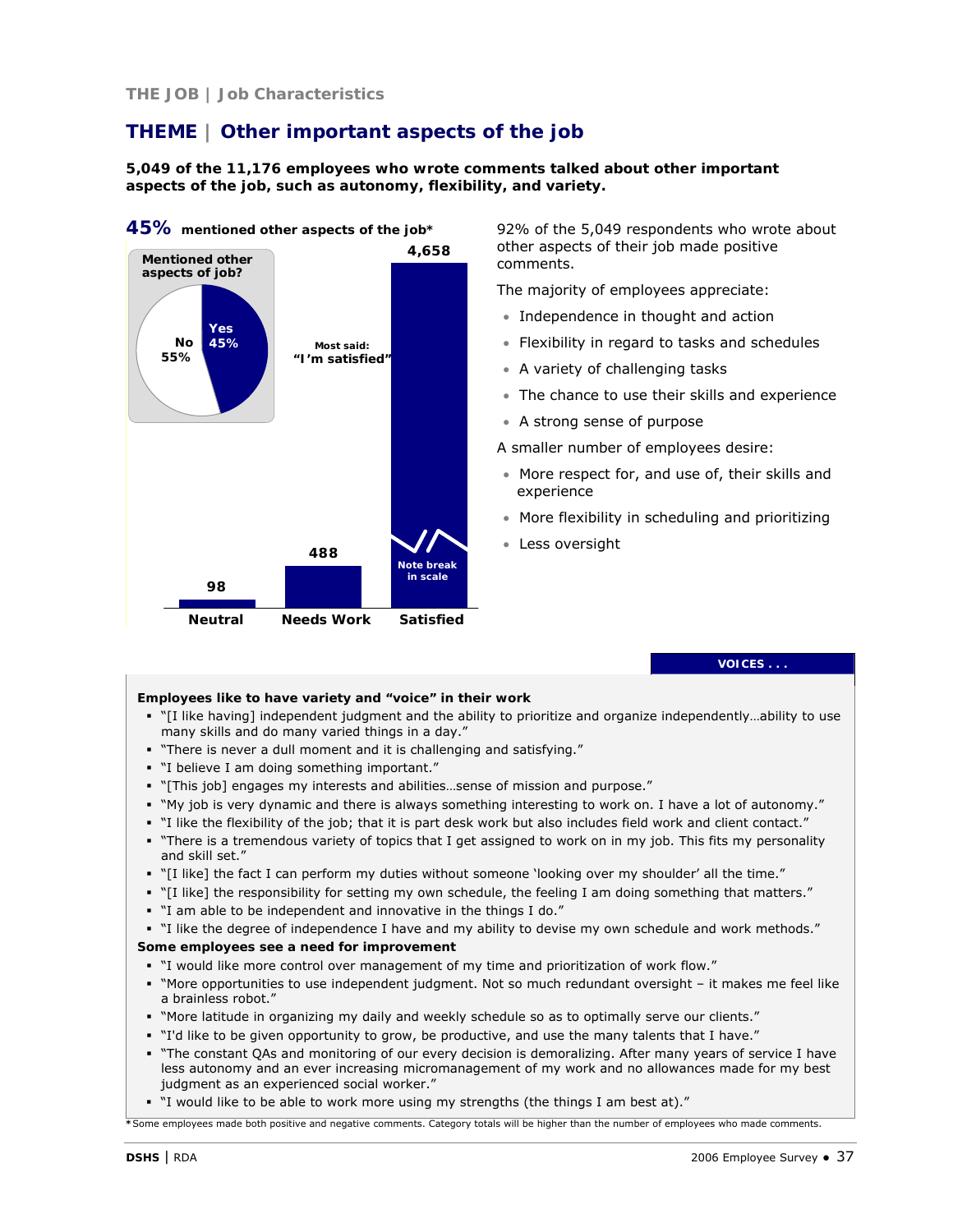THE JOB | Job Characteristics

## THEME | Other important aspects of the job

**5,049 of the 11,176 employees who wrote comments talked about other important aspects of the job, such as autonomy, flexibility, and variety.**

**45%** **mentioned other aspects of the job***

**Mentioned other aspects of job?**

Yes 45%
No 55%

Most said: **"I'm satisfied"**

| Neutral | Needs Work | Satisfied |
|---|---|---|
| 98 | 488 | 4,658 |

Note break in scale

92% of the 5,049 respondents who wrote about other aspects of their job made positive comments.

The majority of employees appreciate:

- Independence in thought and action
- Flexibility in regard to tasks and schedules
- A variety of challenging tasks
- The chance to use their skills and experience
- A strong sense of purpose

A smaller number of employees desire:

- More respect for, and use of, their skills and experience
- More flexibility in scheduling and prioritizing
- Less oversight

**VOICES . . .**

**Employees like to have variety and "voice" in their work**

- "[I like having] independent judgment and the ability to prioritize and organize independently…ability to use many skills and do many varied things in a day."
- "There is never a dull moment and it is challenging and satisfying."
- "I believe I am doing something important."
- "[This job] engages my interests and abilities…sense of mission and purpose."
- "My job is very dynamic and there is always something interesting to work on. I have a lot of autonomy."
- "I like the flexibility of the job; that it is part desk work but also includes field work and client contact."
- "There is a tremendous variety of topics that I get assigned to work on in my job. This fits my personality and skill set."
- "[I like] the fact I can perform my duties without someone 'looking over my shoulder' all the time."
- "[I like] the responsibility for setting my own schedule, the feeling I am doing something that matters."
- "I am able to be independent and innovative in the things I do."
- "I like the degree of independence I have and my ability to devise my own schedule and work methods."

**Some employees see a need for improvement**

- "I would like more control over management of my time and prioritization of work flow."
- "More opportunities to use independent judgment. Not so much redundant oversight – it makes me feel like a brainless robot."
- "More latitude in organizing my daily and weekly schedule so as to optimally serve our clients."
- "I'd like to be given opportunity to grow, be productive, and use the many talents that I have."
- "The constant QAs and monitoring of our every decision is demoralizing. After many years of service I have less autonomy and an ever increasing micromanagement of my work and no allowances made for my best judgment as an experienced social worker."
- "I would like to be able to work more using my strengths (the things I am best at)."

*Some employees made both positive and negative comments. Category totals will be higher than the number of employees who made comments.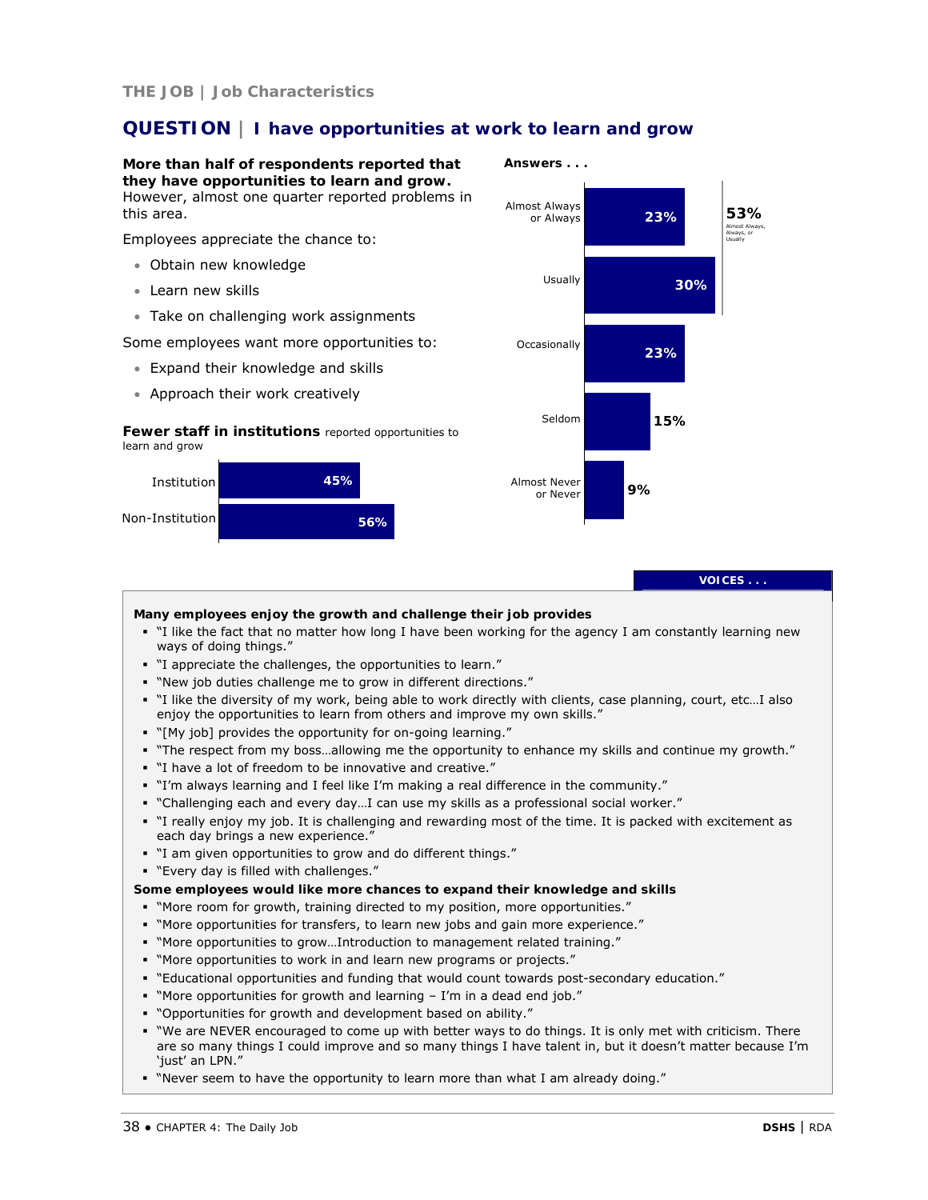THE JOB | Job Characteristics

## QUESTION | I have opportunities at work to learn and grow

**More than half of respondents reported that they have opportunities to learn and grow.** However, almost one quarter reported problems in this area.

Employees appreciate the chance to:

- Obtain new knowledge
- Learn new skills
- Take on challenging work assignments

Some employees want more opportunities to:

- Expand their knowledge and skills
- Approach their work creatively

**Fewer staff in institutions** reported opportunities to learn and grow

| | |
|---|---|
| Institution | 45% |
| Non-Institution | 56% |

**Answers . . .**

| Answer | Percent |
|---|---|
| Almost Always or Always | 23% |
| Usually | 30% |
| Occasionally | 23% |
| Seldom | 15% |
| Almost Never or Never | 9% |

53% Almost Always, Always, or Usually

**VOICES . . .**

**Many employees enjoy the growth and challenge their job provides**

- "I like the fact that no matter how long I have been working for the agency I am constantly learning new ways of doing things."
- "I appreciate the challenges, the opportunities to learn."
- "New job duties challenge me to grow in different directions."
- "I like the diversity of my work, being able to work directly with clients, case planning, court, etc…I also enjoy the opportunities to learn from others and improve my own skills."
- "[My job] provides the opportunity for on-going learning."
- "The respect from my boss…allowing me the opportunity to enhance my skills and continue my growth."
- "I have a lot of freedom to be innovative and creative."
- "I'm always learning and I feel like I'm making a real difference in the community."
- "Challenging each and every day…I can use my skills as a professional social worker."
- "I really enjoy my job. It is challenging and rewarding most of the time. It is packed with excitement as each day brings a new experience."
- "I am given opportunities to grow and do different things."
- "Every day is filled with challenges."

**Some employees would like more chances to expand their knowledge and skills**

- "More room for growth, training directed to my position, more opportunities."
- "More opportunities for transfers, to learn new jobs and gain more experience."
- "More opportunities to grow…Introduction to management related training."
- "More opportunities to work in and learn new programs or projects."
- "Educational opportunities and funding that would count towards post-secondary education."
- "More opportunities for growth and learning – I'm in a dead end job."
- "Opportunities for growth and development based on ability."
- "We are NEVER encouraged to come up with better ways to do things. It is only met with criticism. There are so many things I could improve and so many things I have talent in, but it doesn't matter because I'm 'just' an LPN."
- "Never seem to have the opportunity to learn more than what I am already doing."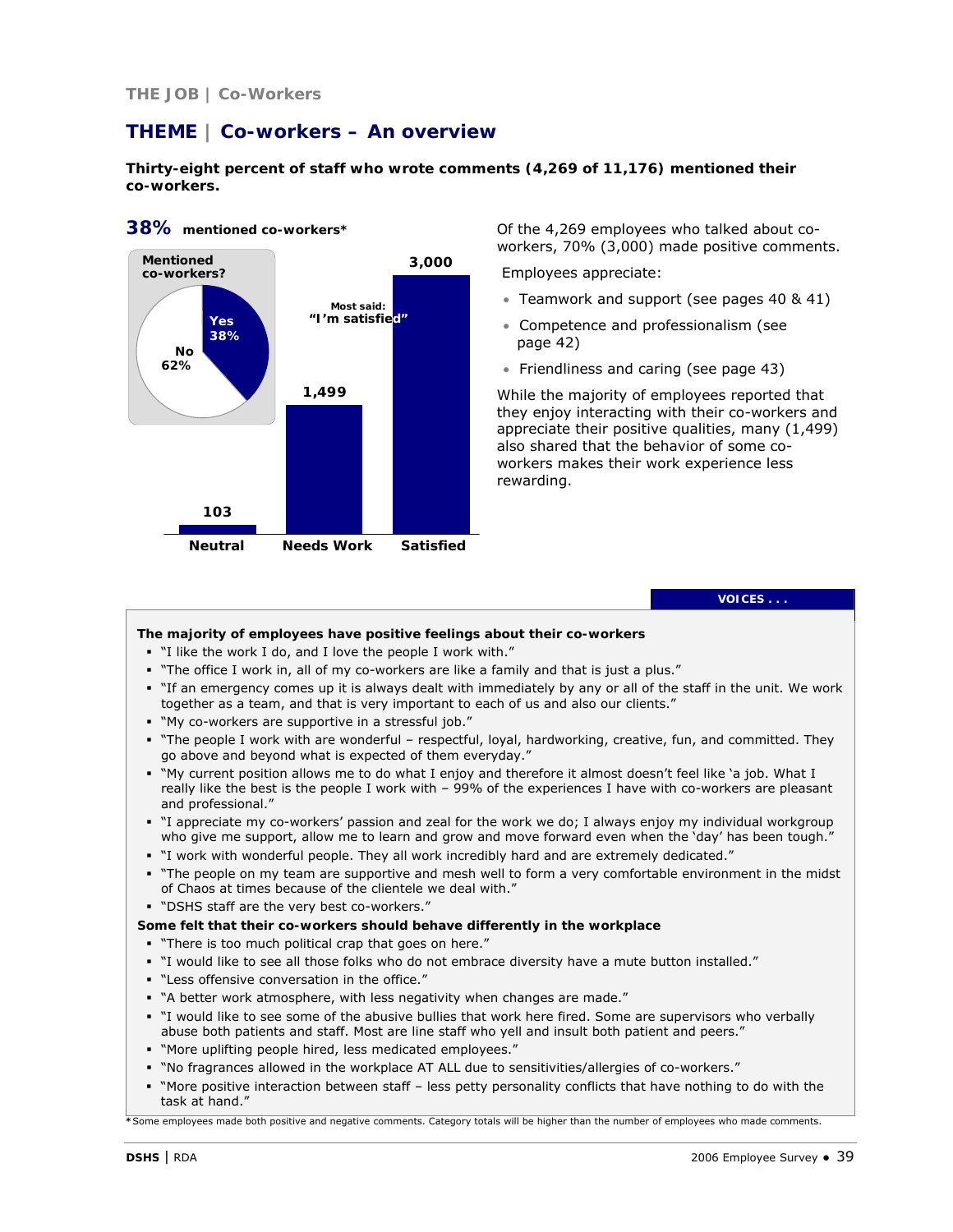THE JOB | Co-Workers

## THEME | Co-workers – An overview

**Thirty-eight percent of staff who wrote comments (4,269 of 11,176) mentioned their co-workers.**

**38%** **mentioned co-workers***

**Mentioned co-workers?**

| Response | Percent |
|---|---|
| Yes | 38% |
| No | 62% |

| Category | Count |
|---|---|
| Neutral | 103 |
| Needs Work | 1,499 |
| Satisfied | 3,000 |

Most said: **"I'm satisfied"**

Of the 4,269 employees who talked about co-workers, 70% (3,000) made positive comments.

Employees appreciate:

- Teamwork and support (see pages 40 & 41)
- Competence and professionalism (see page 42)
- Friendliness and caring (see page 43)

While the majority of employees reported that they enjoy interacting with their co-workers and appreciate their positive qualities, many (1,499) also shared that the behavior of some co-workers makes their work experience less rewarding.

**VOICES . . .**

**The majority of employees have positive feelings about their co-workers**

- "I like the work I do, and I love the people I work with."
- "The office I work in, all of my co-workers are like a family and that is just a plus."
- "If an emergency comes up it is always dealt with immediately by any or all of the staff in the unit. We work together as a team, and that is very important to each of us and also our clients."
- "My co-workers are supportive in a stressful job."
- "The people I work with are wonderful – respectful, loyal, hardworking, creative, fun, and committed. They go above and beyond what is expected of them everyday."
- "My current position allows me to do what I enjoy and therefore it almost doesn't feel like 'a job. What I really like the best is the people I work with – 99% of the experiences I have with co-workers are pleasant and professional."
- "I appreciate my co-workers' passion and zeal for the work we do; I always enjoy my individual workgroup who give me support, allow me to learn and grow and move forward even when the 'day' has been tough."
- "I work with wonderful people. They all work incredibly hard and are extremely dedicated."
- "The people on my team are supportive and mesh well to form a very comfortable environment in the midst of Chaos at times because of the clientele we deal with."
- "DSHS staff are the very best co-workers."

**Some felt that their co-workers should behave differently in the workplace**

- "There is too much political crap that goes on here."
- "I would like to see all those folks who do not embrace diversity have a mute button installed."
- "Less offensive conversation in the office."
- "A better work atmosphere, with less negativity when changes are made."
- "I would like to see some of the abusive bullies that work here fired. Some are supervisors who verbally abuse both patients and staff. Most are line staff who yell and insult both patient and peers."
- "More uplifting people hired, less medicated employees."
- "No fragrances allowed in the workplace AT ALL due to sensitivities/allergies of co-workers."
- "More positive interaction between staff – less petty personality conflicts that have nothing to do with the task at hand."

*Some employees made both positive and negative comments. Category totals will be higher than the number of employees who made comments.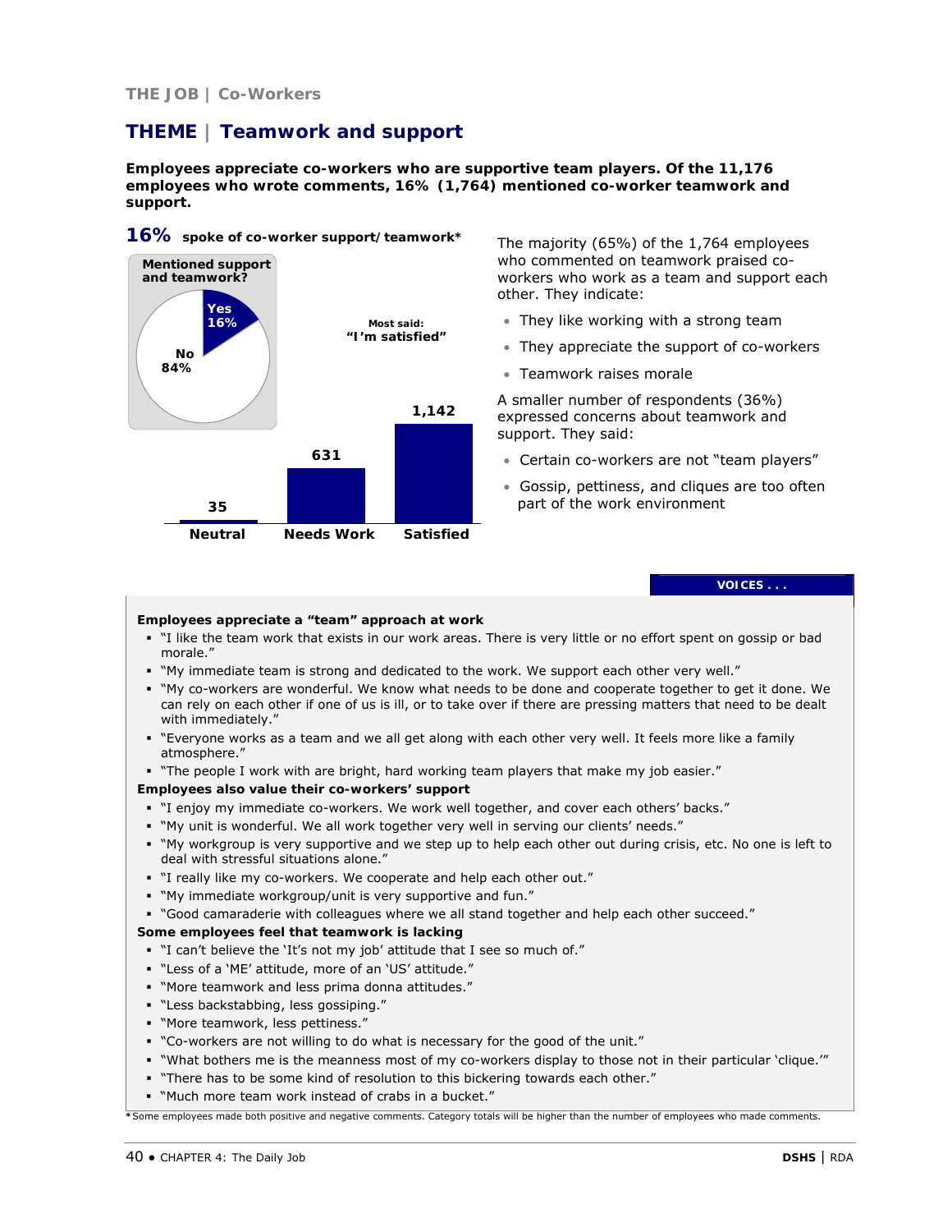THE JOB | Co-Workers

# THEME | Teamwork and support

**Employees appreciate co-workers who are supportive team players. Of the 11,176 employees who wrote comments, 16% (1,764) mentioned co-worker teamwork and support.**

**16%** **spoke of co-worker support/teamwork***

Mentioned support and teamwork?

| Response | Percent |
|---|---|
| Yes | 16% |
| No | 84% |

Most said: **"I'm satisfied"**

| Neutral | Needs Work | Satisfied |
|---|---|---|
| 35 | 631 | 1,142 |

The majority (65%) of the 1,764 employees who commented on teamwork praised co-workers who work as a team and support each other. They indicate:

- They like working with a strong team
- They appreciate the support of co-workers
- Teamwork raises morale

A smaller number of respondents (36%) expressed concerns about teamwork and support. They said:

- Certain co-workers are not "team players"
- Gossip, pettiness, and cliques are too often part of the work environment

**VOICES . . .**

**Employees appreciate a "team" approach at work**

- "I like the team work that exists in our work areas. There is very little or no effort spent on gossip or bad morale."
- "My immediate team is strong and dedicated to the work. We support each other very well."
- "My co-workers are wonderful. We know what needs to be done and cooperate together to get it done. We can rely on each other if one of us is ill, or to take over if there are pressing matters that need to be dealt with immediately."
- "Everyone works as a team and we all get along with each other very well. It feels more like a family atmosphere."
- "The people I work with are bright, hard working team players that make my job easier."

**Employees also value their co-workers' support**

- "I enjoy my immediate co-workers. We work well together, and cover each others' backs."
- "My unit is wonderful. We all work together very well in serving our clients' needs."
- "My workgroup is very supportive and we step up to help each other out during crisis, etc. No one is left to deal with stressful situations alone."
- "I really like my co-workers. We cooperate and help each other out."
- "My immediate workgroup/unit is very supportive and fun."
- "Good camaraderie with colleagues where we all stand together and help each other succeed."

**Some employees feel that teamwork is lacking**

- "I can't believe the 'It's not my job' attitude that I see so much of."
- "Less of a 'ME' attitude, more of an 'US' attitude."
- "More teamwork and less prima donna attitudes."
- "Less backstabbing, less gossiping."
- "More teamwork, less pettiness."
- "Co-workers are not willing to do what is necessary for the good of the unit."
- "What bothers me is the meanness most of my co-workers display to those not in their particular 'clique.'"
- "There has to be some kind of resolution to this bickering towards each other."
- "Much more team work instead of crabs in a bucket."

*Some employees made both positive and negative comments. Category totals will be higher than the number of employees who made comments.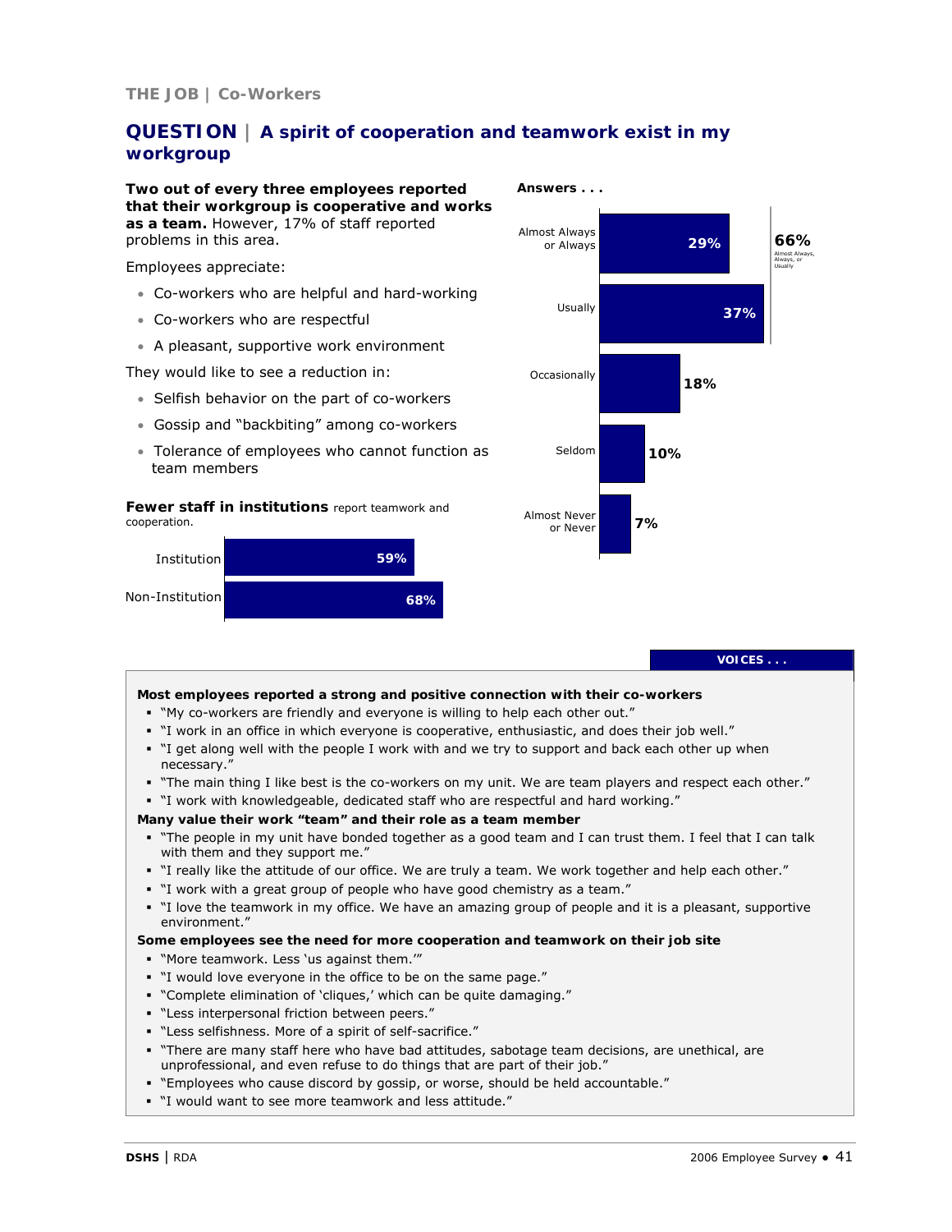THE JOB | Co-Workers

## QUESTION | A spirit of cooperation and teamwork exist in my workgroup

**Two out of every three employees reported that their workgroup is cooperative and works as a team.** However, 17% of staff reported problems in this area.

Employees appreciate:

- Co-workers who are helpful and hard-working
- Co-workers who are respectful
- A pleasant, supportive work environment

They would like to see a reduction in:

- Selfish behavior on the part of co-workers
- Gossip and "backbiting" among co-workers
- Tolerance of employees who cannot function as team members

**Answers . . .**

| Answer | Percent |
|---|---|
| Almost Always or Always | 29% |
| Usually | 37% |
| Occasionally | 18% |
| Seldom | 10% |
| Almost Never or Never | 7% |

66% Almost Always, Always, or Usually

**Fewer staff in institutions** report teamwork and cooperation.

| | Percent |
|---|---|
| Institution | 59% |
| Non-Institution | 68% |

**VOICES . . .**

**Most employees reported a strong and positive connection with their co-workers**

- "My co-workers are friendly and everyone is willing to help each other out."
- "I work in an office in which everyone is cooperative, enthusiastic, and does their job well."
- "I get along well with the people I work with and we try to support and back each other up when necessary."
- "The main thing I like best is the co-workers on my unit. We are team players and respect each other."
- "I work with knowledgeable, dedicated staff who are respectful and hard working."

**Many value their work "team" and their role as a team member**

- "The people in my unit have bonded together as a good team and I can trust them. I feel that I can talk with them and they support me."
- "I really like the attitude of our office. We are truly a team. We work together and help each other."
- "I work with a great group of people who have good chemistry as a team."
- "I love the teamwork in my office. We have an amazing group of people and it is a pleasant, supportive environment."

**Some employees see the need for more cooperation and teamwork on their job site**

- "More teamwork. Less 'us against them.'"
- "I would love everyone in the office to be on the same page."
- "Complete elimination of 'cliques,' which can be quite damaging."
- "Less interpersonal friction between peers."
- "Less selfishness. More of a spirit of self-sacrifice."
- "There are many staff here who have bad attitudes, sabotage team decisions, are unethical, are unprofessional, and even refuse to do things that are part of their job."
- "Employees who cause discord by gossip, or worse, should be held accountable."
- "I would want to see more teamwork and less attitude."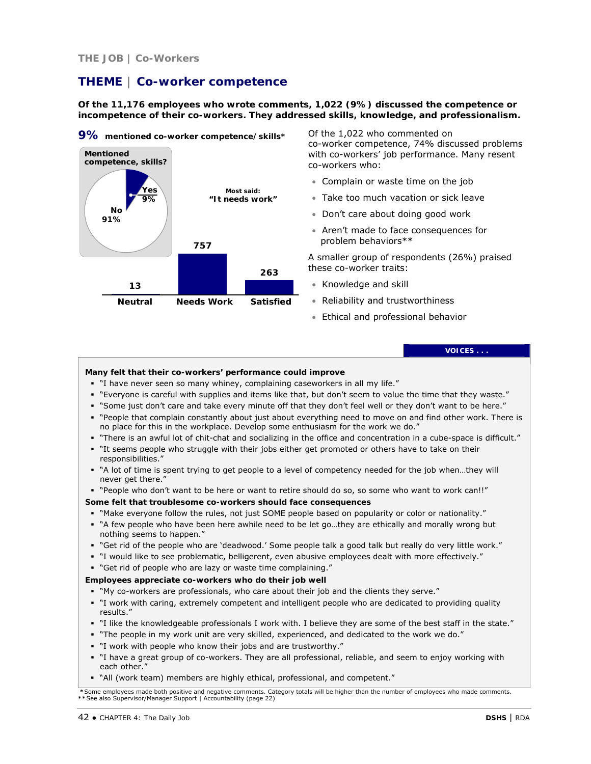THE JOB | Co-Workers

# THEME | Co-worker competence

**Of the 11,176 employees who wrote comments, 1,022 (9%) discussed the competence or incompetence of their co-workers. They addressed skills, knowledge, and professionalism.**

**9%** **mentioned co-worker competence/skills***

**Mentioned competence, skills?**

Yes 9%
No 91%

Most said: **"It needs work"**

| Neutral | Needs Work | Satisfied |
|---|---|---|
| 13 | 757 | 263 |

Of the 1,022 who commented on co-worker competence, 74% discussed problems with co-workers' job performance. Many resent co-workers who:

- Complain or waste time on the job
- Take too much vacation or sick leave
- Don't care about doing good work
- Aren't made to face consequences for problem behaviors**

A smaller group of respondents (26%) praised these co-worker traits:

- Knowledge and skill
- Reliability and trustworthiness
- Ethical and professional behavior

**VOICES . . .**

**Many felt that their co-workers' performance could improve**

- "I have never seen so many whiney, complaining caseworkers in all my life."
- "Everyone is careful with supplies and items like that, but don't seem to value the time that they waste."
- "Some just don't care and take every minute off that they don't feel well or they don't want to be here."
- "People that complain constantly about just about everything need to move on and find other work. There is no place for this in the workplace. Develop some enthusiasm for the work we do."
- "There is an awful lot of chit-chat and socializing in the office and concentration in a cube-space is difficult."
- "It seems people who struggle with their jobs either get promoted or others have to take on their responsibilities."
- "A lot of time is spent trying to get people to a level of competency needed for the job when…they will never get there."
- "People who don't want to be here or want to retire should do so, so some who want to work can!!"

**Some felt that troublesome co-workers should face consequences**

- "Make everyone follow the rules, not just SOME people based on popularity or color or nationality."
- "A few people who have been here awhile need to be let go…they are ethically and morally wrong but nothing seems to happen."
- "Get rid of the people who are 'deadwood.' Some people talk a good talk but really do very little work."
- "I would like to see problematic, belligerent, even abusive employees dealt with more effectively."
- "Get rid of people who are lazy or waste time complaining."

**Employees appreciate co-workers who do their job well**

- "My co-workers are professionals, who care about their job and the clients they serve."
- "I work with caring, extremely competent and intelligent people who are dedicated to providing quality results."
- "I like the knowledgeable professionals I work with. I believe they are some of the best staff in the state."
- "The people in my work unit are very skilled, experienced, and dedicated to the work we do."
- "I work with people who know their jobs and are trustworthy."
- "I have a great group of co-workers. They are all professional, reliable, and seem to enjoy working with each other."
- "All (work team) members are highly ethical, professional, and competent."

*Some employees made both positive and negative comments. Category totals will be higher than the number of employees who made comments.
**See also Supervisor/Manager Support | Accountability (page 22)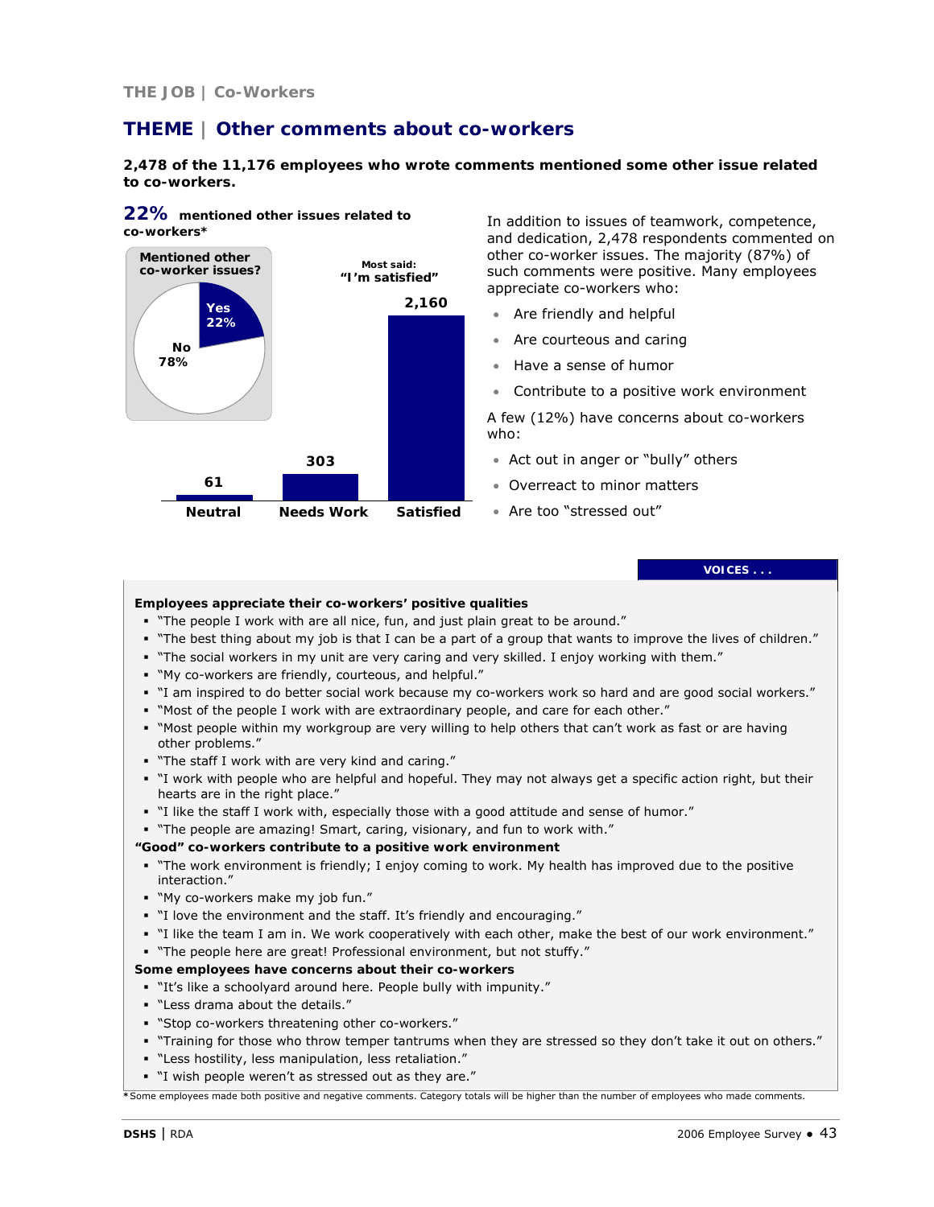THE JOB | Co-Workers

# THEME | Other comments about co-workers

**2,478 of the 11,176 employees who wrote comments mentioned some other issue related to co-workers.**

**22%** **mentioned other issues related to co-workers***

**Mentioned other co-worker issues?**

| Response | Percent |
|---|---|
| Yes | 22% |
| No | 78% |

**Most said: "I'm satisfied"**

| Neutral | Needs Work | Satisfied |
|---|---|---|
| 61 | 303 | 2,160 |

In addition to issues of teamwork, competence, and dedication, 2,478 respondents commented on other co-worker issues. The majority (87%) of such comments were positive. Many employees appreciate co-workers who:

- Are friendly and helpful
- Are courteous and caring
- Have a sense of humor
- Contribute to a positive work environment

A few (12%) have concerns about co-workers who:

- Act out in anger or "bully" others
- Overreact to minor matters
- Are too "stressed out"

**VOICES . . .**

**Employees appreciate their co-workers' positive qualities**

- "The people I work with are all nice, fun, and just plain great to be around."
- "The best thing about my job is that I can be a part of a group that wants to improve the lives of children."
- "The social workers in my unit are very caring and very skilled. I enjoy working with them."
- "My co-workers are friendly, courteous, and helpful."
- "I am inspired to do better social work because my co-workers work so hard and are good social workers."
- "Most of the people I work with are extraordinary people, and care for each other."
- "Most people within my workgroup are very willing to help others that can't work as fast or are having other problems."
- "The staff I work with are very kind and caring."
- "I work with people who are helpful and hopeful. They may not always get a specific action right, but their hearts are in the right place."
- "I like the staff I work with, especially those with a good attitude and sense of humor."
- "The people are amazing! Smart, caring, visionary, and fun to work with."

**"Good" co-workers contribute to a positive work environment**

- "The work environment is friendly; I enjoy coming to work. My health has improved due to the positive interaction."
- "My co-workers make my job fun."
- "I love the environment and the staff. It's friendly and encouraging."
- "I like the team I am in. We work cooperatively with each other, make the best of our work environment."
- "The people here are great! Professional environment, but not stuffy."

**Some employees have concerns about their co-workers**

- "It's like a schoolyard around here. People bully with impunity."
- "Less drama about the details."
- "Stop co-workers threatening other co-workers."
- "Training for those who throw temper tantrums when they are stressed so they don't take it out on others."
- "Less hostility, less manipulation, less retaliation."
- "I wish people weren't as stressed out as they are."

*Some employees made both positive and negative comments. Category totals will be higher than the number of employees who made comments.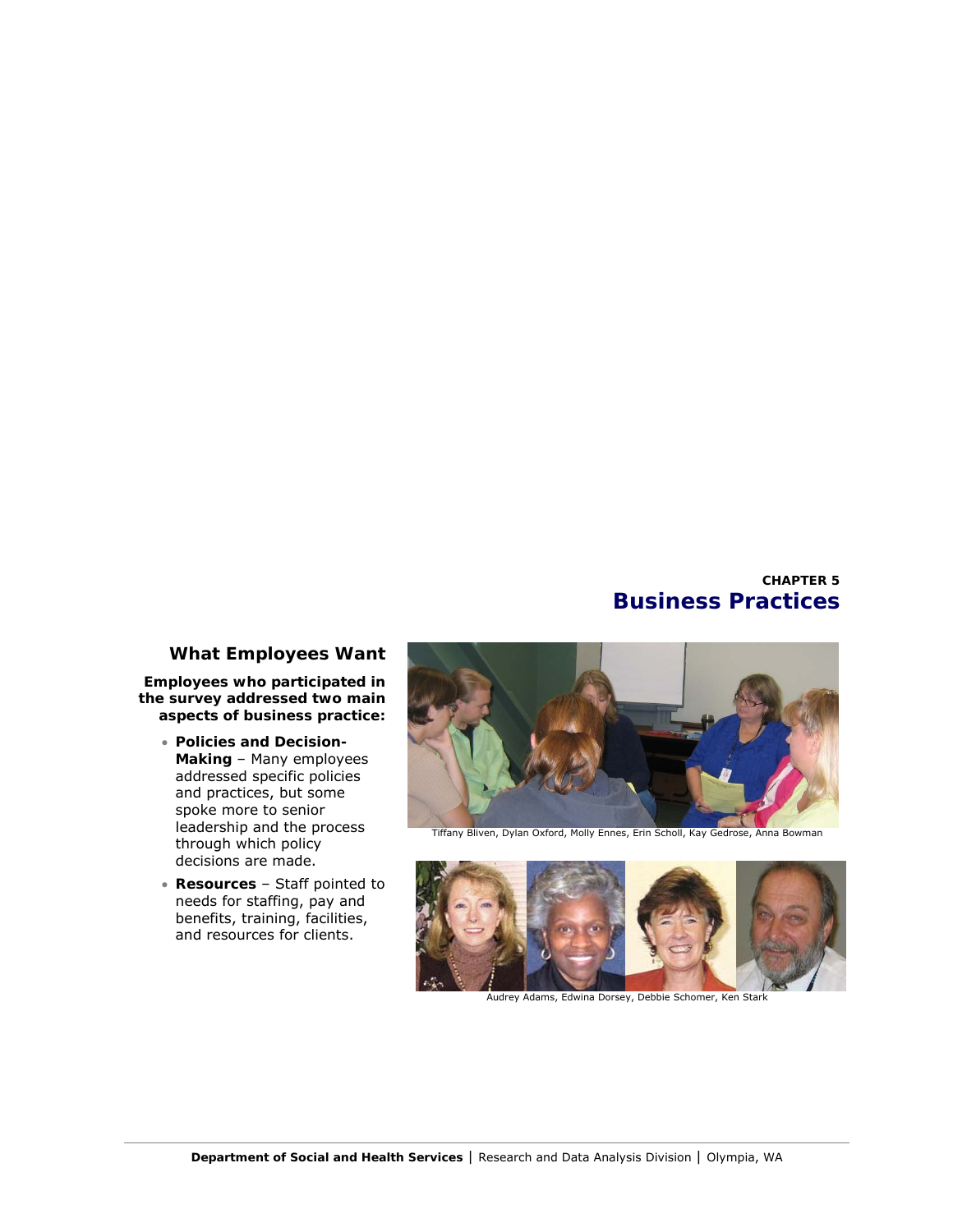CHAPTER 5

# Business Practices

## What Employees Want

**Employees who participated in the survey addressed two main aspects of business practice:**

- **Policies and Decision-Making** – Many employees addressed specific policies and practices, but some spoke more to senior leadership and the process through which policy decisions are made.
- **Resources** – Staff pointed to needs for staffing, pay and benefits, training, facilities, and resources for clients.

Tiffany Bliven, Dylan Oxford, Molly Ennes, Erin Scholl, Kay Gedrose, Anna Bowman

Audrey Adams, Edwina Dorsey, Debbie Schomer, Ken Stark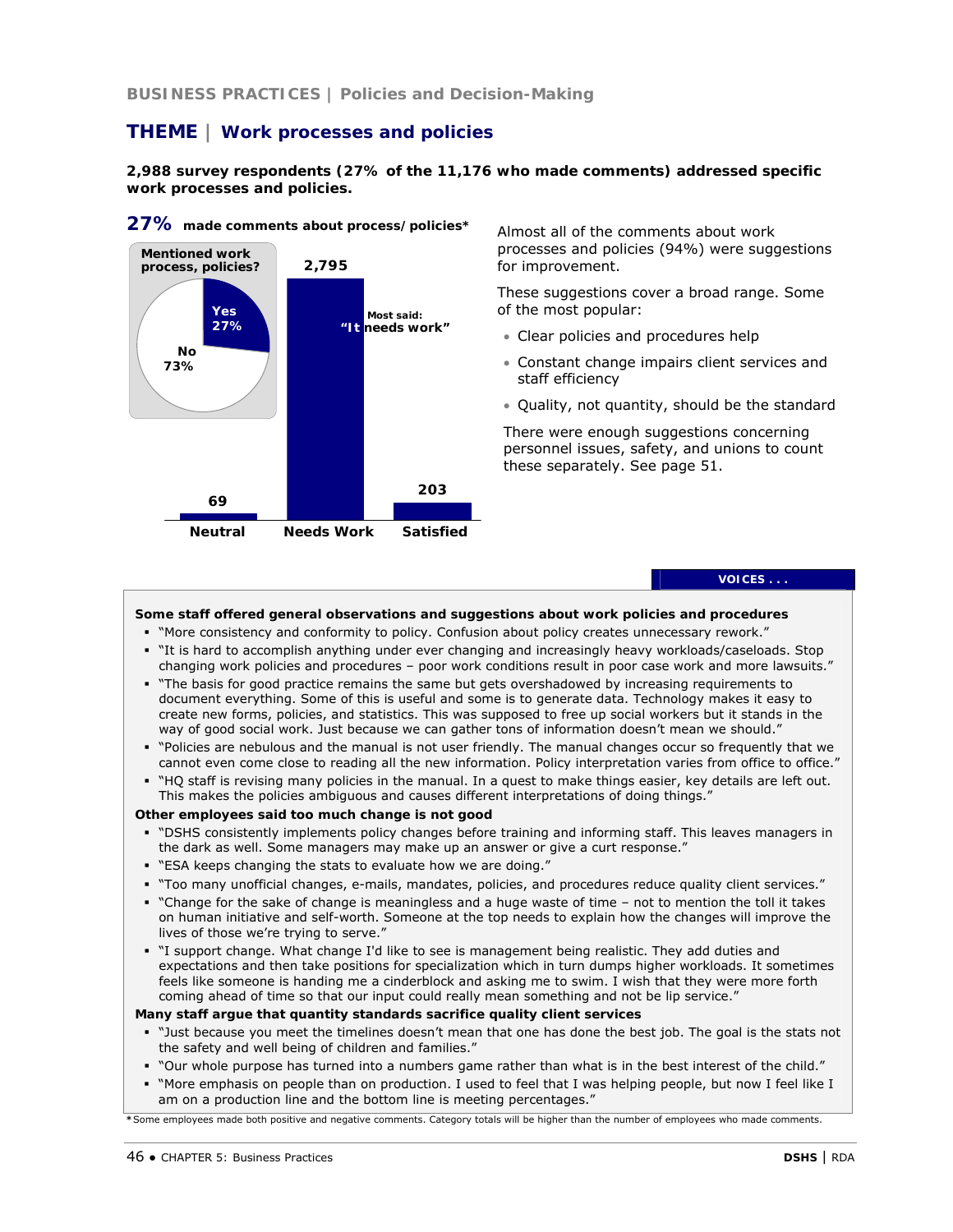BUSINESS PRACTICES | Policies and Decision-Making

## THEME | Work processes and policies

**2,988 survey respondents (27% of the 11,176 who made comments) addressed specific work processes and policies.**

**27%** **made comments about process/policies***

**Mentioned work process, policies?**

| | |
|---|---|
| Yes | 27% |
| No | 73% |

| Neutral | Needs Work | Satisfied |
|---|---|---|
| 69 | 2,795 | 203 |

Most said: **"It needs work"**

Almost all of the comments about work processes and policies (94%) were suggestions for improvement.

These suggestions cover a broad range. Some of the most popular:

- Clear policies and procedures help
- Constant change impairs client services and staff efficiency
- Quality, not quantity, should be the standard

There were enough suggestions concerning personnel issues, safety, and unions to count these separately. See page 51.

**VOICES . . .**

**Some staff offered general observations and suggestions about work policies and procedures**

- "More consistency and conformity to policy. Confusion about policy creates unnecessary rework."
- "It is hard to accomplish anything under ever changing and increasingly heavy workloads/caseloads. Stop changing work policies and procedures – poor work conditions result in poor case work and more lawsuits."
- "The basis for good practice remains the same but gets overshadowed by increasing requirements to document everything. Some of this is useful and some is to generate data. Technology makes it easy to create new forms, policies, and statistics. This was supposed to free up social workers but it stands in the way of good social work. Just because we can gather tons of information doesn't mean we should."
- "Policies are nebulous and the manual is not user friendly. The manual changes occur so frequently that we cannot even come close to reading all the new information. Policy interpretation varies from office to office."
- "HQ staff is revising many policies in the manual. In a quest to make things easier, key details are left out. This makes the policies ambiguous and causes different interpretations of doing things."

**Other employees said too much change is not good**

- "DSHS consistently implements policy changes before training and informing staff. This leaves managers in the dark as well. Some managers may make up an answer or give a curt response."
- "ESA keeps changing the stats to evaluate how we are doing."
- "Too many unofficial changes, e-mails, mandates, policies, and procedures reduce quality client services."
- "Change for the sake of change is meaningless and a huge waste of time – not to mention the toll it takes on human initiative and self-worth. Someone at the top needs to explain how the changes will improve the lives of those we're trying to serve."
- "I support change. What change I'd like to see is management being realistic. They add duties and expectations and then take positions for specialization which in turn dumps higher workloads. It sometimes feels like someone is handing me a cinderblock and asking me to swim. I wish that they were more forth coming ahead of time so that our input could really mean something and not be lip service."

**Many staff argue that quantity standards sacrifice quality client services**

- "Just because you meet the timelines doesn't mean that one has done the best job. The goal is the stats not the safety and well being of children and families."
- "Our whole purpose has turned into a numbers game rather than what is in the best interest of the child."
- "More emphasis on people than on production. I used to feel that I was helping people, but now I feel like I am on a production line and the bottom line is meeting percentages."

*Some employees made both positive and negative comments. Category totals will be higher than the number of employees who made comments.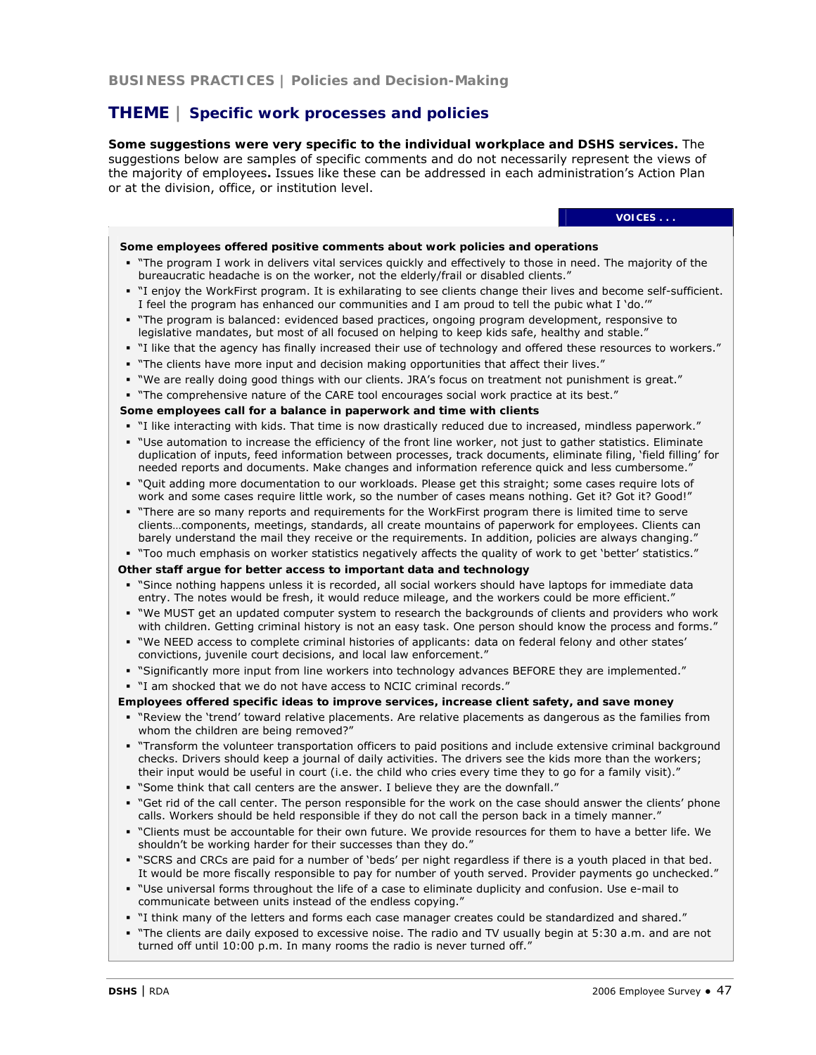**BUSINESS PRACTICES | Policies and Decision-Making**

## THEME | Specific work processes and policies

**Some suggestions were very specific to the individual workplace and DSHS services.** The suggestions below are samples of specific comments and do not necessarily represent the views of the majority of employees**.** Issues like these can be addressed in each administration's Action Plan or at the division, office, or institution level.

**VOICES . . .**

**Some employees offered positive comments about work policies and operations**

- *"The program I work in delivers vital services quickly and effectively to those in need. The majority of the bureaucratic headache is on the worker, not the elderly/frail or disabled clients."*
- *"I enjoy the WorkFirst program. It is exhilarating to see clients change their lives and become self-sufficient. I feel the program has enhanced our communities and I am proud to tell the pubic what I 'do.'"*
- *"The program is balanced: evidenced based practices, ongoing program development, responsive to legislative mandates, but most of all focused on helping to keep kids safe, healthy and stable."*
- *"I like that the agency has finally increased their use of technology and offered these resources to workers."*
- *"The clients have more input and decision making opportunities that affect their lives."*
- *"We are really doing good things with our clients. JRA's focus on treatment not punishment is great."*
- *"The comprehensive nature of the CARE tool encourages social work practice at its best."*

**Some employees call for a balance in paperwork and time with clients**

- *"I like interacting with kids. That time is now drastically reduced due to increased, mindless paperwork."*
- *"Use automation to increase the efficiency of the front line worker, not just to gather statistics. Eliminate duplication of inputs, feed information between processes, track documents, eliminate filing, 'field filling' for needed reports and documents. Make changes and information reference quick and less cumbersome."*
- *"Quit adding more documentation to our workloads. Please get this straight; some cases require lots of work and some cases require little work, so the number of cases means nothing. Get it? Got it? Good!"*
- *"There are so many reports and requirements for the WorkFirst program there is limited time to serve clients…components, meetings, standards, all create mountains of paperwork for employees. Clients can barely understand the mail they receive or the requirements. In addition, policies are always changing."*
- *"Too much emphasis on worker statistics negatively affects the quality of work to get 'better' statistics."*

**Other staff argue for better access to important data and technology**

- *"Since nothing happens unless it is recorded, all social workers should have laptops for immediate data entry. The notes would be fresh, it would reduce mileage, and the workers could be more efficient."*
- *"We MUST get an updated computer system to research the backgrounds of clients and providers who work with children. Getting criminal history is not an easy task. One person should know the process and forms."*
- *"We NEED access to complete criminal histories of applicants: data on federal felony and other states' convictions, juvenile court decisions, and local law enforcement."*
- *"Significantly more input from line workers into technology advances BEFORE they are implemented."*
- *"I am shocked that we do not have access to NCIC criminal records."*

**Employees offered specific ideas to improve services, increase client safety, and save money**

- *"Review the 'trend' toward relative placements. Are relative placements as dangerous as the families from whom the children are being removed?"*
- *"Transform the volunteer transportation officers to paid positions and include extensive criminal background checks. Drivers should keep a journal of daily activities. The drivers see the kids more than the workers; their input would be useful in court (i.e. the child who cries every time they to go for a family visit)."*
- *"Some think that call centers are the answer. I believe they are the downfall."*
- *"Get rid of the call center. The person responsible for the work on the case should answer the clients' phone calls. Workers should be held responsible if they do not call the person back in a timely manner."*
- *"Clients must be accountable for their own future. We provide resources for them to have a better life. We shouldn't be working harder for their successes than they do."*
- *"SCRS and CRCs are paid for a number of 'beds' per night regardless if there is a youth placed in that bed. It would be more fiscally responsible to pay for number of youth served. Provider payments go unchecked."*
- *"Use universal forms throughout the life of a case to eliminate duplicity and confusion. Use e-mail to communicate between units instead of the endless copying."*
- *"I think many of the letters and forms each case manager creates could be standardized and shared."*
- *"The clients are daily exposed to excessive noise. The radio and TV usually begin at 5:30 a.m. and are not turned off until 10:00 p.m. In many rooms the radio is never turned off."*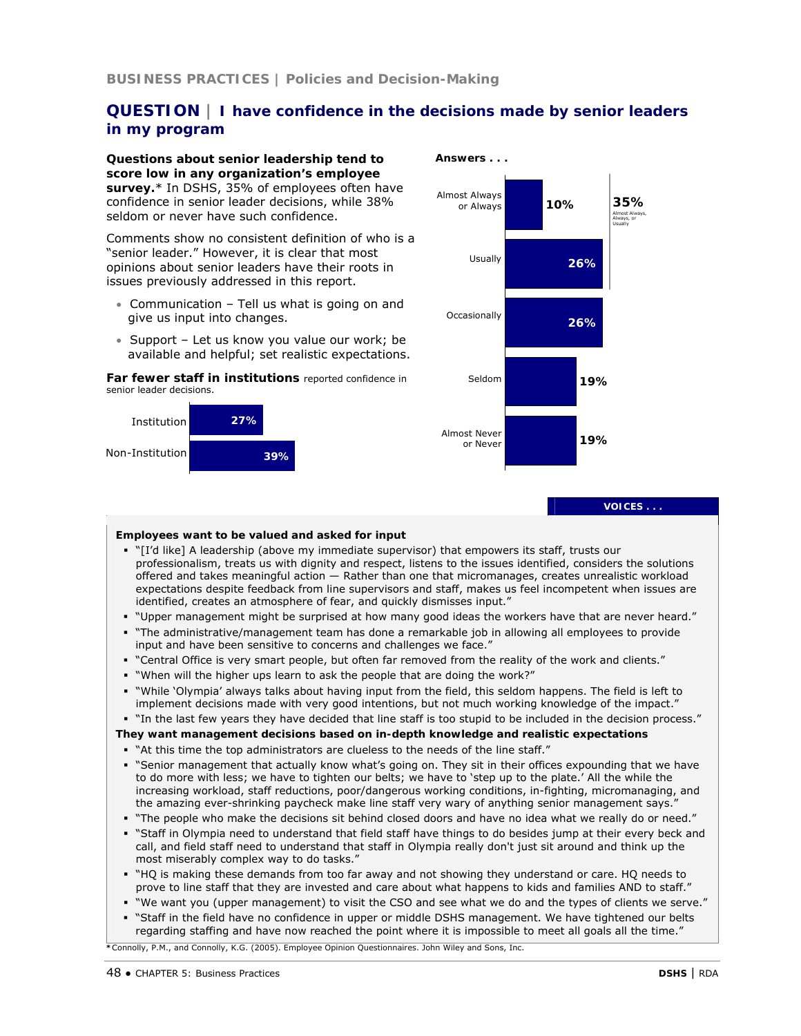**BUSINESS PRACTICES | Policies and Decision-Making**

## QUESTION | I have confidence in the decisions made by senior leaders in my program

**Questions about senior leadership tend to score low in any organization's employee survey.*** In DSHS, 35% of employees often have confidence in senior leader decisions, while 38% seldom or never have such confidence.

Comments show no consistent definition of who is a "senior leader." However, it is clear that most opinions about senior leaders have their roots in issues previously addressed in this report.

- Communication – Tell us what is going on and give us input into changes.
- Support – Let us know you value our work; be available and helpful; set realistic expectations.

**Far fewer staff in institutions** reported confidence in senior leader decisions.

| | |
|---|---|
| Institution | 27% |
| Non-Institution | 39% |

**Answers . . .**

| Answer | Percent |
|---|---|
| Almost Always or Always | 10% |
| Usually | 26% |
| Occasionally | 26% |
| Seldom | 19% |
| Almost Never or Never | 19% |

35% Almost Always, Always, or Usually

**VOICES . . .**

**Employees want to be valued and asked for input**

- "[I'd like] A leadership (above my immediate supervisor) that empowers its staff, trusts our professionalism, treats us with dignity and respect, listens to the issues identified, considers the solutions offered and takes meaningful action — Rather than one that micromanages, creates unrealistic workload expectations despite feedback from line supervisors and staff, makes us feel incompetent when issues are identified, creates an atmosphere of fear, and quickly dismisses input."
- "Upper management might be surprised at how many good ideas the workers have that are never heard."
- "The administrative/management team has done a remarkable job in allowing all employees to provide input and have been sensitive to concerns and challenges we face."
- "Central Office is very smart people, but often far removed from the reality of the work and clients."
- "When will the higher ups learn to ask the people that are doing the work?"
- "While 'Olympia' always talks about having input from the field, this seldom happens. The field is left to implement decisions made with very good intentions, but not much working knowledge of the impact."
- "In the last few years they have decided that line staff is too stupid to be included in the decision process."

**They want management decisions based on in-depth knowledge and realistic expectations**

- "At this time the top administrators are clueless to the needs of the line staff."
- "Senior management that actually know what's going on. They sit in their offices expounding that we have to do more with less; we have to tighten our belts; we have to 'step up to the plate.' All the while the increasing workload, staff reductions, poor/dangerous working conditions, in-fighting, micromanaging, and the amazing ever-shrinking paycheck make line staff very wary of anything senior management says."
- "The people who make the decisions sit behind closed doors and have no idea what we really do or need."
- "Staff in Olympia need to understand that field staff have things to do besides jump at their every beck and call, and field staff need to understand that staff in Olympia really don't just sit around and think up the most miserably complex way to do tasks."
- "HQ is making these demands from too far away and not showing they understand or care. HQ needs to prove to line staff that they are invested and care about what happens to kids and families AND to staff."
- "We want you (upper management) to visit the CSO and see what we do and the types of clients we serve."
- "Staff in the field have no confidence in upper or middle DSHS management. We have tightened our belts regarding staffing and have now reached the point where it is impossible to meet all goals all the time."

*Connolly, P.M., and Connolly, K.G. (2005). Employee Opinion Questionnaires. John Wiley and Sons, Inc.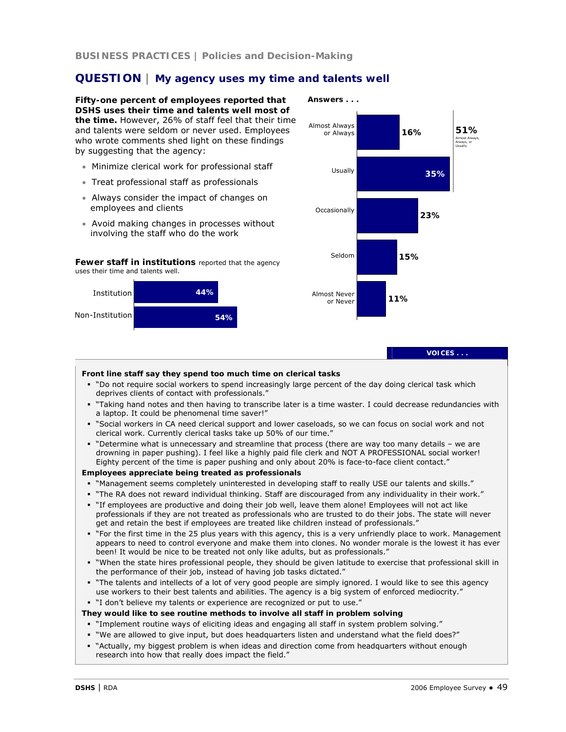BUSINESS PRACTICES | Policies and Decision-Making

## QUESTION | My agency uses my time and talents well

**Fifty-one percent of employees reported that DSHS uses their time and talents well most of the time.** However, 26% of staff feel that their time and talents were seldom or never used. Employees who wrote comments shed light on these findings by suggesting that the agency:

- Minimize clerical work for professional staff
- Treat professional staff as professionals
- Always consider the impact of changes on employees and clients
- Avoid making changes in processes without involving the staff who do the work

**Fewer staff in institutions** reported that the agency uses their time and talents well.

| | |
|---|---|
| Institution | 44% |
| Non-Institution | 54% |

**Answers . . .**

| Answer | Percent | |
|---|---|---|
| Almost Always or Always | 16% | 51% Almost Always, Always, or Usually |
| Usually | 35% | |
| Occasionally | 23% | |
| Seldom | 15% | |
| Almost Never or Never | 11% | |

**VOICES . . .**

**Front line staff say they spend too much time on clerical tasks**

- "Do not require social workers to spend increasingly large percent of the day doing clerical task which deprives clients of contact with professionals."
- "Taking hand notes and then having to transcribe later is a time waster. I could decrease redundancies with a laptop. It could be phenomenal time saver!"
- "Social workers in CA need clerical support and lower caseloads, so we can focus on social work and not clerical work. Currently clerical tasks take up 50% of our time."
- "Determine what is unnecessary and streamline that process (there are way too many details – we are drowning in paper pushing). I feel like a highly paid file clerk and NOT A PROFESSIONAL social worker! Eighty percent of the time is paper pushing and only about 20% is face-to-face client contact."

**Employees appreciate being treated as professionals**

- "Management seems completely uninterested in developing staff to really USE our talents and skills."
- "The RA does not reward individual thinking. Staff are discouraged from any individuality in their work."
- "If employees are productive and doing their job well, leave them alone! Employees will not act like professionals if they are not treated as professionals who are trusted to do their jobs. The state will never get and retain the best if employees are treated like children instead of professionals."
- "For the first time in the 25 plus years with this agency, this is a very unfriendly place to work. Management appears to need to control everyone and make them into clones. No wonder morale is the lowest it has ever been! It would be nice to be treated not only like adults, but as professionals."
- "When the state hires professional people, they should be given latitude to exercise that professional skill in the performance of their job, instead of having job tasks dictated."
- "The talents and intellects of a lot of very good people are simply ignored. I would like to see this agency use workers to their best talents and abilities. The agency is a big system of enforced mediocrity."
- "I don't believe my talents or experience are recognized or put to use."

**They would like to see routine methods to involve all staff in problem solving**

- "Implement routine ways of eliciting ideas and engaging all staff in system problem solving."
- "We are allowed to give input, but does headquarters listen and understand what the field does?"
- "Actually, my biggest problem is when ideas and direction come from headquarters without enough research into how that really does impact the field."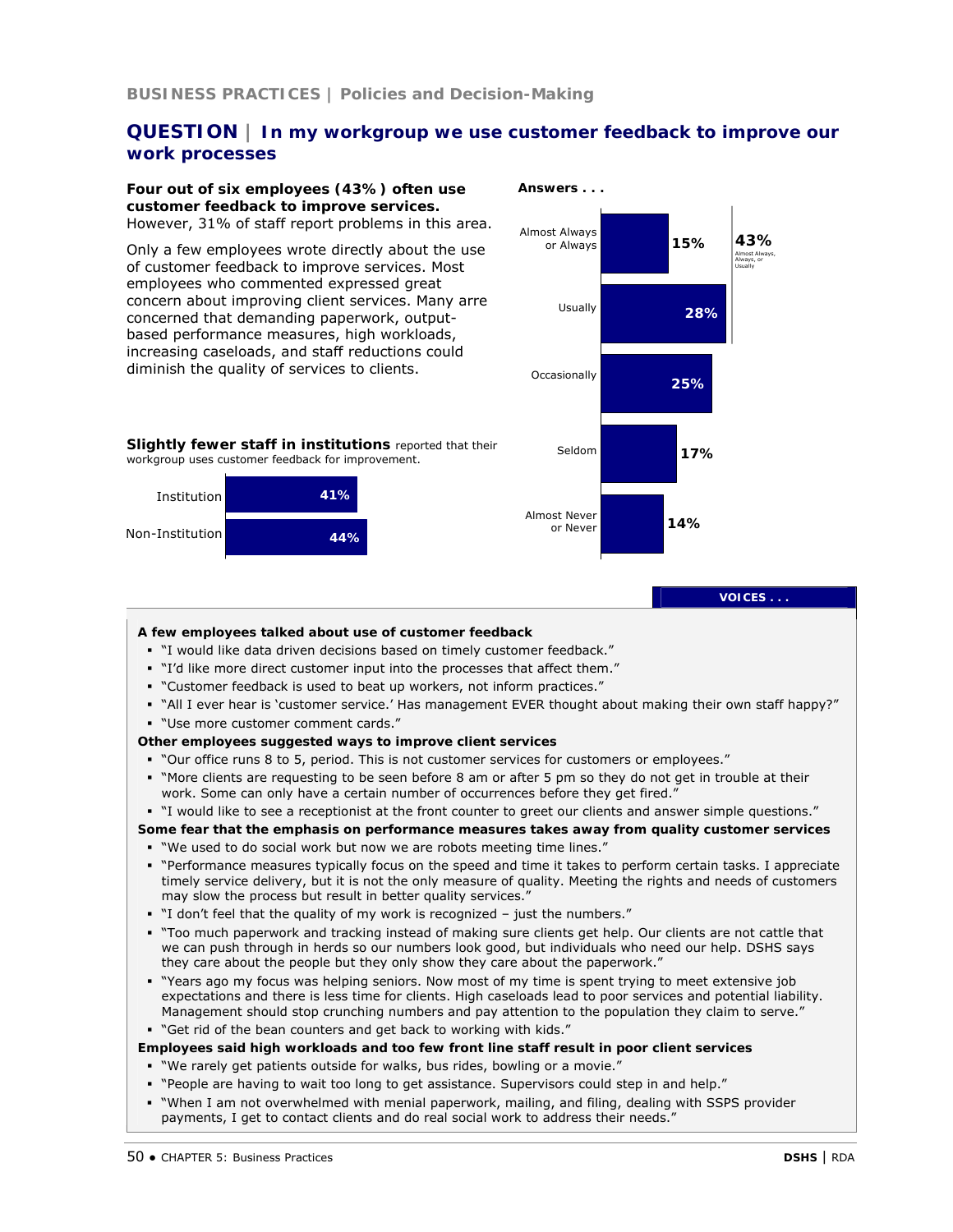BUSINESS PRACTICES | Policies and Decision-Making

## QUESTION | In my workgroup we use customer feedback to improve our work processes

**Four out of six employees (43%) often use customer feedback to improve services.** However, 31% of staff report problems in this area.

Only a few employees wrote directly about the use of customer feedback to improve services. Most employees who commented expressed great concern about improving client services. Many arre concerned that demanding paperwork, output-based performance measures, high workloads, increasing caseloads, and staff reductions could diminish the quality of services to clients.

**Slightly fewer staff in institutions** reported that their workgroup uses customer feedback for improvement.

| | |
|---|---|
| Institution | 41% |
| Non-Institution | 44% |

**Answers . . .**

| Answer | Percent |
|---|---|
| Almost Always or Always | 15% |
| Usually | 28% |
| Occasionally | 25% |
| Seldom | 17% |
| Almost Never or Never | 14% |

43% Almost Always, Always, or Usually

**VOICES . . .**

**A few employees talked about use of customer feedback**

- "I would like data driven decisions based on timely customer feedback."
- "I'd like more direct customer input into the processes that affect them."
- "Customer feedback is used to beat up workers, not inform practices."
- "All I ever hear is 'customer service.' Has management EVER thought about making their own staff happy?"
- "Use more customer comment cards."

**Other employees suggested ways to improve client services**

- "Our office runs 8 to 5, period. This is not customer services for customers or employees."
- "More clients are requesting to be seen before 8 am or after 5 pm so they do not get in trouble at their work. Some can only have a certain number of occurrences before they get fired."
- "I would like to see a receptionist at the front counter to greet our clients and answer simple questions."

**Some fear that the emphasis on performance measures takes away from quality customer services**

- "We used to do social work but now we are robots meeting time lines."
- "Performance measures typically focus on the speed and time it takes to perform certain tasks. I appreciate timely service delivery, but it is not the only measure of quality. Meeting the rights and needs of customers may slow the process but result in better quality services."
- "I don't feel that the quality of my work is recognized – just the numbers."
- "Too much paperwork and tracking instead of making sure clients get help. Our clients are not cattle that we can push through in herds so our numbers look good, but individuals who need our help. DSHS says they care about the people but they only show they care about the paperwork."
- "Years ago my focus was helping seniors. Now most of my time is spent trying to meet extensive job expectations and there is less time for clients. High caseloads lead to poor services and potential liability. Management should stop crunching numbers and pay attention to the population they claim to serve."
- "Get rid of the bean counters and get back to working with kids."

**Employees said high workloads and too few front line staff result in poor client services**

- "We rarely get patients outside for walks, bus rides, bowling or a movie."
- "People are having to wait too long to get assistance. Supervisors could step in and help."
- "When I am not overwhelmed with menial paperwork, mailing, and filing, dealing with SSPS provider payments, I get to contact clients and do real social work to address their needs."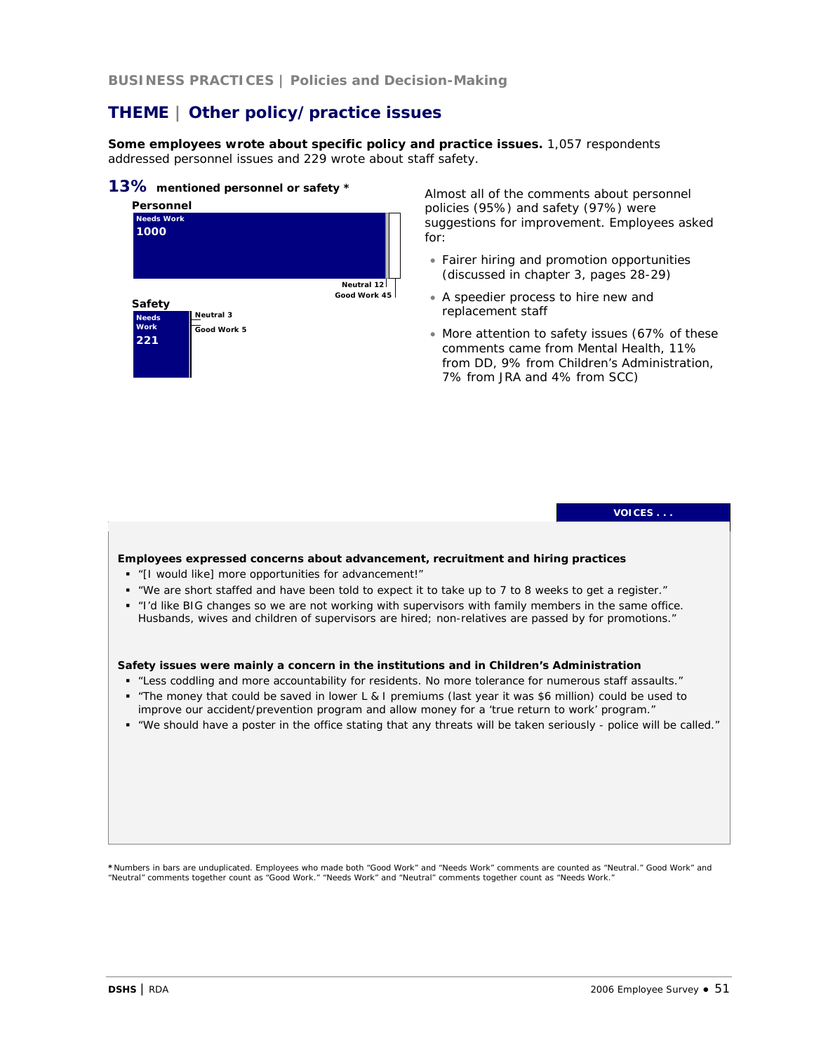BUSINESS PRACTICES | Policies and Decision-Making

## THEME | Other policy/practice issues

**Some employees wrote about specific policy and practice issues.** 1,057 respondents addressed personnel issues and 229 wrote about staff safety.

**13%** **mentioned personnel or safety** *

**Personnel**

| Needs Work | Neutral | Good Work |
|---|---|---|
| 1000 | 12 | 45 |

**Safety**

| Needs Work | Neutral | Good Work |
|---|---|---|
| 221 | 3 | 5 |

Almost all of the comments about personnel policies (95%) and safety (97%) were suggestions for improvement. Employees asked for:

- Fairer hiring and promotion opportunities (discussed in chapter 3, pages 28-29)
- A speedier process to hire new and replacement staff
- More attention to safety issues (67% of these comments came from Mental Health, 11% from DD, 9% from Children's Administration, 7% from JRA and 4% from SCC)

**VOICES . . .**

**Employees expressed concerns about advancement, recruitment and hiring practices**

- "[I would like] more opportunities for advancement!"
- "We are short staffed and have been told to expect it to take up to 7 to 8 weeks to get a register."
- "I'd like BIG changes so we are not working with supervisors with family members in the same office. Husbands, wives and children of supervisors are hired; non-relatives are passed by for promotions."

**Safety issues were mainly a concern in the institutions and in Children's Administration**

- "Less coddling and more accountability for residents. No more tolerance for numerous staff assaults."
- "The money that could be saved in lower L & I premiums (last year it was $6 million) could be used to improve our accident/prevention program and allow money for a 'true return to work' program."
- "We should have a poster in the office stating that any threats will be taken seriously - police will be called."

*Numbers in bars are unduplicated. Employees who made both "Good Work" and "Needs Work" comments are counted as "Neutral." Good Work" and "Neutral" comments together count as "Good Work." "Needs Work" and "Neutral" comments together count as "Needs Work."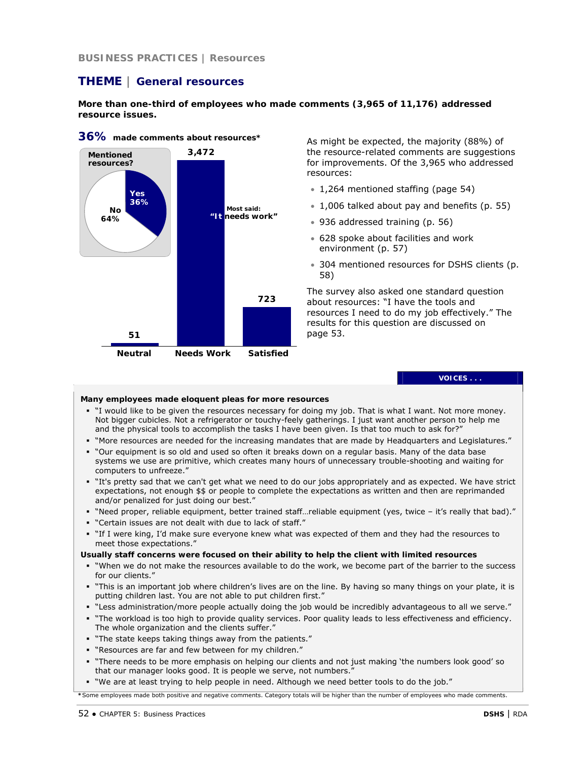BUSINESS PRACTICES | Resources

## THEME | General resources

**More than one-third of employees who made comments (3,965 of 11,176) addressed resource issues.**

**36%** **made comments about resources***

Mentioned resources?

Yes 36%

No 64%

| Neutral | Needs Work | Satisfied |
|---|---|---|
| 51 | 3,472 | 723 |

Most said: "It needs work"

As might be expected, the majority (88%) of the resource-related comments are suggestions for improvements. Of the 3,965 who addressed resources:

- 1,264 mentioned staffing (page 54)
- 1,006 talked about pay and benefits (p. 55)
- 936 addressed training (p. 56)
- 628 spoke about facilities and work environment (p. 57)
- 304 mentioned resources for DSHS clients (p. 58)

The survey also asked one standard question about resources: "I have the tools and resources I need to do my job effectively." The results for this question are discussed on page 53.

**VOICES . . .**

**Many employees made eloquent pleas for more resources**

- "I would like to be given the resources necessary for doing my job. That is what I want. Not more money. Not bigger cubicles. Not a refrigerator or touchy-feely gatherings. I just want another person to help me and the physical tools to accomplish the tasks I have been given. Is that too much to ask for?"
- "More resources are needed for the increasing mandates that are made by Headquarters and Legislatures."
- "Our equipment is so old and used so often it breaks down on a regular basis. Many of the data base systems we use are primitive, which creates many hours of unnecessary trouble-shooting and waiting for computers to unfreeze."
- "It's pretty sad that we can't get what we need to do our jobs appropriately and as expected. We have strict expectations, not enough $$ or people to complete the expectations as written and then are reprimanded and/or penalized for just doing our best."
- "Need proper, reliable equipment, better trained staff…reliable equipment (yes, twice – it's really that bad)."
- "Certain issues are not dealt with due to lack of staff."
- "If I were king, I'd make sure everyone knew what was expected of them and they had the resources to meet those expectations."

**Usually staff concerns were focused on their ability to help the client with limited resources**

- "When we do not make the resources available to do the work, we become part of the barrier to the success for our clients."
- "This is an important job where children's lives are on the line. By having so many things on your plate, it is putting children last. You are not able to put children first."
- "Less administration/more people actually doing the job would be incredibly advantageous to all we serve."
- "The workload is too high to provide quality services. Poor quality leads to less effectiveness and efficiency. The whole organization and the clients suffer."
- "The state keeps taking things away from the patients."
- "Resources are far and few between for my children."
- "There needs to be more emphasis on helping our clients and not just making 'the numbers look good' so that our manager looks good. It is people we serve, not numbers."
- "We are at least trying to help people in need. Although we need better tools to do the job."

*Some employees made both positive and negative comments. Category totals will be higher than the number of employees who made comments.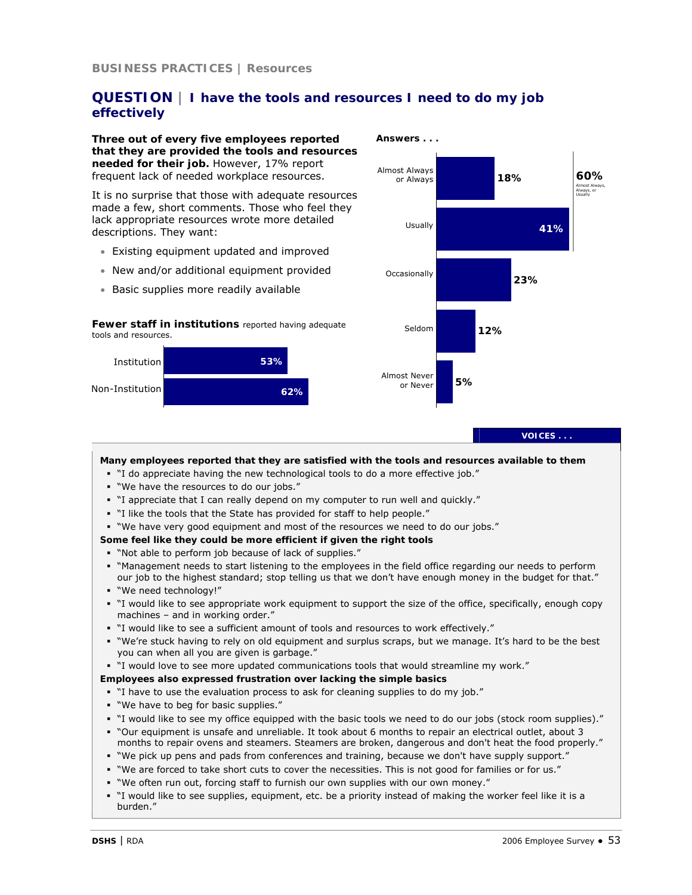BUSINESS PRACTICES | Resources

## QUESTION | I have the tools and resources I need to do my job effectively

**Three out of every five employees reported that they are provided the tools and resources needed for their job.** However, 17% report frequent lack of needed workplace resources.

It is no surprise that those with adequate resources made a few, short comments. Those who feel they lack appropriate resources wrote more detailed descriptions. They want:

- Existing equipment updated and improved
- New and/or additional equipment provided
- Basic supplies more readily available

**Answers . . .**

| Answer | Percent |
|---|---|
| Almost Always or Always | 18% |
| Usually | 41% |
| Occasionally | 23% |
| Seldom | 12% |
| Almost Never or Never | 5% |

60% Almost Always, Always, or Usually

**Fewer staff in institutions** reported having adequate tools and resources.

| Group | Percent |
|---|---|
| Institution | 53% |
| Non-Institution | 62% |

**VOICES . . .**

**Many employees reported that they are satisfied with the tools and resources available to them**

- "I do appreciate having the new technological tools to do a more effective job."
- "We have the resources to do our jobs."
- "I appreciate that I can really depend on my computer to run well and quickly."
- "I like the tools that the State has provided for staff to help people."
- "We have very good equipment and most of the resources we need to do our jobs."

**Some feel like they could be more efficient if given the right tools**

- "Not able to perform job because of lack of supplies."
- "Management needs to start listening to the employees in the field office regarding our needs to perform our job to the highest standard; stop telling us that we don't have enough money in the budget for that."
- "We need technology!"
- "I would like to see appropriate work equipment to support the size of the office, specifically, enough copy machines – and in working order."
- "I would like to see a sufficient amount of tools and resources to work effectively."
- "We're stuck having to rely on old equipment and surplus scraps, but we manage. It's hard to be the best you can when all you are given is garbage."
- "I would love to see more updated communications tools that would streamline my work."

**Employees also expressed frustration over lacking the simple basics**

- "I have to use the evaluation process to ask for cleaning supplies to do my job."
- "We have to beg for basic supplies."
- "I would like to see my office equipped with the basic tools we need to do our jobs (stock room supplies)."
- "Our equipment is unsafe and unreliable. It took about 6 months to repair an electrical outlet, about 3 months to repair ovens and steamers. Steamers are broken, dangerous and don't heat the food properly."
- "We pick up pens and pads from conferences and training, because we don't have supply support."
- "We are forced to take short cuts to cover the necessities. This is not good for families or for us."
- "We often run out, forcing staff to furnish our own supplies with our own money."
- "I would like to see supplies, equipment, etc. be a priority instead of making the worker feel like it is a burden."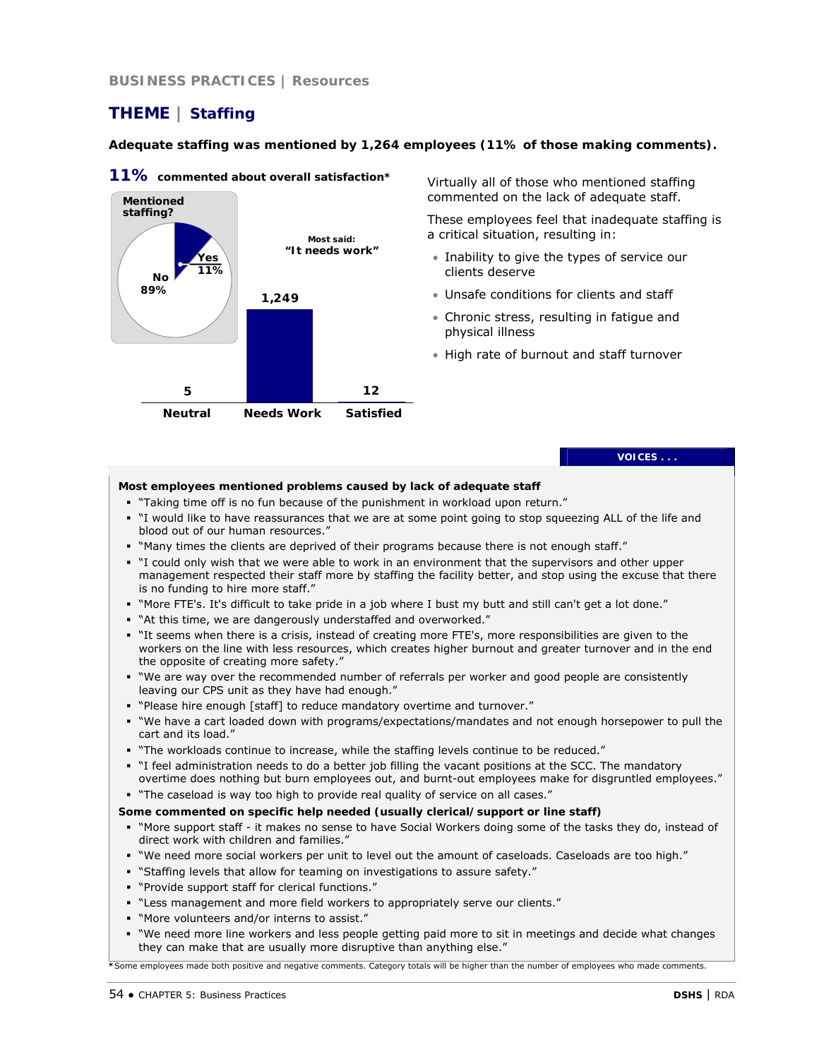BUSINESS PRACTICES | Resources

## THEME | Staffing

**Adequate staffing was mentioned by 1,264 employees (11% of those making comments).**

**11%** **commented about overall satisfaction***

Mentioned staffing?

| | |
|---|---|
| Yes | 11% |
| No | 89% |

Most said: **"It needs work"**

| Neutral | Needs Work | Satisfied |
|---|---|---|
| 5 | 1,249 | 12 |

Virtually all of those who mentioned staffing commented on the lack of adequate staff.

These employees feel that inadequate staffing is a critical situation, resulting in:

- Inability to give the types of service our clients deserve
- Unsafe conditions for clients and staff
- Chronic stress, resulting in fatigue and physical illness
- High rate of burnout and staff turnover

**VOICES . . .**

**Most employees mentioned problems caused by lack of adequate staff**

- "Taking time off is no fun because of the punishment in workload upon return."
- "I would like to have reassurances that we are at some point going to stop squeezing ALL of the life and blood out of our human resources."
- "Many times the clients are deprived of their programs because there is not enough staff."
- "I could only wish that we were able to work in an environment that the supervisors and other upper management respected their staff more by staffing the facility better, and stop using the excuse that there is no funding to hire more staff."
- "More FTE's. It's difficult to take pride in a job where I bust my butt and still can't get a lot done."
- "At this time, we are dangerously understaffed and overworked."
- "It seems when there is a crisis, instead of creating more FTE's, more responsibilities are given to the workers on the line with less resources, which creates higher burnout and greater turnover and in the end the opposite of creating more safety."
- "We are way over the recommended number of referrals per worker and good people are consistently leaving our CPS unit as they have had enough."
- "Please hire enough [staff] to reduce mandatory overtime and turnover."
- "We have a cart loaded down with programs/expectations/mandates and not enough horsepower to pull the cart and its load."
- "The workloads continue to increase, while the staffing levels continue to be reduced."
- "I feel administration needs to do a better job filling the vacant positions at the SCC. The mandatory overtime does nothing but burn employees out, and burnt-out employees make for disgruntled employees."
- "The caseload is way too high to provide real quality of service on all cases."

**Some commented on specific help needed (usually clerical/support or line staff)**

- "More support staff - it makes no sense to have Social Workers doing some of the tasks they do, instead of direct work with children and families."
- "We need more social workers per unit to level out the amount of caseloads. Caseloads are too high."
- "Staffing levels that allow for teaming on investigations to assure safety."
- "Provide support staff for clerical functions."
- "Less management and more field workers to appropriately serve our clients."
- "More volunteers and/or interns to assist."
- "We need more line workers and less people getting paid more to sit in meetings and decide what changes they can make that are usually more disruptive than anything else."

*Some employees made both positive and negative comments. Category totals will be higher than the number of employees who made comments.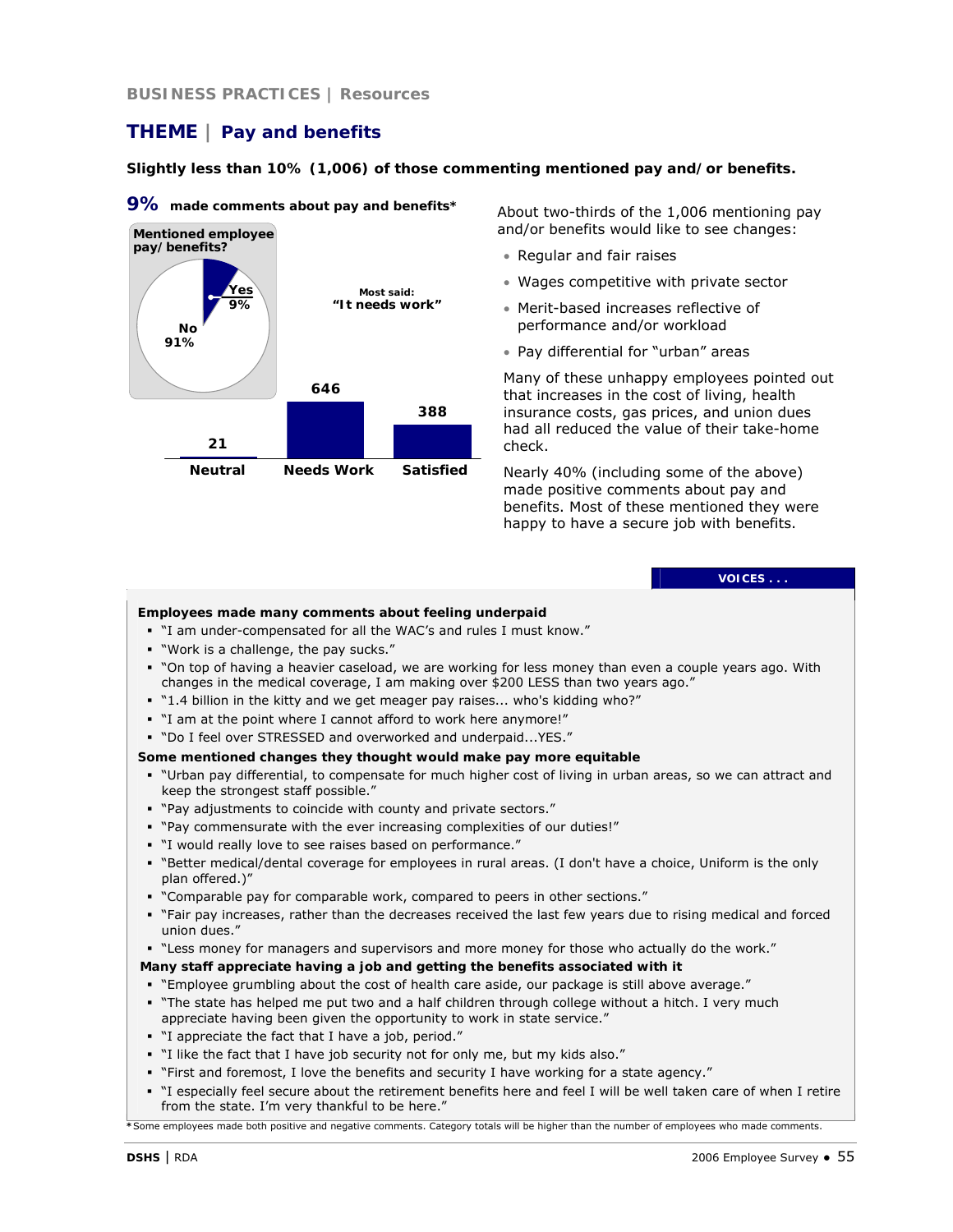BUSINESS PRACTICES | Resources

## THEME | Pay and benefits

**Slightly less than 10% (1,006) of those commenting mentioned pay and/or benefits.**

**9%** **made comments about pay and benefits***

**Mentioned employee pay/benefits?**

Yes 9%

No 91%

Most said: "It needs work"

| Neutral | Needs Work | Satisfied |
|---|---|---|
| 21 | 646 | 388 |

About two-thirds of the 1,006 mentioning pay and/or benefits would like to see changes:

- Regular and fair raises
- Wages competitive with private sector
- Merit-based increases reflective of performance and/or workload
- Pay differential for "urban" areas

Many of these unhappy employees pointed out that increases in the cost of living, health insurance costs, gas prices, and union dues had all reduced the value of their take-home check.

Nearly 40% (including some of the above) made positive comments about pay and benefits. Most of these mentioned they were happy to have a secure job with benefits.

**VOICES . . .**

**Employees made many comments about feeling underpaid**

- "I am under-compensated for all the WAC's and rules I must know."
- "Work is a challenge, the pay sucks."
- "On top of having a heavier caseload, we are working for less money than even a couple years ago. With changes in the medical coverage, I am making over $200 LESS than two years ago."
- "1.4 billion in the kitty and we get meager pay raises... who's kidding who?"
- "I am at the point where I cannot afford to work here anymore!"
- "Do I feel over STRESSED and overworked and underpaid...YES."

**Some mentioned changes they thought would make pay more equitable**

- "Urban pay differential, to compensate for much higher cost of living in urban areas, so we can attract and keep the strongest staff possible."
- "Pay adjustments to coincide with county and private sectors."
- "Pay commensurate with the ever increasing complexities of our duties!"
- "I would really love to see raises based on performance."
- "Better medical/dental coverage for employees in rural areas. (I don't have a choice, Uniform is the only plan offered.)"
- "Comparable pay for comparable work, compared to peers in other sections."
- "Fair pay increases, rather than the decreases received the last few years due to rising medical and forced union dues."
- "Less money for managers and supervisors and more money for those who actually do the work."

**Many staff appreciate having a job and getting the benefits associated with it**

- "Employee grumbling about the cost of health care aside, our package is still above average."
- "The state has helped me put two and a half children through college without a hitch. I very much appreciate having been given the opportunity to work in state service."
- "I appreciate the fact that I have a job, period."
- "I like the fact that I have job security not for only me, but my kids also."
- "First and foremost, I love the benefits and security I have working for a state agency."
- "I especially feel secure about the retirement benefits here and feel I will be well taken care of when I retire from the state. I'm very thankful to be here."

*Some employees made both positive and negative comments. Category totals will be higher than the number of employees who made comments.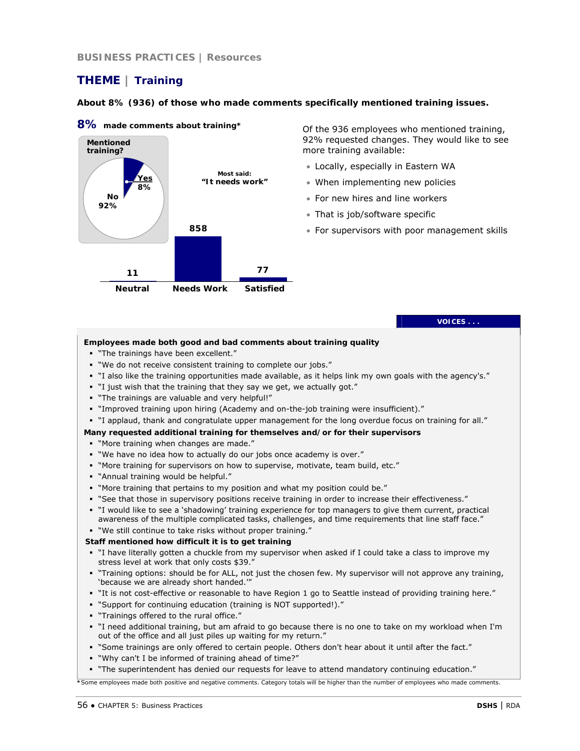BUSINESS PRACTICES | Resources

# THEME | Training

**About 8% (936) of those who made comments specifically mentioned training issues.**

**8%** **made comments about training***

Mentioned training?

- Yes 8%
- No 92%

Most said: "It needs work"

| Neutral | Needs Work | Satisfied |
|---|---|---|
| 11 | 858 | 77 |

Of the 936 employees who mentioned training, 92% requested changes. They would like to see more training available:

- Locally, especially in Eastern WA
- When implementing new policies
- For new hires and line workers
- That is job/software specific
- For supervisors with poor management skills

**VOICES . . .**

**Employees made both good and bad comments about training quality**

- "The trainings have been excellent."
- "We do not receive consistent training to complete our jobs."
- "I also like the training opportunities made available, as it helps link my own goals with the agency's."
- "I just wish that the training that they say we get, we actually got."
- "The trainings are valuable and very helpful!"
- "Improved training upon hiring (Academy and on-the-job training were insufficient)."
- "I applaud, thank and congratulate upper management for the long overdue focus on training for all."

**Many requested additional training for themselves and/or for their supervisors**

- "More training when changes are made."
- "We have no idea how to actually do our jobs once academy is over."
- "More training for supervisors on how to supervise, motivate, team build, etc."
- "Annual training would be helpful."
- "More training that pertains to my position and what my position could be."
- "See that those in supervisory positions receive training in order to increase their effectiveness."
- "I would like to see a 'shadowing' training experience for top managers to give them current, practical awareness of the multiple complicated tasks, challenges, and time requirements that line staff face."
- "We still continue to take risks without proper training."

**Staff mentioned how difficult it is to get training**

- "I have literally gotten a chuckle from my supervisor when asked if I could take a class to improve my stress level at work that only costs $39."
- "Training options: should be for ALL, not just the chosen few. My supervisor will not approve any training, 'because we are already short handed.'"
- "It is not cost-effective or reasonable to have Region 1 go to Seattle instead of providing training here."
- "Support for continuing education (training is NOT supported!)."
- "Trainings offered to the rural office."
- "I need additional training, but am afraid to go because there is no one to take on my workload when I'm out of the office and all just piles up waiting for my return."
- "Some trainings are only offered to certain people. Others don't hear about it until after the fact."
- "Why can't I be informed of training ahead of time?"
- "The superintendent has denied our requests for leave to attend mandatory continuing education."

*Some employees made both positive and negative comments. Category totals will be higher than the number of employees who made comments.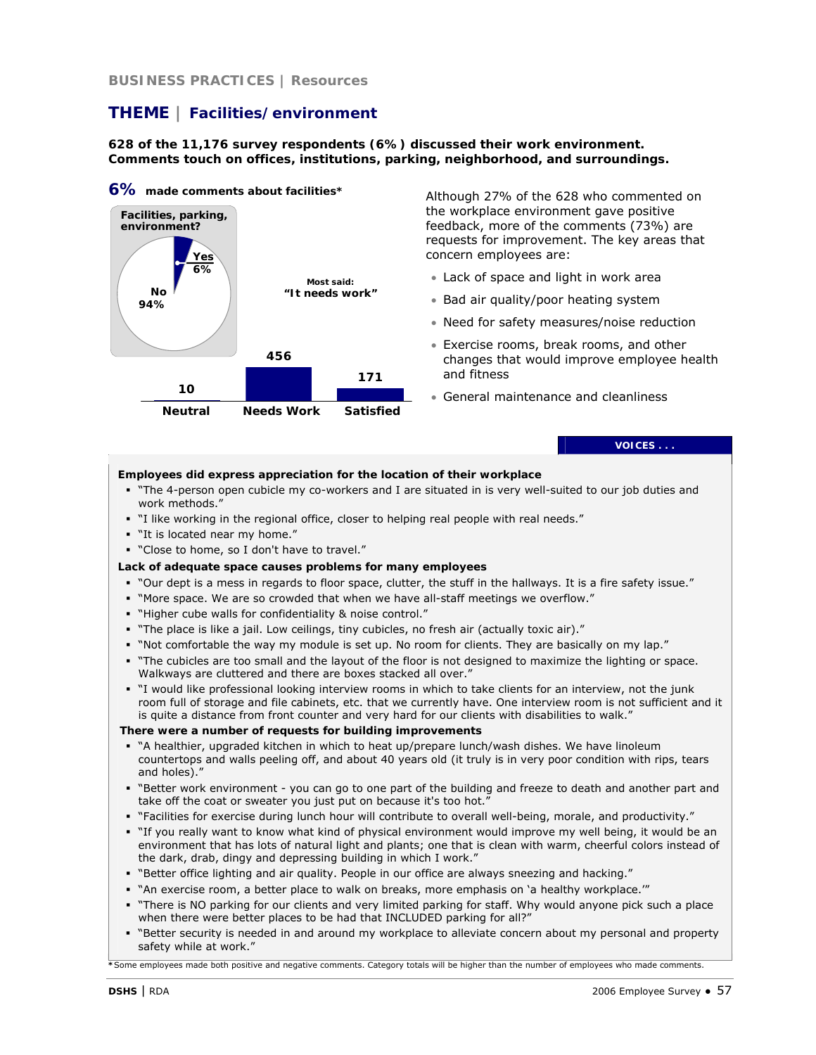**BUSINESS PRACTICES | Resources**

## THEME | Facilities/environment

**628 of the 11,176 survey respondents (6%) discussed their work environment. Comments touch on offices, institutions, parking, neighborhood, and surroundings.**

**6%** **made comments about facilities***

**Facilities, parking, environment?**

| Response | Percent |
|---|---|
| Yes | 6% |
| No | 94% |

Most said: **"It needs work"**

| Neutral | Needs Work | Satisfied |
|---|---|---|
| 10 | 456 | 171 |

Although 27% of the 628 who commented on the workplace environment gave positive feedback, more of the comments (73%) are requests for improvement. The key areas that concern employees are:

- Lack of space and light in work area
- Bad air quality/poor heating system
- Need for safety measures/noise reduction
- Exercise rooms, break rooms, and other changes that would improve employee health and fitness
- General maintenance and cleanliness

**VOICES . . .**

**Employees did express appreciation for the location of their workplace**

- "The 4-person open cubicle my co-workers and I are situated in is very well-suited to our job duties and work methods."
- "I like working in the regional office, closer to helping real people with real needs."
- "It is located near my home."
- "Close to home, so I don't have to travel."

**Lack of adequate space causes problems for many employees**

- "Our dept is a mess in regards to floor space, clutter, the stuff in the hallways. It is a fire safety issue."
- "More space. We are so crowded that when we have all-staff meetings we overflow."
- "Higher cube walls for confidentiality & noise control."
- "The place is like a jail. Low ceilings, tiny cubicles, no fresh air (actually toxic air)."
- "Not comfortable the way my module is set up. No room for clients. They are basically on my lap."
- "The cubicles are too small and the layout of the floor is not designed to maximize the lighting or space. Walkways are cluttered and there are boxes stacked all over."
- "I would like professional looking interview rooms in which to take clients for an interview, not the junk room full of storage and file cabinets, etc. that we currently have. One interview room is not sufficient and it is quite a distance from front counter and very hard for our clients with disabilities to walk."

**There were a number of requests for building improvements**

- "A healthier, upgraded kitchen in which to heat up/prepare lunch/wash dishes. We have linoleum countertops and walls peeling off, and about 40 years old (it truly is in very poor condition with rips, tears and holes)."
- "Better work environment - you can go to one part of the building and freeze to death and another part and take off the coat or sweater you just put on because it's too hot."
- "Facilities for exercise during lunch hour will contribute to overall well-being, morale, and productivity."
- "If you really want to know what kind of physical environment would improve my well being, it would be an environment that has lots of natural light and plants; one that is clean with warm, cheerful colors instead of the dark, drab, dingy and depressing building in which I work."
- "Better office lighting and air quality. People in our office are always sneezing and hacking."
- "An exercise room, a better place to walk on breaks, more emphasis on 'a healthy workplace.'"
- "There is NO parking for our clients and very limited parking for staff. Why would anyone pick such a place when there were better places to be had that INCLUDED parking for all?"
- "Better security is needed in and around my workplace to alleviate concern about my personal and property safety while at work."

*Some employees made both positive and negative comments. Category totals will be higher than the number of employees who made comments.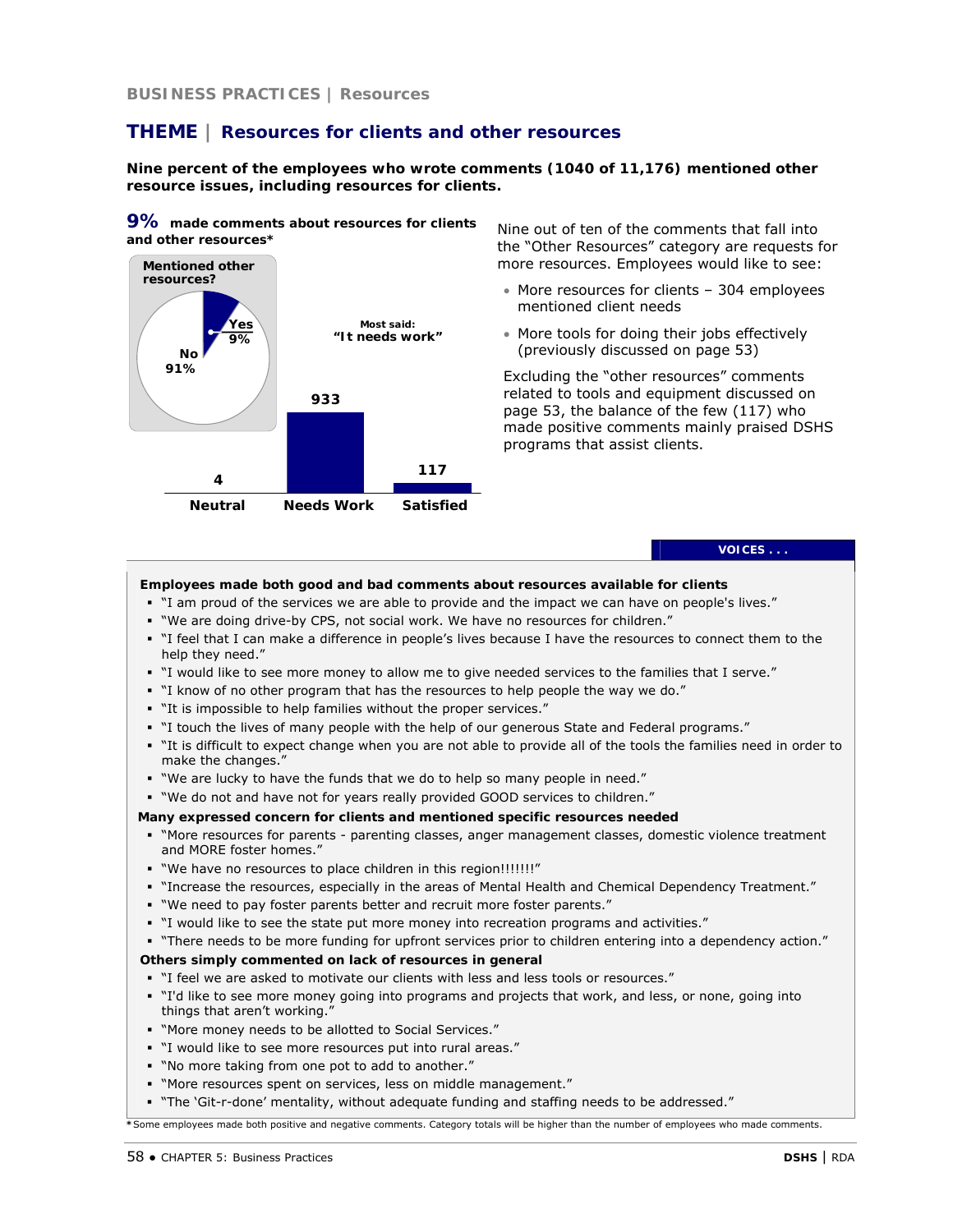BUSINESS PRACTICES | Resources

## THEME | Resources for clients and other resources

**Nine percent of the employees who wrote comments (1040 of 11,176) mentioned other resource issues, including resources for clients.**

**9%** **made comments about resources for clients and other resources***

Mentioned other resources?

- Yes 9%
- No 91%

Most said: **"It needs work"**

| Neutral | Needs Work | Satisfied |
|---|---|---|
| 4 | 933 | 117 |

Nine out of ten of the comments that fall into the "Other Resources" category are requests for more resources. Employees would like to see:

- More resources for clients – 304 employees mentioned client needs
- More tools for doing their jobs effectively (previously discussed on page 53)

Excluding the "other resources" comments related to tools and equipment discussed on page 53, the balance of the few (117) who made positive comments mainly praised DSHS programs that assist clients.

**VOICES . . .**

**Employees made both good and bad comments about resources available for clients**

- "I am proud of the services we are able to provide and the impact we can have on people's lives."
- "We are doing drive-by CPS, not social work. We have no resources for children."
- "I feel that I can make a difference in people's lives because I have the resources to connect them to the help they need."
- "I would like to see more money to allow me to give needed services to the families that I serve."
- "I know of no other program that has the resources to help people the way we do."
- "It is impossible to help families without the proper services."
- "I touch the lives of many people with the help of our generous State and Federal programs."
- "It is difficult to expect change when you are not able to provide all of the tools the families need in order to make the changes."
- "We are lucky to have the funds that we do to help so many people in need."
- "We do not and have not for years really provided GOOD services to children."

**Many expressed concern for clients and mentioned specific resources needed**

- "More resources for parents - parenting classes, anger management classes, domestic violence treatment and MORE foster homes."
- "We have no resources to place children in this region!!!!!!!"
- "Increase the resources, especially in the areas of Mental Health and Chemical Dependency Treatment."
- "We need to pay foster parents better and recruit more foster parents."
- "I would like to see the state put more money into recreation programs and activities."
- "There needs to be more funding for upfront services prior to children entering into a dependency action."

**Others simply commented on lack of resources in general**

- "I feel we are asked to motivate our clients with less and less tools or resources."
- "I'd like to see more money going into programs and projects that work, and less, or none, going into things that aren't working."
- "More money needs to be allotted to Social Services."
- "I would like to see more resources put into rural areas."
- "No more taking from one pot to add to another."
- "More resources spent on services, less on middle management."
- "The 'Git-r-done' mentality, without adequate funding and staffing needs to be addressed."

*Some employees made both positive and negative comments. Category totals will be higher than the number of employees who made comments.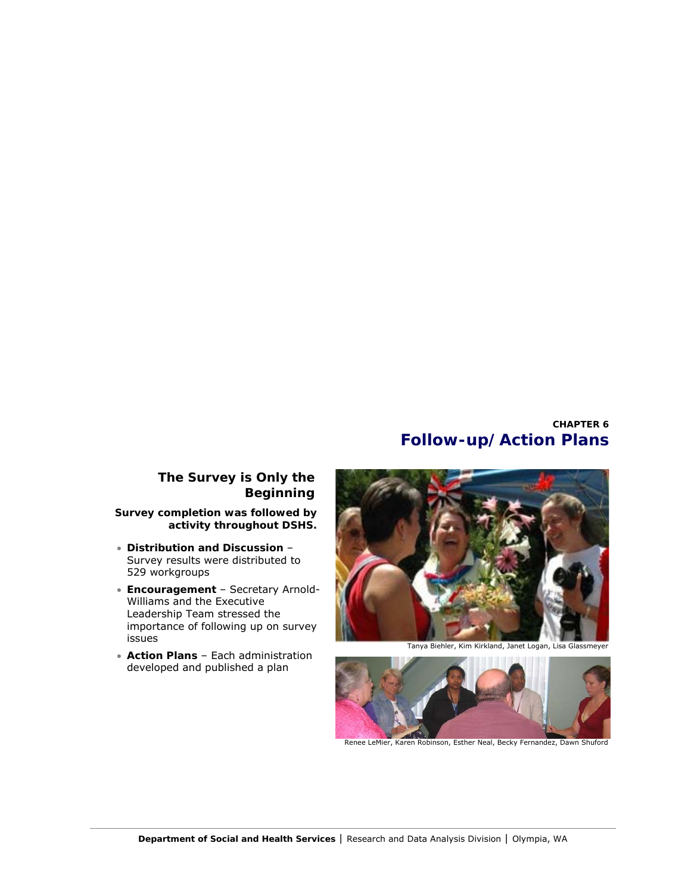CHAPTER 6

# Follow-up/Action Plans

## The Survey is Only the Beginning

**Survey completion was followed by activity throughout DSHS.**

- **Distribution and Discussion** – Survey results were distributed to 529 workgroups
- **Encouragement** – Secretary Arnold-Williams and the Executive Leadership Team stressed the importance of following up on survey issues
- **Action Plans** – Each administration developed and published a plan

Tanya Biehler, Kim Kirkland, Janet Logan, Lisa Glassmeyer

Renee LeMier, Karen Robinson, Esther Neal, Becky Fernandez, Dawn Shuford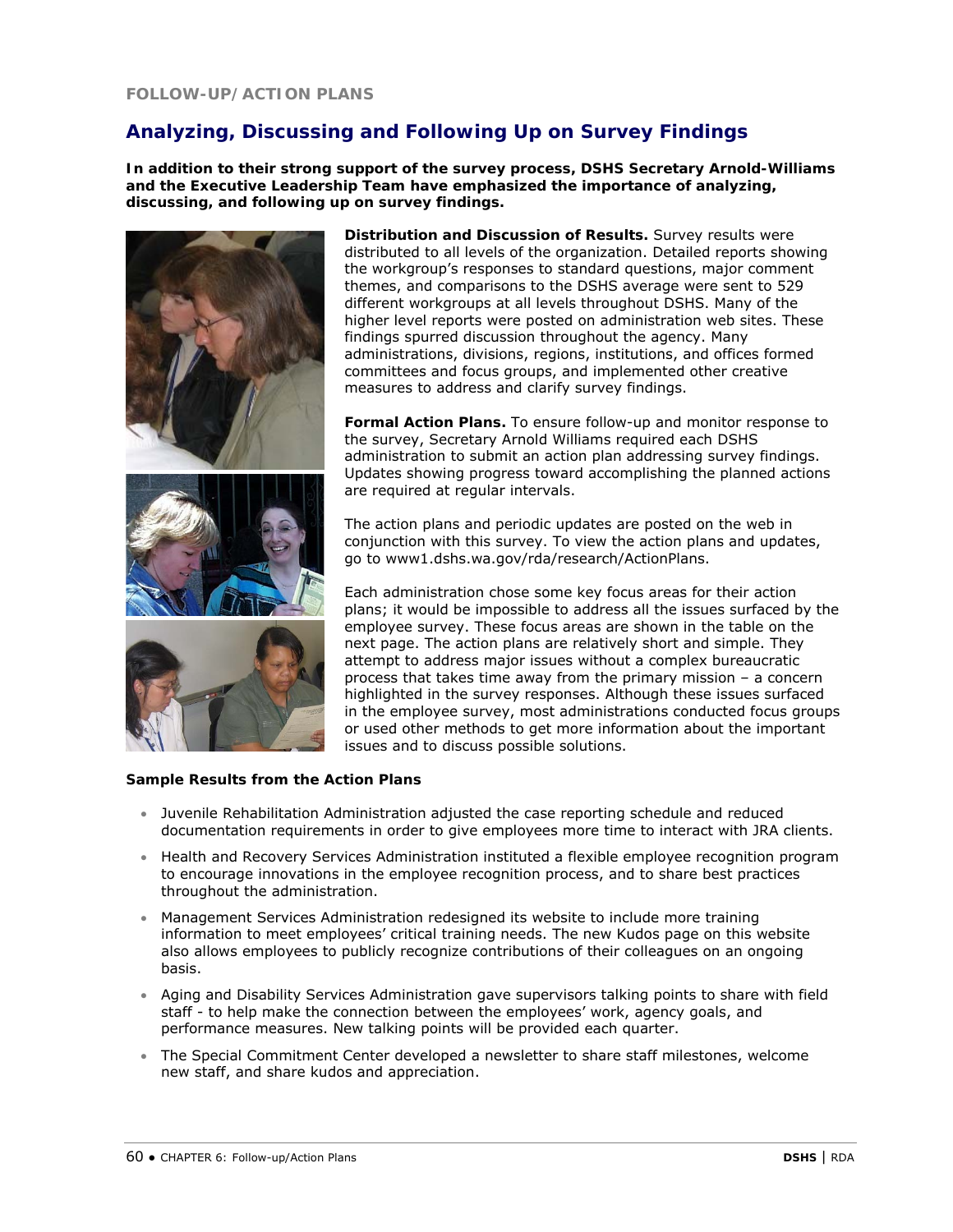FOLLOW-UP/ACTION PLANS

## Analyzing, Discussing and Following Up on Survey Findings

**In addition to their strong support of the survey process, DSHS Secretary Arnold-Williams and the Executive Leadership Team have emphasized the importance of analyzing, discussing, and following up on survey findings.**

**Distribution and Discussion of Results.** Survey results were distributed to all levels of the organization. Detailed reports showing the workgroup's responses to standard questions, major comment themes, and comparisons to the DSHS average were sent to 529 different workgroups at all levels throughout DSHS. Many of the higher level reports were posted on administration web sites. These findings spurred discussion throughout the agency. Many administrations, divisions, regions, institutions, and offices formed committees and focus groups, and implemented other creative measures to address and clarify survey findings.

**Formal Action Plans.** To ensure follow-up and monitor response to the survey, Secretary Arnold Williams required each DSHS administration to submit an action plan addressing survey findings. Updates showing progress toward accomplishing the planned actions are required at regular intervals.

The action plans and periodic updates are posted on the web in conjunction with this survey. To view the action plans and updates, go to www1.dshs.wa.gov/rda/research/ActionPlans.

Each administration chose some key focus areas for their action plans; it would be impossible to address all the issues surfaced by the employee survey. These focus areas are shown in the table on the next page. The action plans are relatively short and simple. They attempt to address major issues without a complex bureaucratic process that takes time away from the primary mission – a concern highlighted in the survey responses. Although these issues surfaced in the employee survey, most administrations conducted focus groups or used other methods to get more information about the important issues and to discuss possible solutions.

**Sample Results from the Action Plans**

- Juvenile Rehabilitation Administration adjusted the case reporting schedule and reduced documentation requirements in order to give employees more time to interact with JRA clients.
- Health and Recovery Services Administration instituted a flexible employee recognition program to encourage innovations in the employee recognition process, and to share best practices throughout the administration.
- Management Services Administration redesigned its website to include more training information to meet employees' critical training needs. The new Kudos page on this website also allows employees to publicly recognize contributions of their colleagues on an ongoing basis.
- Aging and Disability Services Administration gave supervisors talking points to share with field staff - to help make the connection between the employees' work, agency goals, and performance measures. New talking points will be provided each quarter.
- The Special Commitment Center developed a newsletter to share staff milestones, welcome new staff, and share kudos and appreciation.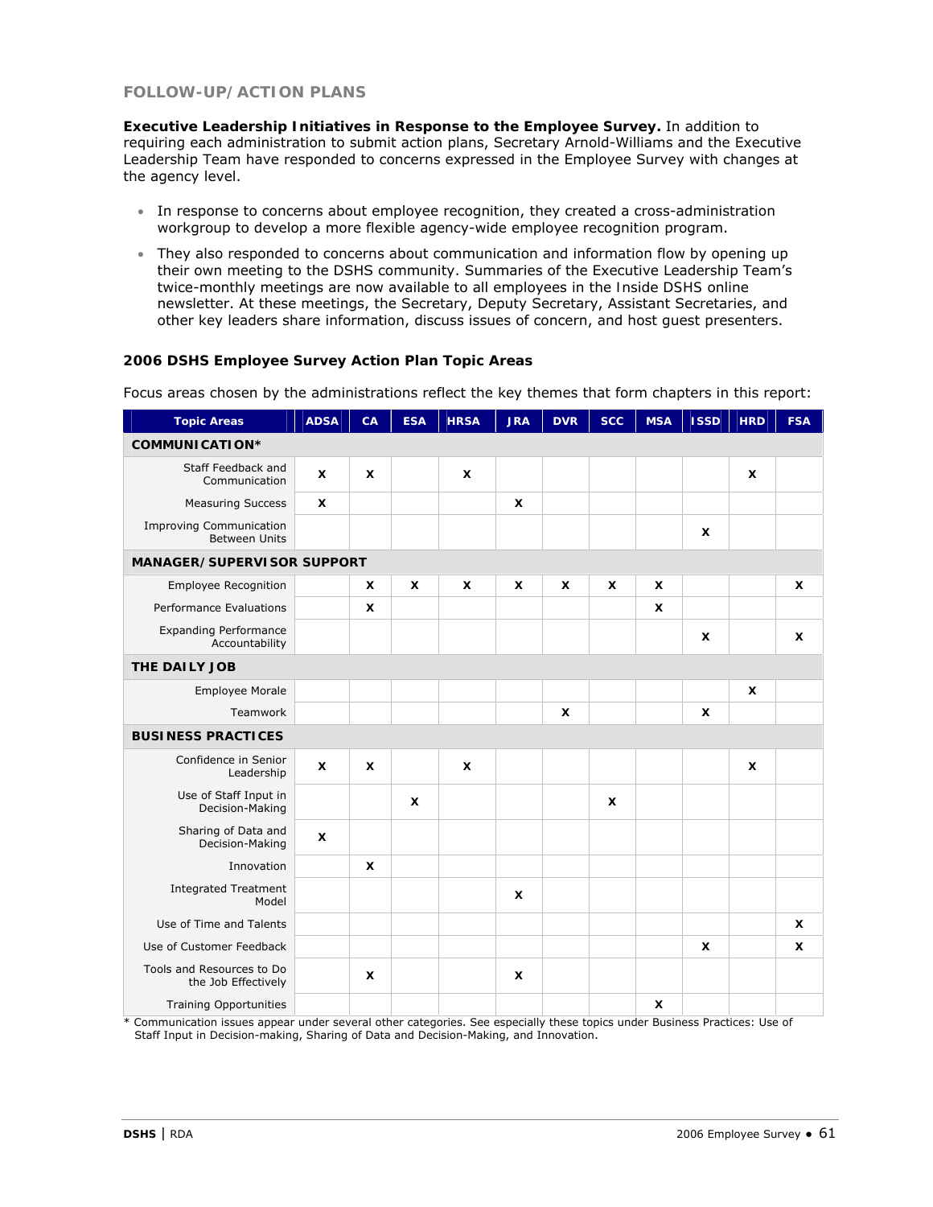## FOLLOW-UP/ACTION PLANS

**Executive Leadership Initiatives in Response to the Employee Survey.** In addition to requiring each administration to submit action plans, Secretary Arnold-Williams and the Executive Leadership Team have responded to concerns expressed in the Employee Survey with changes at the agency level.

- In response to concerns about employee recognition, they created a cross-administration workgroup to develop a more flexible agency-wide employee recognition program.
- They also responded to concerns about communication and information flow by opening up their own meeting to the DSHS community. Summaries of the Executive Leadership Team's twice-monthly meetings are now available to all employees in the Inside DSHS online newsletter. At these meetings, the Secretary, Deputy Secretary, Assistant Secretaries, and other key leaders share information, discuss issues of concern, and host guest presenters.

### 2006 DSHS Employee Survey Action Plan Topic Areas

Focus areas chosen by the administrations reflect the key themes that form chapters in this report:

| Topic Areas | ADSA | CA | ESA | HRSA | JRA | DVR | SCC | MSA | ISSD | HRD | FSA |
|---|---|---|---|---|---|---|---|---|---|---|---|
| **COMMUNICATION*** | | | | | | | | | | | |
| Staff Feedback and Communication | X | X | | X | | | | | | X | |
| Measuring Success | X | | | | X | | | | | | |
| Improving Communication Between Units | | | | | | | | | X | | |
| **MANAGER/SUPERVISOR SUPPORT** | | | | | | | | | | | |
| Employee Recognition | | X | X | X | X | X | X | X | | | X |
| Performance Evaluations | | X | | | | | | X | | | |
| Expanding Performance Accountability | | | | | | | | | X | | X |
| **THE DAILY JOB** | | | | | | | | | | | |
| Employee Morale | | | | | | | | | | X | |
| Teamwork | | | | | | X | | | X | | |
| **BUSINESS PRACTICES** | | | | | | | | | | | |
| Confidence in Senior Leadership | X | X | | X | | | | | | X | |
| Use of Staff Input in Decision-Making | | | X | | | | X | | | | |
| Sharing of Data and Decision-Making | X | | | | | | | | | | |
| Innovation | | X | | | | | | | | | |
| Integrated Treatment Model | | | | | X | | | | | | |
| Use of Time and Talents | | | | | | | | | | | X |
| Use of Customer Feedback | | | | | | | | | X | | X |
| Tools and Resources to Do the Job Effectively | | X | | | X | | | | | | |
| Training Opportunities | | | | | | | | X | | | |

\* Communication issues appear under several other categories. See especially these topics under Business Practices: Use of Staff Input in Decision-making, Sharing of Data and Decision-Making, and Innovation.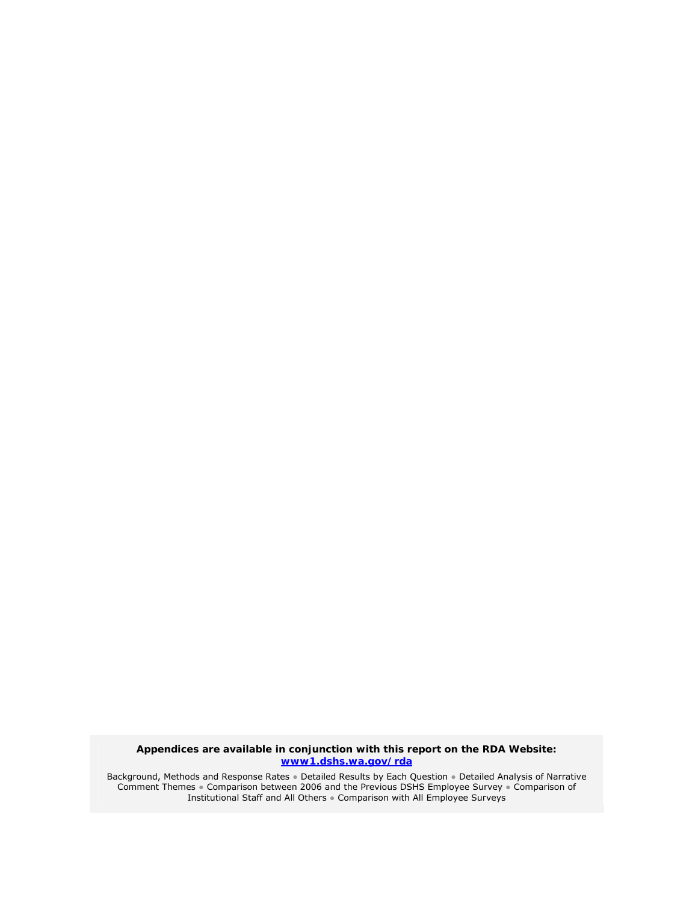**Appendices are available in conjunction with this report on the RDA Website:**
**[www1.dshs.wa.gov/rda](www1.dshs.wa.gov/rda)**

Background, Methods and Response Rates ● Detailed Results by Each Question ● Detailed Analysis of Narrative Comment Themes ● Comparison between 2006 and the Previous DSHS Employee Survey ● Comparison of Institutional Staff and All Others ● Comparison with All Employee Surveys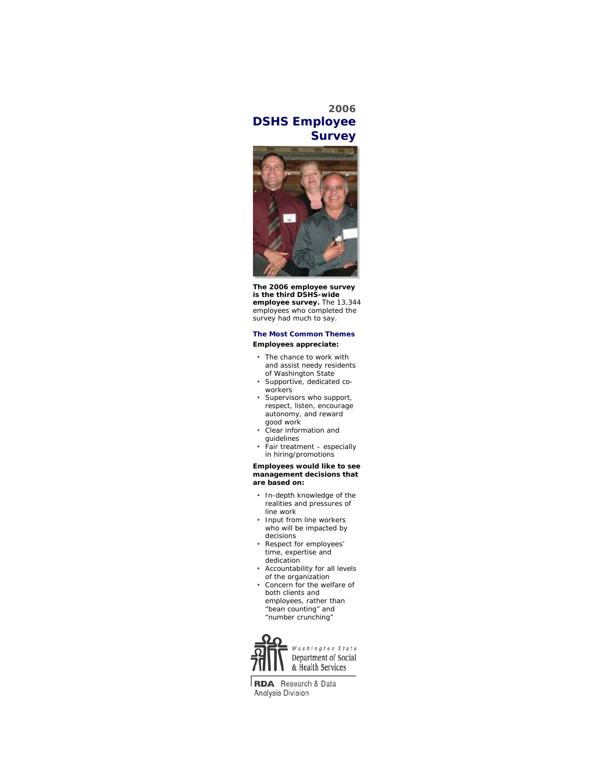# 2006 DSHS Employee Survey

**The 2006 employee survey is the third DSHS-wide employee survey.** The 13,344 employees who completed the survey had much to say.

### The Most Common Themes

**Employees appreciate:**

- The chance to work with and assist needy residents of Washington State
- Supportive, dedicated co-workers
- Supervisors who support, respect, listen, encourage autonomy, and reward good work
- Clear information and guidelines
- Fair treatment – especially in hiring/promotions

**Employees would like to see management decisions that are based on:**

- In-depth knowledge of the realities and pressures of line work
- Input from line workers who will be impacted by decisions
- Respect for employees' time, expertise and dedication
- Accountability for all levels of the organization
- Concern for the welfare of both clients and employees, rather than "bean counting" and "number crunching"

Washington State Department of Social & Health Services

**RDA** Research & Data Analysis Division